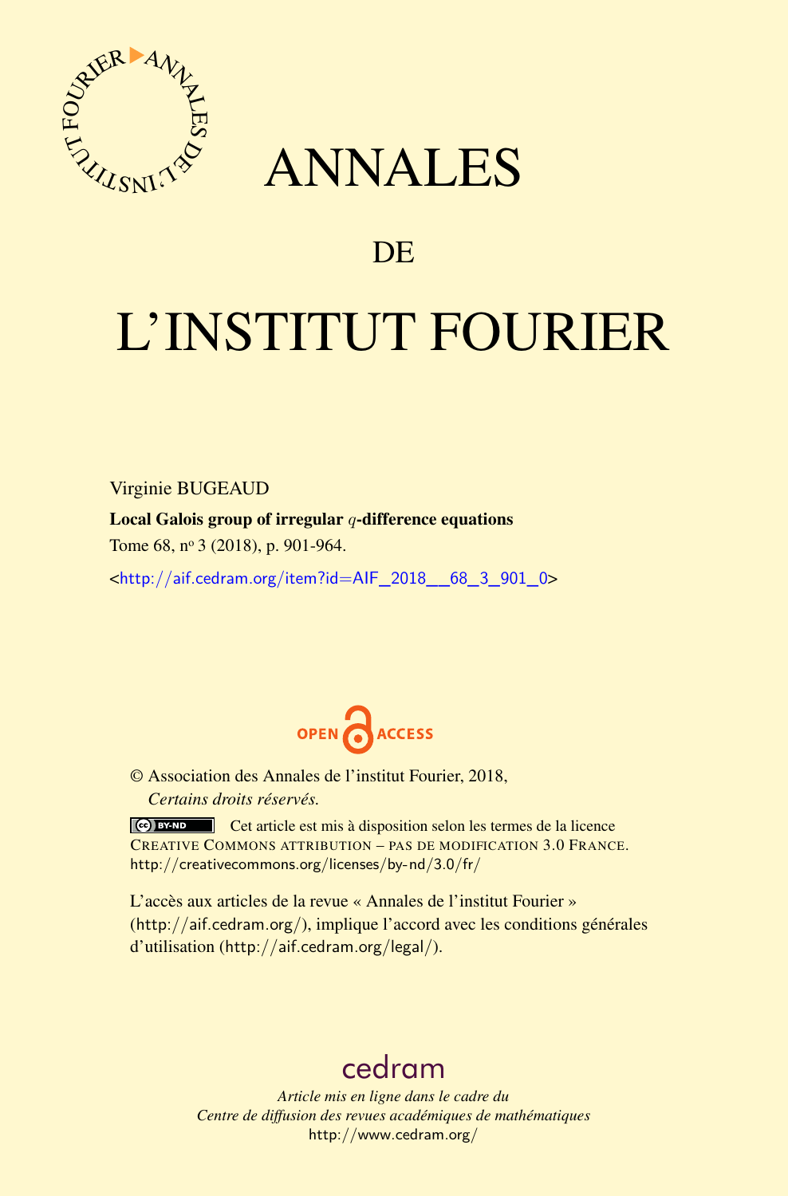# ANNALES

# DE

# L'INSTITUT FOURIER

Virginie BUGEAUD

**Local Galois group of irregular $q$-difference equations**

Tome 68, nº 3 (2018), p. 901-964.

<http://aif.cedram.org/item?id=AIF_2018__68_3_901_0>

OPEN ACCESS

© Association des Annales de l'institut Fourier, 2018,
*Certains droits réservés.*

Cet article est mis à disposition selon les termes de la licence
CREATIVE COMMONS ATTRIBUTION – PAS DE MODIFICATION 3.0 FRANCE.
http://creativecommons.org/licenses/by-nd/3.0/fr/

L'accès aux articles de la revue « Annales de l'institut Fourier » (http://aif.cedram.org/), implique l'accord avec les conditions générales d'utilisation (http://aif.cedram.org/legal/).

cedram

*Article mis en ligne dans le cadre du*
*Centre de diffusion des revues académiques de mathématiques*
http://www.cedram.org/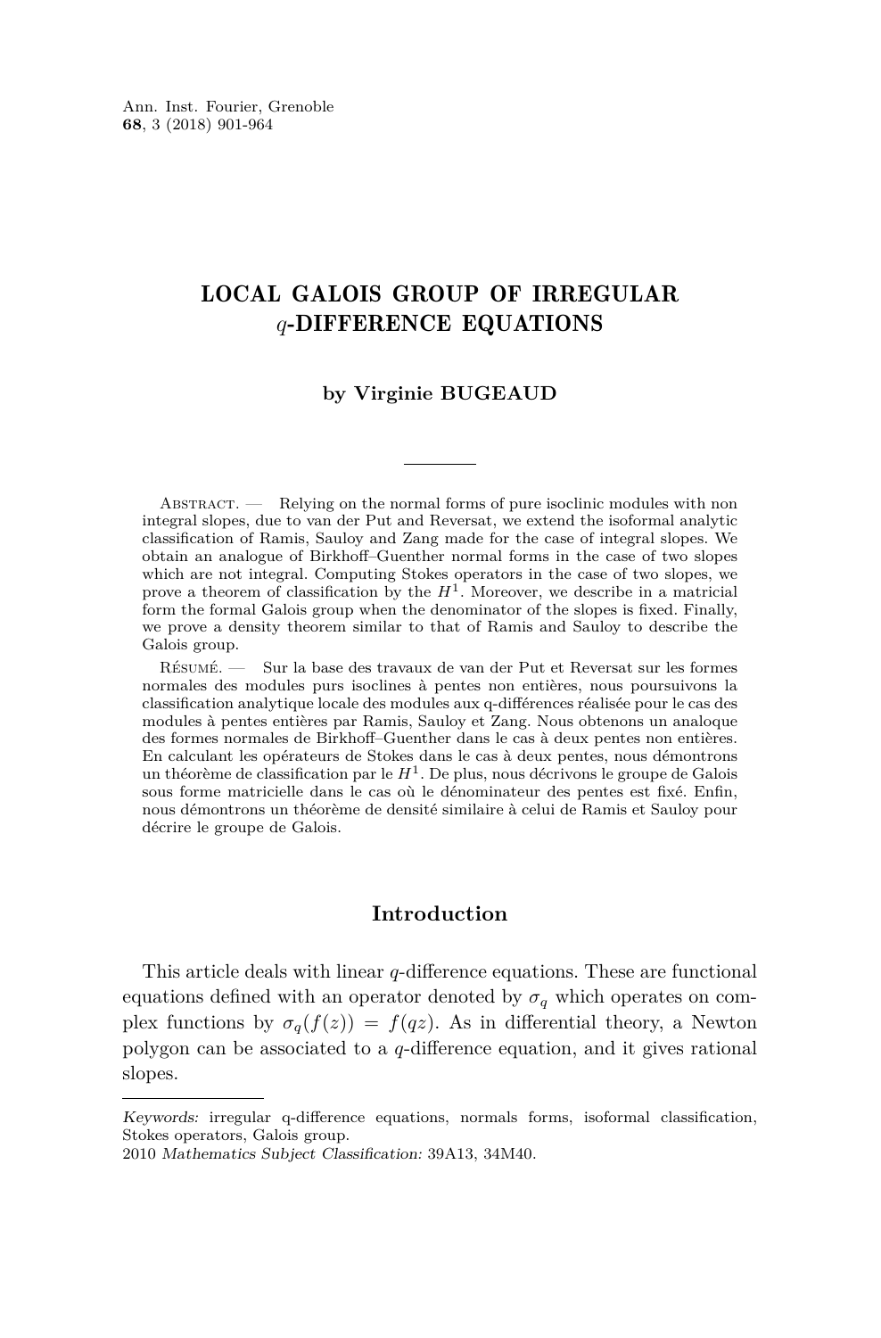Ann. Inst. Fourier, Grenoble
**68**, 3 (2018) 901-964

# LOCAL GALOIS GROUP OF IRREGULAR $q$-DIFFERENCE EQUATIONS

**by Virginie BUGEAUD**

---

Abstract. — Relying on the normal forms of pure isoclinic modules with non integral slopes, due to van der Put and Reversat, we extend the isoformal analytic classification of Ramis, Sauloy and Zang made for the case of integral slopes. We obtain an analogue of Birkhoff–Guenther normal forms in the case of two slopes which are not integral. Computing Stokes operators in the case of two slopes, we prove a theorem of classification by the $H^1$. Moreover, we describe in a matricial form the formal Galois group when the denominator of the slopes is fixed. Finally, we prove a density theorem similar to that of Ramis and Sauloy to describe the Galois group.

Résumé. — Sur la base des travaux de van der Put et Reversat sur les formes normales des modules purs isoclines à pentes non entières, nous poursuivons la classification analytique locale des modules aux q-différences réalisée pour le cas des modules à pentes entières par Ramis, Sauloy et Zang. Nous obtenons un analoque des formes normales de Birkhoff–Guenther dans le cas à deux pentes non entières. En calculant les opérateurs de Stokes dans le cas à deux pentes, nous démontrons un théorème de classification par le $H^1$. De plus, nous décrivons le groupe de Galois sous forme matricielle dans le cas où le dénominateur des pentes est fixé. Enfin, nous démontrons un théorème de densité similaire à celui de Ramis et Sauloy pour décrire le groupe de Galois.

## Introduction

This article deals with linear $q$-difference equations. These are functional equations defined with an operator denoted by $\sigma_q$ which operates on complex functions by $\sigma_q(f(z)) = f(qz)$. As in differential theory, a Newton polygon can be associated to a $q$-difference equation, and it gives rational slopes.

---

*Keywords:* irregular q-difference equations, normals forms, isoformal classification, Stokes operators, Galois group.
2010 *Mathematics Subject Classification:* 39A13, 34M40.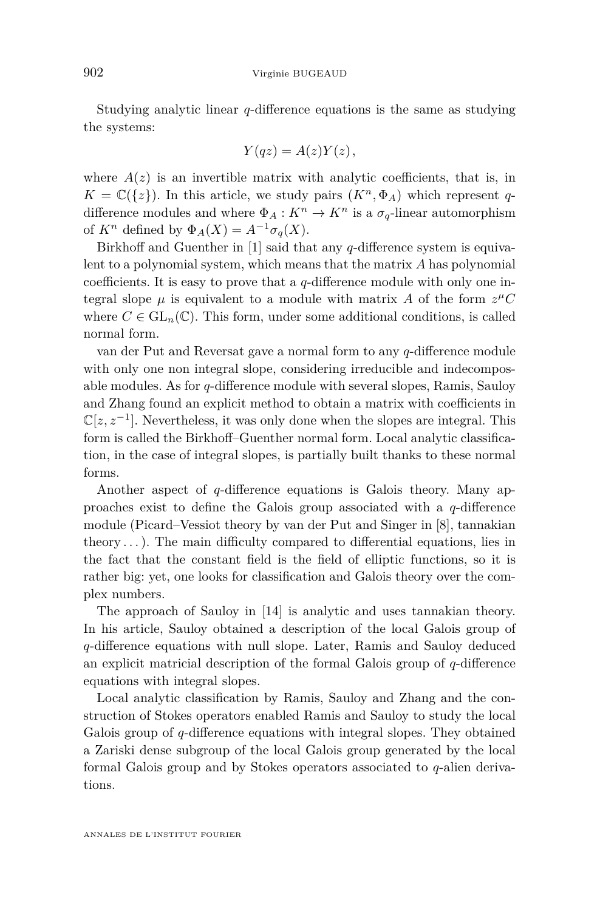Studying analytic linear $q$-difference equations is the same as studying the systems:

$$Y(qz) = A(z)Y(z),$$

where $A(z)$ is an invertible matrix with analytic coefficients, that is, in $K = \mathbb{C}(\{z\})$. In this article, we study pairs $(K^n, \Phi_A)$ which represent $q$-difference modules and where $\Phi_A : K^n \to K^n$ is a $\sigma_q$-linear automorphism of $K^n$ defined by $\Phi_A(X) = A^{-1}\sigma_q(X)$.

Birkhoff and Guenther in [1] said that any $q$-difference system is equivalent to a polynomial system, which means that the matrix $A$ has polynomial coefficients. It is easy to prove that a $q$-difference module with only one integral slope $\mu$ is equivalent to a module with matrix $A$ of the form $z^\mu C$ where $C \in \mathrm{GL}_n(\mathbb{C})$. This form, under some additional conditions, is called normal form.

van der Put and Reversat gave a normal form to any $q$-difference module with only one non integral slope, considering irreducible and indecomposable modules. As for $q$-difference module with several slopes, Ramis, Sauloy and Zhang found an explicit method to obtain a matrix with coefficients in $\mathbb{C}[z, z^{-1}]$. Nevertheless, it was only done when the slopes are integral. This form is called the Birkhoff–Guenther normal form. Local analytic classification, in the case of integral slopes, is partially built thanks to these normal forms.

Another aspect of $q$-difference equations is Galois theory. Many approaches exist to define the Galois group associated with a $q$-difference module (Picard–Vessiot theory by van der Put and Singer in [8], tannakian theory . . . ). The main difficulty compared to differential equations, lies in the fact that the constant field is the field of elliptic functions, so it is rather big: yet, one looks for classification and Galois theory over the complex numbers.

The approach of Sauloy in [14] is analytic and uses tannakian theory. In his article, Sauloy obtained a description of the local Galois group of $q$-difference equations with null slope. Later, Ramis and Sauloy deduced an explicit matricial description of the formal Galois group of $q$-difference equations with integral slopes.

Local analytic classification by Ramis, Sauloy and Zhang and the construction of Stokes operators enabled Ramis and Sauloy to study the local Galois group of $q$-difference equations with integral slopes. They obtained a Zariski dense subgroup of the local Galois group generated by the local formal Galois group and by Stokes operators associated to $q$-alien derivations.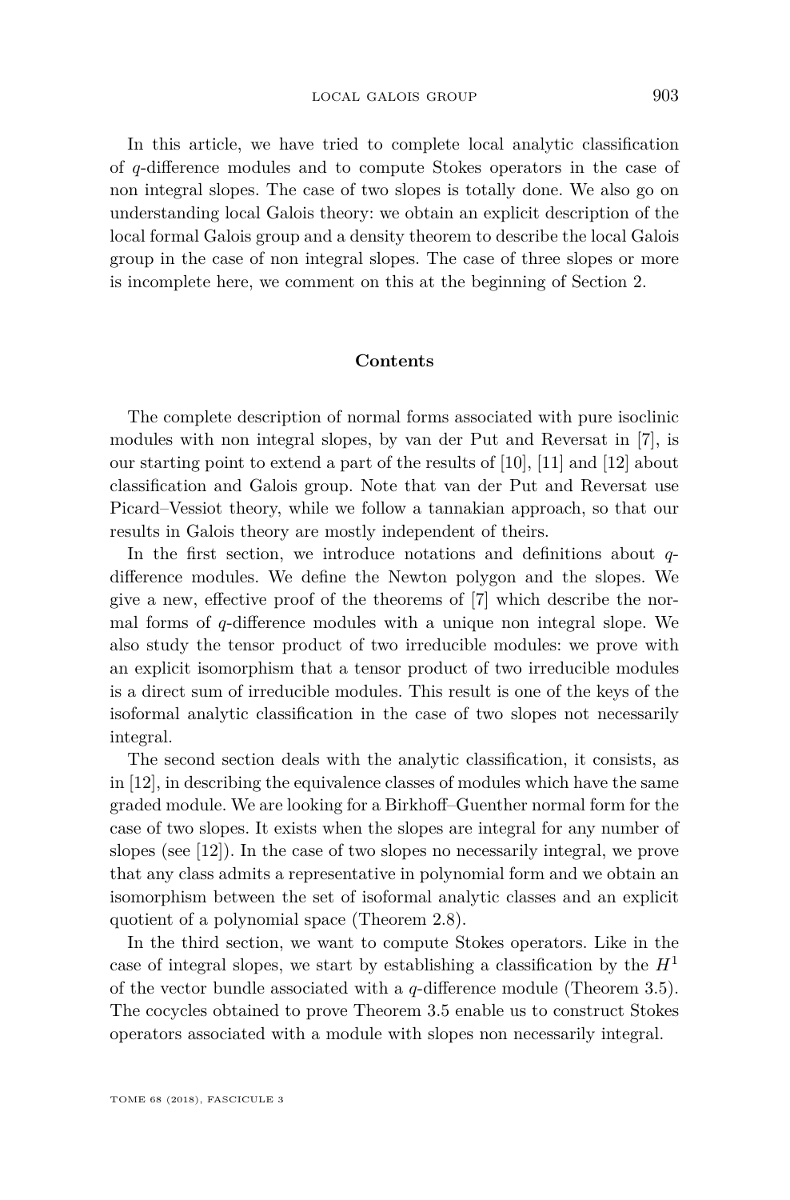In this article, we have tried to complete local analytic classification of $q$-difference modules and to compute Stokes operators in the case of non integral slopes. The case of two slopes is totally done. We also go on understanding local Galois theory: we obtain an explicit description of the local formal Galois group and a density theorem to describe the local Galois group in the case of non integral slopes. The case of three slopes or more is incomplete here, we comment on this at the beginning of Section 2.

## Contents

The complete description of normal forms associated with pure isoclinic modules with non integral slopes, by van der Put and Reversat in [7], is our starting point to extend a part of the results of [10], [11] and [12] about classification and Galois group. Note that van der Put and Reversat use Picard–Vessiot theory, while we follow a tannakian approach, so that our results in Galois theory are mostly independent of theirs.

In the first section, we introduce notations and definitions about $q$-difference modules. We define the Newton polygon and the slopes. We give a new, effective proof of the theorems of [7] which describe the normal forms of $q$-difference modules with a unique non integral slope. We also study the tensor product of two irreducible modules: we prove with an explicit isomorphism that a tensor product of two irreducible modules is a direct sum of irreducible modules. This result is one of the keys of the isoformal analytic classification in the case of two slopes not necessarily integral.

The second section deals with the analytic classification, it consists, as in [12], in describing the equivalence classes of modules which have the same graded module. We are looking for a Birkhoff–Guenther normal form for the case of two slopes. It exists when the slopes are integral for any number of slopes (see [12]). In the case of two slopes no necessarily integral, we prove that any class admits a representative in polynomial form and we obtain an isomorphism between the set of isoformal analytic classes and an explicit quotient of a polynomial space (Theorem 2.8).

In the third section, we want to compute Stokes operators. Like in the case of integral slopes, we start by establishing a classification by the $H^1$ of the vector bundle associated with a $q$-difference module (Theorem 3.5). The cocycles obtained to prove Theorem 3.5 enable us to construct Stokes operators associated with a module with slopes non necessarily integral.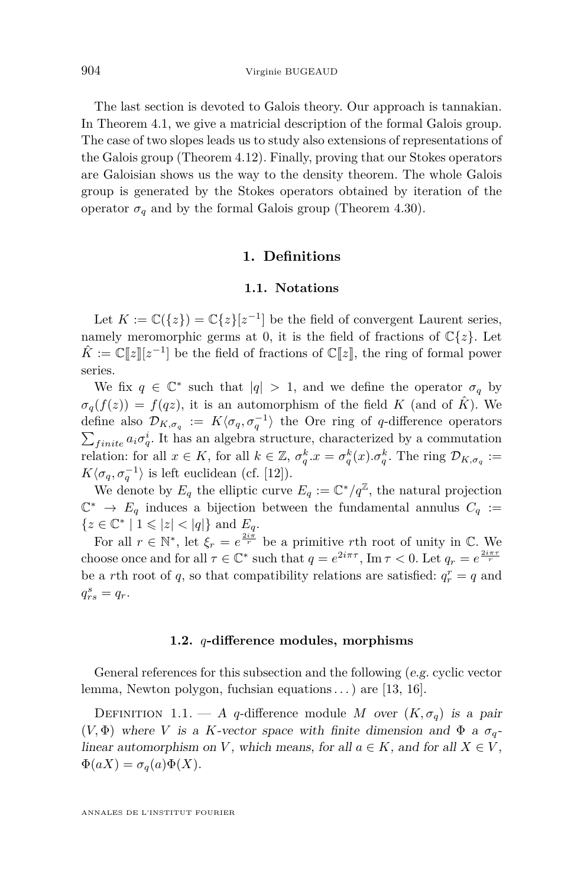The last section is devoted to Galois theory. Our approach is tannakian. In Theorem 4.1, we give a matricial description of the formal Galois group. The case of two slopes leads us to study also extensions of representations of the Galois group (Theorem 4.12). Finally, proving that our Stokes operators are Galoisian shows us the way to the density theorem. The whole Galois group is generated by the Stokes operators obtained by iteration of the operator $\sigma_q$ and by the formal Galois group (Theorem 4.30).

## 1. Definitions

### 1.1. Notations

Let $K := \mathbb{C}(\{z\}) = \mathbb{C}\{z\}[z^{-1}]$ be the field of convergent Laurent series, namely meromorphic germs at 0, it is the field of fractions of $\mathbb{C}\{z\}$. Let $\hat{K} := \mathbb{C}[\![z]\!][z^{-1}]$ be the field of fractions of $\mathbb{C}[\![z]\!]$, the ring of formal power series.

We fix $q \in \mathbb{C}^*$ such that $|q| > 1$, and we define the operator $\sigma_q$ by $\sigma_q(f(z)) = f(qz)$, it is an automorphism of the field $K$ (and of $\hat{K}$). We define also $\mathcal{D}_{K,\sigma_q} := K\langle\sigma_q, \sigma_q^{-1}\rangle$ the Ore ring of $q$-difference operators $\sum_{finite} a_i \sigma_q^i$. It has an algebra structure, characterized by a commutation relation: for all $x \in K$, for all $k \in \mathbb{Z}$, $\sigma_q^k.x = \sigma_q^k(x).\sigma_q^k$. The ring $\mathcal{D}_{K,\sigma_q} := K\langle\sigma_q, \sigma_q^{-1}\rangle$ is left euclidean (cf. [12]).

We denote by $E_q$ the elliptic curve $E_q := \mathbb{C}^*/q^{\mathbb{Z}}$, the natural projection $\mathbb{C}^* \to E_q$ induces a bijection between the fundamental annulus $C_q := \{z \in \mathbb{C}^* \mid 1 \leqslant |z| < |q|\}$ and $E_q$.

For all $r \in \mathbb{N}^*$, let $\xi_r = e^{\frac{2i\pi}{r}}$ be a primitive $r$th root of unity in $\mathbb{C}$. We choose once and for all $\tau \in \mathbb{C}^*$ such that $q = e^{2i\pi\tau}$, $\operatorname{Im}\tau < 0$. Let $q_r = e^{\frac{2i\pi\tau}{r}}$ be a $r$th root of $q$, so that compatibility relations are satisfied: $q_r^r = q$ and $q_{rs}^s = q_r$.

### 1.2. $q$-difference modules, morphisms

General references for this subsection and the following (*e.g.* cyclic vector lemma, Newton polygon, fuchsian equations ...) are [13, 16].

Definition 1.1. — *A $q$-difference module $M$ over $(K, \sigma_q)$ is a pair $(V, \Phi)$ where $V$ is a $K$-vector space with finite dimension and $\Phi$ a $\sigma_q$-linear automorphism on $V$, which means, for all $a \in K$, and for all $X \in V$, $\Phi(aX) = \sigma_q(a)\Phi(X)$.*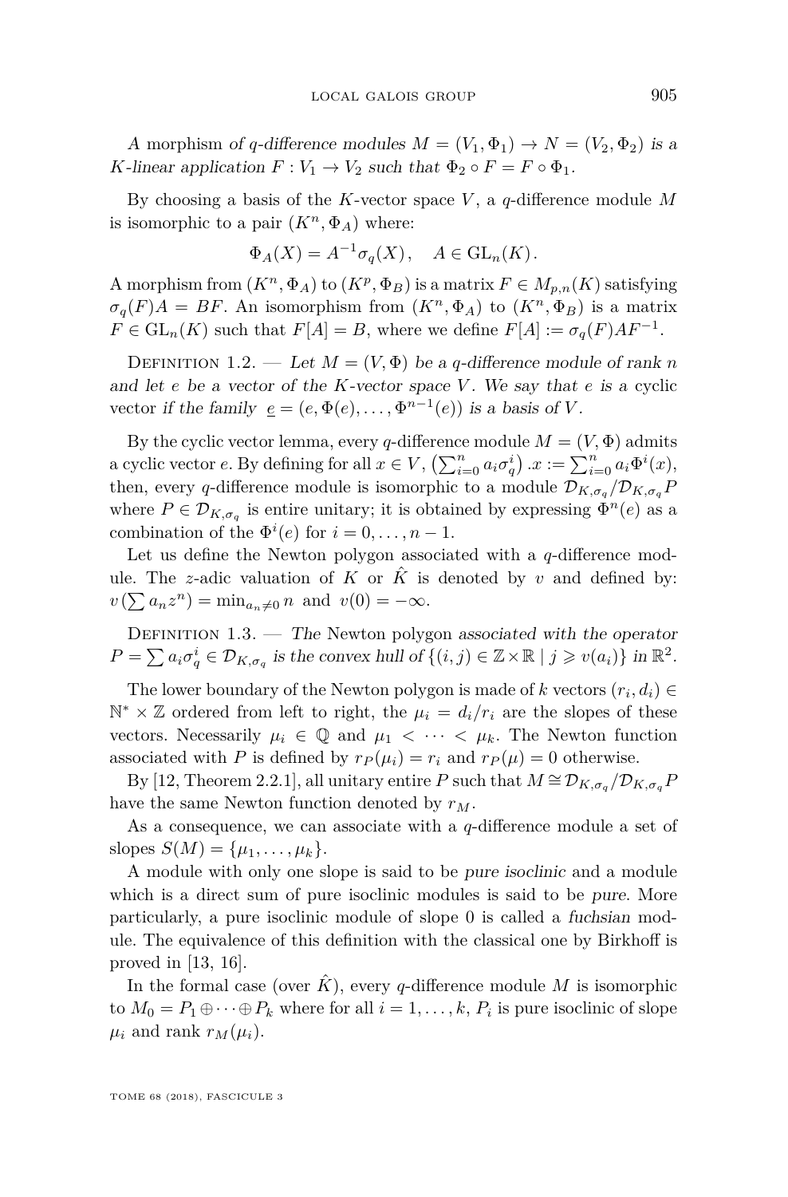*A* morphism *of q-difference modules* $M = (V_1, \Phi_1) \to N = (V_2, \Phi_2)$ *is a K-linear application* $F : V_1 \to V_2$ *such that* $\Phi_2 \circ F = F \circ \Phi_1$.

By choosing a basis of the $K$-vector space $V$, a $q$-difference module $M$ is isomorphic to a pair $(K^n, \Phi_A)$ where:

$$\Phi_A(X) = A^{-1}\sigma_q(X), \quad A \in \mathrm{GL}_n(K).$$

A morphism from $(K^n, \Phi_A)$ to $(K^p, \Phi_B)$ is a matrix $F \in M_{p,n}(K)$ satisfying $\sigma_q(F)A = BF$. An isomorphism from $(K^n, \Phi_A)$ to $(K^n, \Phi_B)$ is a matrix $F \in \mathrm{GL}_n(K)$ such that $F[A] = B$, where we define $F[A] := \sigma_q(F)AF^{-1}$.

Definition 1.2. — *Let* $M = (V, \Phi)$ *be a q-difference module of rank n and let e be a vector of the K-vector space V. We say that e is a* cyclic vector *if the family* $\underline{e} = (e, \Phi(e), \ldots, \Phi^{n-1}(e))$ *is a basis of V.*

By the cyclic vector lemma, every $q$-difference module $M = (V, \Phi)$ admits a cyclic vector $e$. By defining for all $x \in V$, $\left(\sum_{i=0}^n a_i\sigma_q^i\right).x := \sum_{i=0}^n a_i\Phi^i(x)$, then, every $q$-difference module is isomorphic to a module $\mathcal{D}_{K,\sigma_q}/\mathcal{D}_{K,\sigma_q}P$ where $P \in \mathcal{D}_{K,\sigma_q}$ is entire unitary; it is obtained by expressing $\Phi^n(e)$ as a combination of the $\Phi^i(e)$ for $i = 0, \ldots, n-1$.

Let us define the Newton polygon associated with a $q$-difference module. The $z$-adic valuation of $K$ or $\hat{K}$ is denoted by $v$ and defined by: $v\left(\sum a_n z^n\right) = \min_{a_n \neq 0} n$ and $v(0) = -\infty$.

Definition 1.3. — *The* Newton polygon *associated with the operator* $P = \sum a_i\sigma_q^i \in \mathcal{D}_{K,\sigma_q}$ *is the convex hull of* $\{(i,j) \in \mathbb{Z}\times\mathbb{R} \mid j \geqslant v(a_i)\}$ *in* $\mathbb{R}^2$.

The lower boundary of the Newton polygon is made of $k$ vectors $(r_i, d_i) \in \mathbb{N}^* \times \mathbb{Z}$ ordered from left to right, the $\mu_i = d_i/r_i$ are the slopes of these vectors. Necessarily $\mu_i \in \mathbb{Q}$ and $\mu_1 < \cdots < \mu_k$. The Newton function associated with $P$ is defined by $r_P(\mu_i) = r_i$ and $r_P(\mu) = 0$ otherwise.

By [12, Theorem 2.2.1], all unitary entire $P$ such that $M \cong \mathcal{D}_{K,\sigma_q}/\mathcal{D}_{K,\sigma_q}P$ have the same Newton function denoted by $r_M$.

As a consequence, we can associate with a $q$-difference module a set of slopes $S(M) = \{\mu_1, \ldots, \mu_k\}$.

A module with only one slope is said to be *pure isoclinic* and a module which is a direct sum of pure isoclinic modules is said to be *pure*. More particularly, a pure isoclinic module of slope 0 is called a *fuchsian* module. The equivalence of this definition with the classical one by Birkhoff is proved in [13, 16].

In the formal case (over $\hat{K}$), every $q$-difference module $M$ is isomorphic to $M_0 = P_1 \oplus \cdots \oplus P_k$ where for all $i = 1, \ldots, k$, $P_i$ is pure isoclinic of slope $\mu_i$ and rank $r_M(\mu_i)$.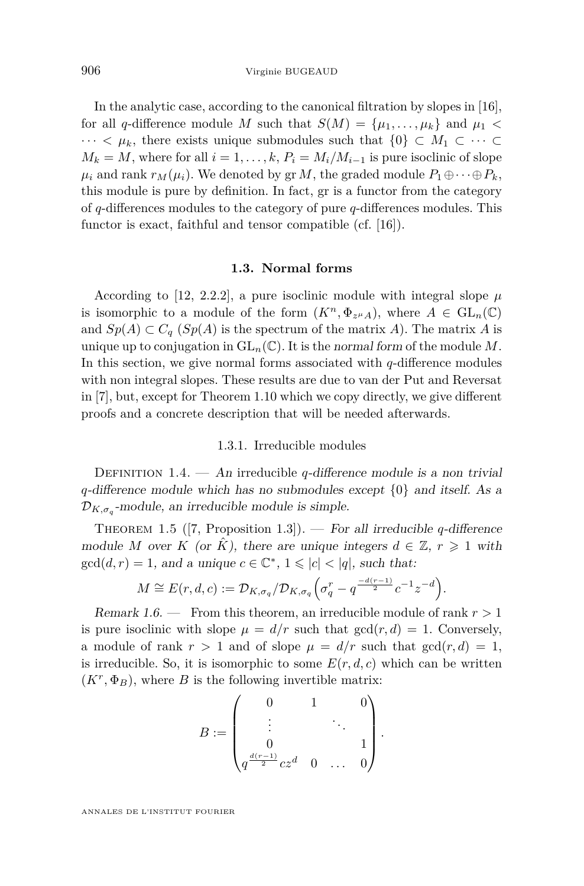In the analytic case, according to the canonical filtration by slopes in [16], for all $q$-difference module $M$ such that $S(M) = \{\mu_1, \dots, \mu_k\}$ and $\mu_1 < \dots < \mu_k$, there exists unique submodules such that $\{0\} \subset M_1 \subset \dots \subset M_k = M$, where for all $i = 1, \dots, k$, $P_i = M_i/M_{i-1}$ is pure isoclinic of slope $\mu_i$ and rank $r_M(\mu_i)$. We denoted by $\operatorname{gr} M$, the graded module $P_1 \oplus \dots \oplus P_k$, this module is pure by definition. In fact, gr is a functor from the category of $q$-differences modules to the category of pure $q$-differences modules. This functor is exact, faithful and tensor compatible (cf. [16]).

## 1.3. Normal forms

According to [12, 2.2.2], a pure isoclinic module with integral slope $\mu$ is isomorphic to a module of the form $(K^n, \Phi_{z^\mu A})$, where $A \in \mathrm{GL}_n(\mathbb{C})$ and $Sp(A) \subset C_q$ ($Sp(A)$ is the spectrum of the matrix $A$). The matrix $A$ is unique up to conjugation in $\mathrm{GL}_n(\mathbb{C})$. It is the *normal form* of the module $M$. In this section, we give normal forms associated with $q$-difference modules with non integral slopes. These results are due to van der Put and Reversat in [7], but, except for Theorem 1.10 which we copy directly, we give different proofs and a concrete description that will be needed afterwards.

### 1.3.1. Irreducible modules

Definition 1.4. — *An* irreducible *$q$-difference module is a non trivial $q$-difference module which has no submodules except $\{0\}$ and itself. As a $\mathcal{D}_{K,\sigma_q}$-module, an irreducible module is simple.*

Theorem 1.5 ([7, Proposition 1.3]). — *For all irreducible $q$-difference module $M$ over $K$ (or $\hat{K}$), there are unique integers $d \in \mathbb{Z}$, $r \geqslant 1$ with $\gcd(d, r) = 1$, and a unique $c \in \mathbb{C}^*$, $1 \leqslant |c| < |q|$, such that:*

$$M \cong E(r, d, c) := \mathcal{D}_{K,\sigma_q} / \mathcal{D}_{K,\sigma_q}\Big(\sigma_q^r - q^{\frac{-d(r-1)}{2}} c^{-1} z^{-d}\Big).$$

*Remark 1.6.* — From this theorem, an irreducible module of rank $r > 1$ is pure isoclinic with slope $\mu = d/r$ such that $\gcd(r, d) = 1$. Conversely, a module of rank $r > 1$ and of slope $\mu = d/r$ such that $\gcd(r, d) = 1$, is irreducible. So, it is isomorphic to some $E(r, d, c)$ which can be written $(K^r, \Phi_B)$, where $B$ is the following invertible matrix:

$$B := \begin{pmatrix} 0 & 1 & & 0 \\ \vdots & & \ddots & \\ 0 & & & 1 \\ q^{\frac{d(r-1)}{2}} c z^d & 0 & \dots & 0 \end{pmatrix}.$$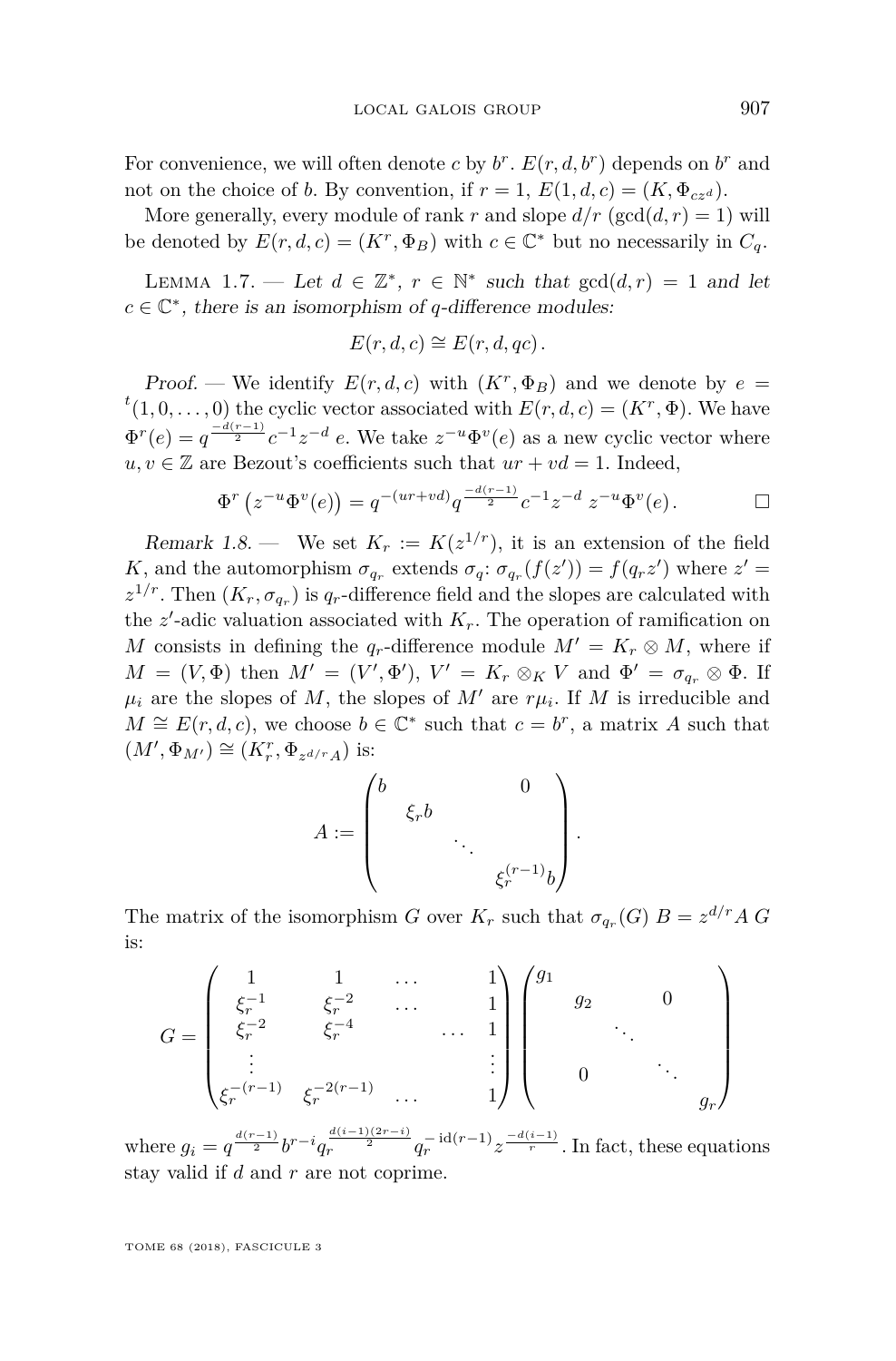For convenience, we will often denote $c$ by $b^r$. $E(r,d,b^r)$ depends on $b^r$ and not on the choice of $b$. By convention, if $r=1$, $E(1,d,c)=(K,\Phi_{cz^d})$.

More generally, every module of rank $r$ and slope $d/r$ ($\gcd(d,r)=1$) will be denoted by $E(r,d,c)=(K^r,\Phi_B)$ with $c\in\mathbb{C}^*$ but no necessarily in $C_q$.

Lemma 1.7. — *Let $d\in\mathbb{Z}^*$, $r\in\mathbb{N}^*$ such that $\gcd(d,r)=1$ and let $c\in\mathbb{C}^*$, there is an isomorphism of $q$-difference modules:*

$$E(r,d,c)\cong E(r,d,qc).$$

*Proof.* — We identify $E(r,d,c)$ with $(K^r,\Phi_B)$ and we denote by $e={}^t(1,0,\dots,0)$ the cyclic vector associated with $E(r,d,c)=(K^r,\Phi)$. We have $\Phi^r(e)=q^{\frac{-d(r-1)}{2}}c^{-1}z^{-d}\,e$. We take $z^{-u}\Phi^v(e)$ as a new cyclic vector where $u,v\in\mathbb{Z}$ are Bezout's coefficients such that $ur+vd=1$. Indeed,

$$\Phi^r\left(z^{-u}\Phi^v(e)\right)=q^{-(ur+vd)}q^{\frac{-d(r-1)}{2}}c^{-1}z^{-d}\,z^{-u}\Phi^v(e).$$ □

*Remark 1.8.* — We set $K_r:=K(z^{1/r})$, it is an extension of the field $K$, and the automorphism $\sigma_{q_r}$ extends $\sigma_q$: $\sigma_{q_r}(f(z'))=f(q_rz')$ where $z'=z^{1/r}$. Then $(K_r,\sigma_{q_r})$ is $q_r$-difference field and the slopes are calculated with the $z'$-adic valuation associated with $K_r$. The operation of ramification on $M$ consists in defining the $q_r$-difference module $M'=K_r\otimes M$, where if $M=(V,\Phi)$ then $M'=(V',\Phi')$, $V'=K_r\otimes_K V$ and $\Phi'=\sigma_{q_r}\otimes\Phi$. If $\mu_i$ are the slopes of $M$, the slopes of $M'$ are $r\mu_i$. If $M$ is irreducible and $M\cong E(r,d,c)$, we choose $b\in\mathbb{C}^*$ such that $c=b^r$, a matrix $A$ such that $(M',\Phi_{M'})\cong(K_r^r,\Phi_{z^{d/r}A})$ is:

$$A:=\begin{pmatrix} b & & & 0\\ & \xi_r b & & \\ & & \ddots & \\ & & & \xi_r^{(r-1)}b\end{pmatrix}.$$

The matrix of the isomorphism $G$ over $K_r$ such that $\sigma_{q_r}(G)\,B=z^{d/r}A\,G$ is:

$$G=\begin{pmatrix} 1 & 1 & \dots & 1\\ \xi_r^{-1} & \xi_r^{-2} & \dots & 1\\ \xi_r^{-2} & \xi_r^{-4} & \dots & 1\\ \vdots & & & \vdots\\ \xi_r^{-(r-1)} & \xi_r^{-2(r-1)} & \dots & 1\end{pmatrix}\begin{pmatrix} g_1 & & & \\ & g_2 & & 0\\ & & \ddots & \\ & 0 & & \ddots \\ & & & & g_r\end{pmatrix}$$

where $g_i=q^{\frac{d(r-1)}{2}}b^{r-i}q_r^{\frac{d(i-1)(2r-i)}{2}}q_r^{-\operatorname{id}(r-1)}z^{\frac{-d(i-1)}{r}}$. In fact, these equations stay valid if $d$ and $r$ are not coprime.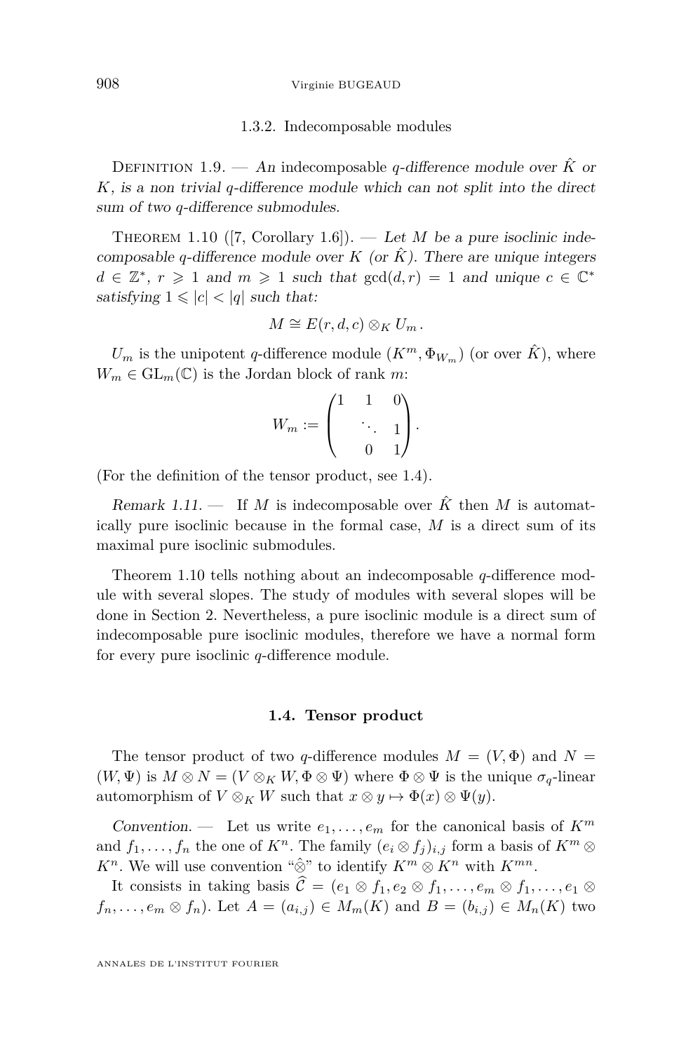#### 1.3.2. Indecomposable modules

Definition 1.9. — *An* indecomposable *q*-difference module over $\hat{K}$ *or* $K$*, is a non trivial q-difference module which can not split into the direct sum of two q-difference submodules.*

Theorem 1.10 ([7, Corollary 1.6]). — *Let* $M$ *be a pure isoclinic indecomposable q-difference module over* $K$ *(or* $\hat{K}$*). There are unique integers* $d \in \mathbb{Z}^*$*,* $r \geqslant 1$ *and* $m \geqslant 1$ *such that* $\gcd(d,r) = 1$ *and unique* $c \in \mathbb{C}^*$ *satisfying* $1 \leqslant |c| < |q|$ *such that:*

$$M \cong E(r,d,c) \otimes_K U_m\,.$$

$U_m$ is the unipotent $q$-difference module $(K^m, \Phi_{W_m})$ (or over $\hat{K}$), where $W_m \in \mathrm{GL}_m(\mathbb{C})$ is the Jordan block of rank $m$:

$$W_m := \begin{pmatrix} 1 & 1 & 0 \\ & \ddots & 1 \\ & 0 & 1 \end{pmatrix}.$$

(For the definition of the tensor product, see 1.4).

*Remark 1.11.* — If $M$ is indecomposable over $\hat{K}$ then $M$ is automatically pure isoclinic because in the formal case, $M$ is a direct sum of its maximal pure isoclinic submodules.

Theorem 1.10 tells nothing about an indecomposable $q$-difference module with several slopes. The study of modules with several slopes will be done in Section 2. Nevertheless, a pure isoclinic module is a direct sum of indecomposable pure isoclinic modules, therefore we have a normal form for every pure isoclinic $q$-difference module.

### 1.4. Tensor product

The tensor product of two $q$-difference modules $M = (V, \Phi)$ and $N = (W, \Psi)$ is $M \otimes N = (V \otimes_K W, \Phi \otimes \Psi)$ where $\Phi \otimes \Psi$ is the unique $\sigma_q$-linear automorphism of $V \otimes_K W$ such that $x \otimes y \mapsto \Phi(x) \otimes \Psi(y)$.

*Convention.* — Let us write $e_1, \dots, e_m$ for the canonical basis of $K^m$ and $f_1, \dots, f_n$ the one of $K^n$. The family $(e_i \otimes f_j)_{i,j}$ form a basis of $K^m \otimes K^n$. We will use convention "$\hat{\otimes}$" to identify $K^m \otimes K^n$ with $K^{mn}$.

It consists in taking basis $\widehat{\mathcal{C}} = (e_1 \otimes f_1, e_2 \otimes f_1, \dots, e_m \otimes f_1, \dots, e_1 \otimes f_n, \dots, e_m \otimes f_n)$. Let $A = (a_{i,j}) \in M_m(K)$ and $B = (b_{i,j}) \in M_n(K)$ two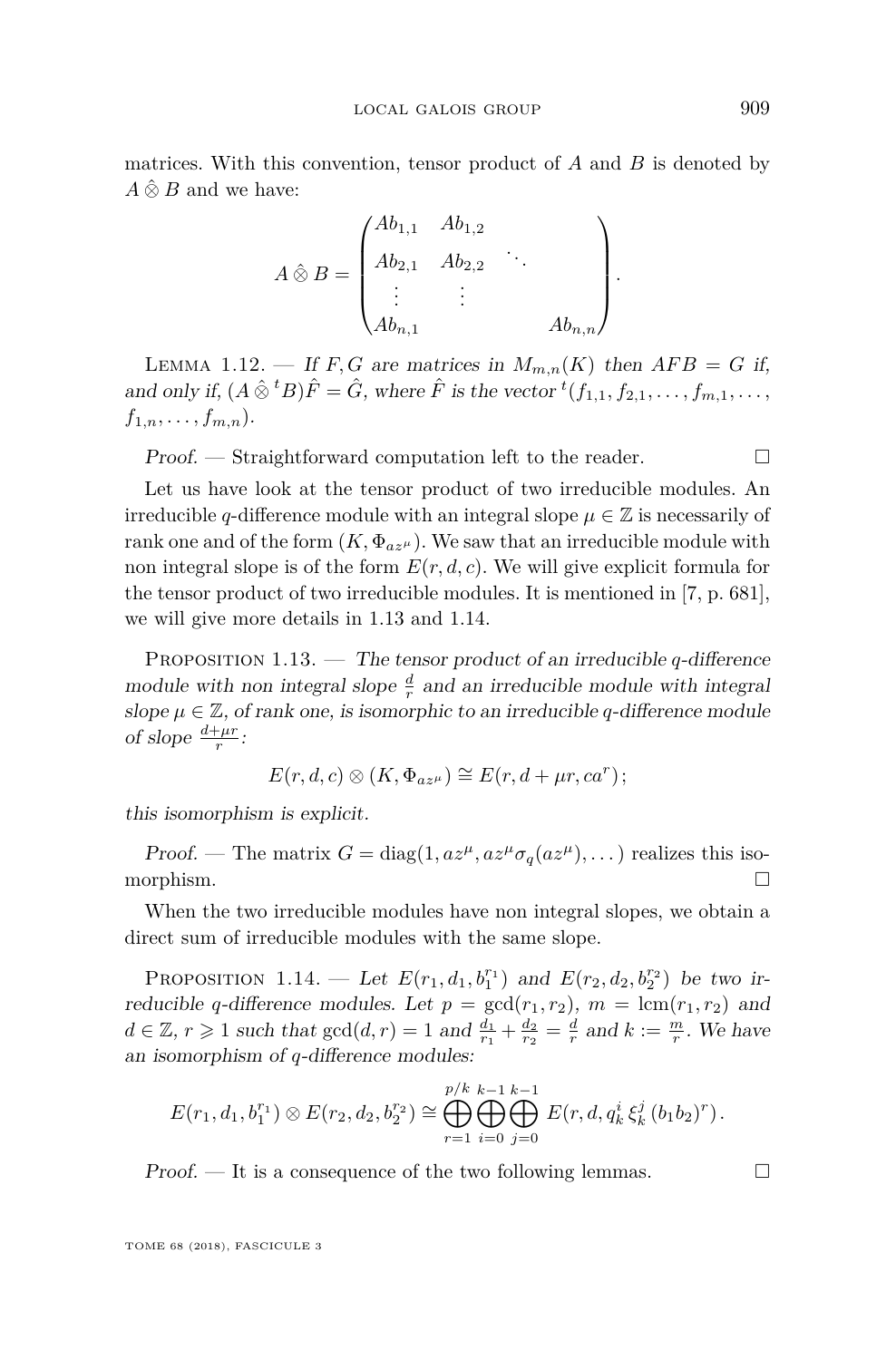matrices. With this convention, tensor product of $A$ and $B$ is denoted by $A \hat{\otimes} B$ and we have:

$$A \hat{\otimes} B = \begin{pmatrix} Ab_{1,1} & Ab_{1,2} & & \\ Ab_{2,1} & Ab_{2,2} & \ddots & \\ \vdots & \vdots & & \\ Ab_{n,1} & & & Ab_{n,n} \end{pmatrix}.$$

Lemma 1.12. — *If $F, G$ are matrices in $M_{m,n}(K)$ then $AFB = G$ if, and only if, $(A \hat{\otimes} {}^tB)\hat{F} = \hat{G}$, where $\hat{F}$ is the vector ${}^t(f_{1,1}, f_{2,1}, \ldots, f_{m,1}, \ldots, f_{1,n}, \ldots, f_{m,n})$.*

*Proof.* — Straightforward computation left to the reader. □

Let us have look at the tensor product of two irreducible modules. An irreducible $q$-difference module with an integral slope $\mu \in \mathbb{Z}$ is necessarily of rank one and of the form $(K, \Phi_{az^\mu})$. We saw that an irreducible module with non integral slope is of the form $E(r, d, c)$. We will give explicit formula for the tensor product of two irreducible modules. It is mentioned in [7, p. 681], we will give more details in 1.13 and 1.14.

Proposition 1.13. — *The tensor product of an irreducible $q$-difference module with non integral slope $\frac{d}{r}$ and an irreducible module with integral slope $\mu \in \mathbb{Z}$, of rank one, is isomorphic to an irreducible $q$-difference module of slope $\frac{d+\mu r}{r}$:*

$$E(r, d, c) \otimes (K, \Phi_{az^\mu}) \cong E(r, d + \mu r, ca^r);$$

*this isomorphism is explicit.*

*Proof.* — The matrix $G = \operatorname{diag}(1, az^\mu, az^\mu \sigma_q(az^\mu), \ldots)$ realizes this isomorphism. □

When the two irreducible modules have non integral slopes, we obtain a direct sum of irreducible modules with the same slope.

Proposition 1.14. — *Let $E(r_1, d_1, b_1^{r_1})$ and $E(r_2, d_2, b_2^{r_2})$ be two irreducible $q$-difference modules. Let $p = \gcd(r_1, r_2)$, $m = \operatorname{lcm}(r_1, r_2)$ and $d \in \mathbb{Z}$, $r \geqslant 1$ such that $\gcd(d, r) = 1$ and $\frac{d_1}{r_1} + \frac{d_2}{r_2} = \frac{d}{r}$ and $k := \frac{m}{r}$. We have an isomorphism of $q$-difference modules:*

$$E(r_1, d_1, b_1^{r_1}) \otimes E(r_2, d_2, b_2^{r_2}) \cong \bigoplus_{r=1}^{p/k} \bigoplus_{i=0}^{k-1} \bigoplus_{j=0}^{k-1} E(r, d, q_k^i\, \xi_k^j\, (b_1 b_2)^r).$$

*Proof.* — It is a consequence of the two following lemmas. □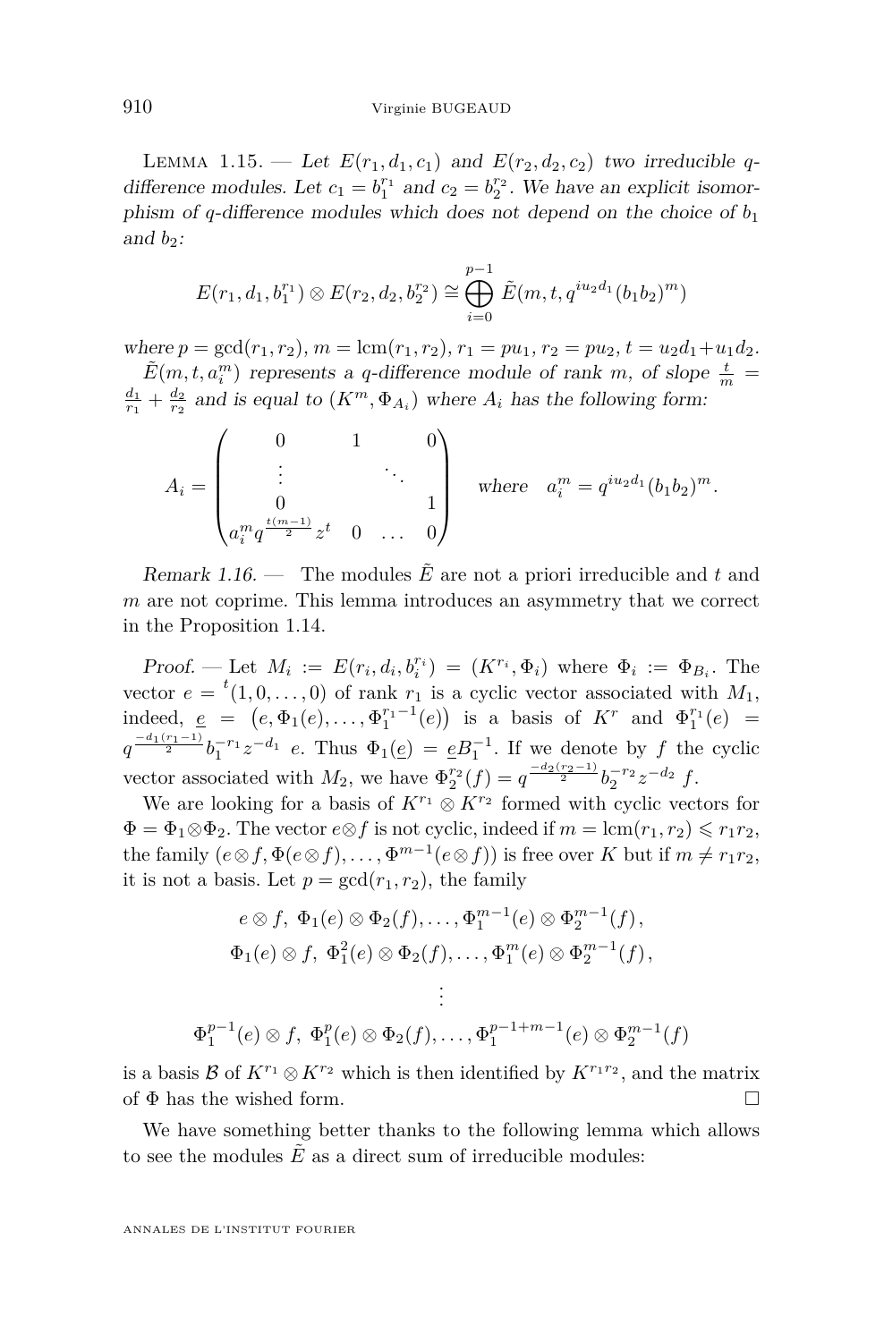Lemma 1.15. — *Let $E(r_1, d_1, c_1)$ and $E(r_2, d_2, c_2)$ two irreducible $q$-difference modules. Let $c_1 = b_1^{r_1}$ and $c_2 = b_2^{r_2}$. We have an explicit isomorphism of $q$-difference modules which does not depend on the choice of $b_1$ and $b_2$:*

$$E(r_1, d_1, b_1^{r_1}) \otimes E(r_2, d_2, b_2^{r_2}) \cong \bigoplus_{i=0}^{p-1} \tilde{E}(m, t, q^{iu_2 d_1}(b_1 b_2)^m)$$

*where $p = \gcd(r_1, r_2)$, $m = \operatorname{lcm}(r_1, r_2)$, $r_1 = pu_1$, $r_2 = pu_2$, $t = u_2 d_1 + u_1 d_2$.*

*$\tilde{E}(m, t, a_i^m)$ represents a $q$-difference module of rank $m$, of slope $\frac{t}{m} = \frac{d_1}{r_1} + \frac{d_2}{r_2}$ and is equal to $(K^m, \Phi_{A_i})$ where $A_i$ has the following form:*

$$A_i = \begin{pmatrix} 0 & 1 & & 0 \\ \vdots & & \ddots & \\ 0 & & & 1 \\ a_i^m q^{\frac{t(m-1)}{2}} z^t & 0 & \dots & 0 \end{pmatrix} \quad \text{where} \quad a_i^m = q^{iu_2 d_1}(b_1 b_2)^m.$$

*Remark 1.16.* — The modules $\tilde{E}$ are not a priori irreducible and $t$ and $m$ are not coprime. This lemma introduces an asymmetry that we correct in the Proposition 1.14.

*Proof.* — Let $M_i := E(r_i, d_i, b_i^{r_i}) = (K^{r_i}, \Phi_i)$ where $\Phi_i := \Phi_{B_i}$. The vector $e = {}^t(1, 0, \dots, 0)$ of rank $r_1$ is a cyclic vector associated with $M_1$, indeed, $\underline{e} = \left(e, \Phi_1(e), \dots, \Phi_1^{r_1-1}(e)\right)$ is a basis of $K^r$ and $\Phi_1^{r_1}(e) = q^{\frac{-d_1(r_1-1)}{2}} b_1^{-r_1} z^{-d_1}\ e$. Thus $\Phi_1(\underline{e}) = \underline{e} B_1^{-1}$. If we denote by $f$ the cyclic vector associated with $M_2$, we have $\Phi_2^{r_2}(f) = q^{\frac{-d_2(r_2-1)}{2}} b_2^{-r_2} z^{-d_2}\ f$.

We are looking for a basis of $K^{r_1} \otimes K^{r_2}$ formed with cyclic vectors for $\Phi = \Phi_1 \otimes \Phi_2$. The vector $e \otimes f$ is not cyclic, indeed if $m = \operatorname{lcm}(r_1, r_2) \leqslant r_1 r_2$, the family $(e \otimes f, \Phi(e \otimes f), \dots, \Phi^{m-1}(e \otimes f))$ is free over $K$ but if $m \neq r_1 r_2$, it is not a basis. Let $p = \gcd(r_1, r_2)$, the family

$$\begin{gathered} e \otimes f,\ \Phi_1(e) \otimes \Phi_2(f), \dots, \Phi_1^{m-1}(e) \otimes \Phi_2^{m-1}(f), \\ \Phi_1(e) \otimes f,\ \Phi_1^2(e) \otimes \Phi_2(f), \dots, \Phi_1^{m}(e) \otimes \Phi_2^{m-1}(f), \\ \vdots \\ \Phi_1^{p-1}(e) \otimes f,\ \Phi_1^{p}(e) \otimes \Phi_2(f), \dots, \Phi_1^{p-1+m-1}(e) \otimes \Phi_2^{m-1}(f) \end{gathered}$$

is a basis $\mathcal{B}$ of $K^{r_1} \otimes K^{r_2}$ which is then identified by $K^{r_1 r_2}$, and the matrix of $\Phi$ has the wished form. $\square$

We have something better thanks to the following lemma which allows to see the modules $\tilde{E}$ as a direct sum of irreducible modules: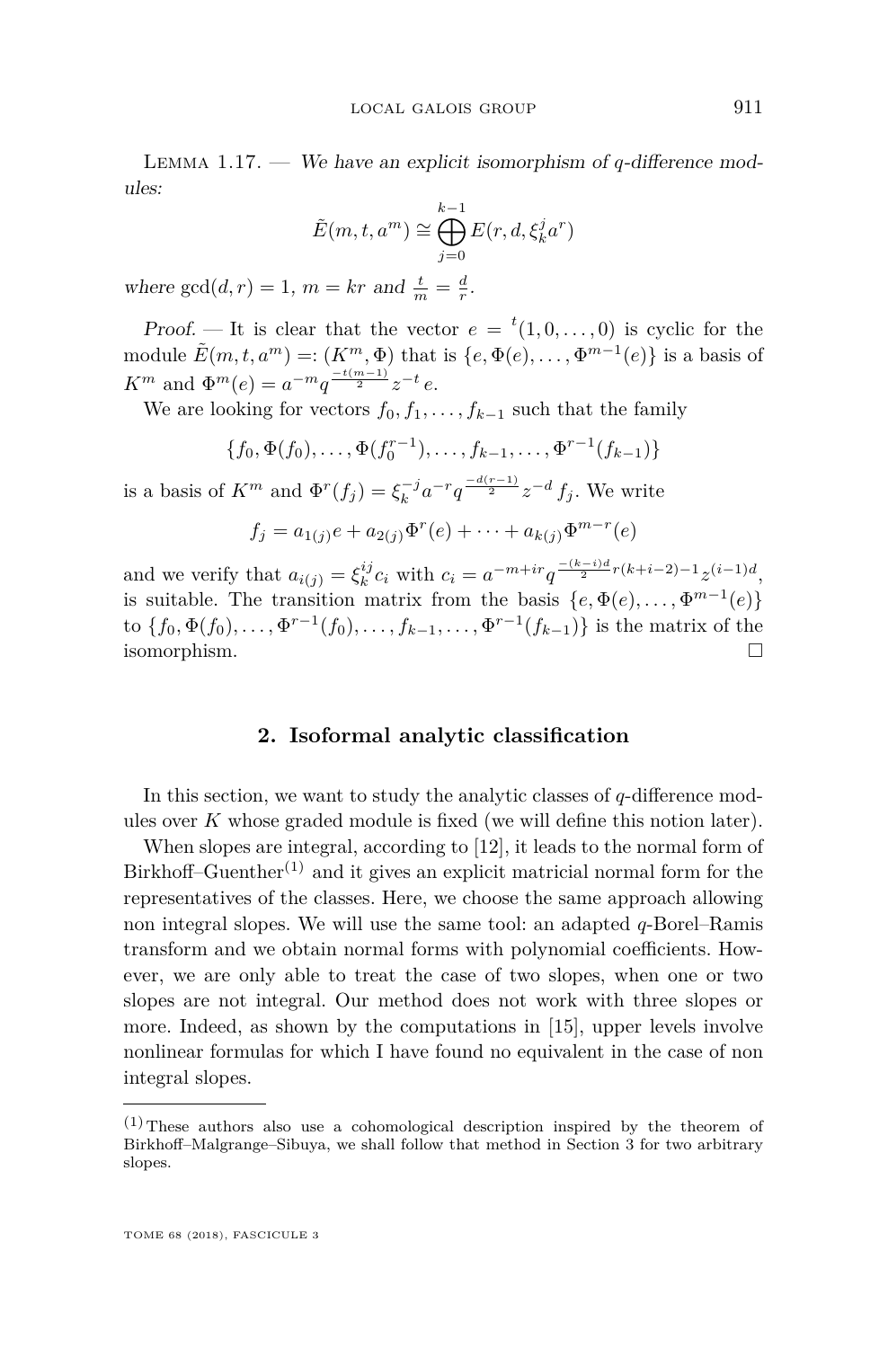Lemma 1.17. — *We have an explicit isomorphism of $q$-difference modules:*

$$\tilde{E}(m,t,a^m) \cong \bigoplus_{j=0}^{k-1} E(r,d,\xi_k^j a^r)$$

*where* $\gcd(d,r)=1$, $m=kr$ *and* $\frac{t}{m}=\frac{d}{r}$.

*Proof.* — It is clear that the vector $e = {}^t(1,0,\dots,0)$ is cyclic for the module $\tilde{E}(m,t,a^m) =: (K^m,\Phi)$ that is $\{e,\Phi(e),\dots,\Phi^{m-1}(e)\}$ is a basis of $K^m$ and $\Phi^m(e) = a^{-m}q^{\frac{-t(m-1)}{2}}z^{-t}\,e$.

We are looking for vectors $f_0, f_1, \dots, f_{k-1}$ such that the family

$$\{f_0, \Phi(f_0), \dots, \Phi(f_0^{r-1}), \dots, f_{k-1}, \dots, \Phi^{r-1}(f_{k-1})\}$$

is a basis of $K^m$ and $\Phi^r(f_j) = \xi_k^{-j}a^{-r}q^{\frac{-d(r-1)}{2}}z^{-d}\,f_j$. We write

$$f_j = a_{1(j)}e + a_{2(j)}\Phi^r(e) + \cdots + a_{k(j)}\Phi^{m-r}(e)$$

and we verify that $a_{i(j)} = \xi_k^{ij}c_i$ with $c_i = a^{-m+ir}q^{\frac{-(k-i)d}{2}r(k+i-2)-1}z^{(i-1)d}$, is suitable. The transition matrix from the basis $\{e,\Phi(e),\dots,\Phi^{m-1}(e)\}$ to $\{f_0,\Phi(f_0),\dots,\Phi^{r-1}(f_0),\dots,f_{k-1},\dots,\Phi^{r-1}(f_{k-1})\}$ is the matrix of the isomorphism. □

## 2. Isoformal analytic classification

In this section, we want to study the analytic classes of $q$-difference modules over $K$ whose graded module is fixed (we will define this notion later).

When slopes are integral, according to [12], it leads to the normal form of Birkhoff–Guenther[(1)] and it gives an explicit matricial normal form for the representatives of the classes. Here, we choose the same approach allowing non integral slopes. We will use the same tool: an adapted $q$-Borel–Ramis transform and we obtain normal forms with polynomial coefficients. However, we are only able to treat the case of two slopes, when one or two slopes are not integral. Our method does not work with three slopes or more. Indeed, as shown by the computations in [15], upper levels involve nonlinear formulas for which I have found no equivalent in the case of non integral slopes.

(1) These authors also use a cohomological description inspired by the theorem of Birkhoff–Malgrange–Sibuya, we shall follow that method in Section 3 for two arbitrary slopes.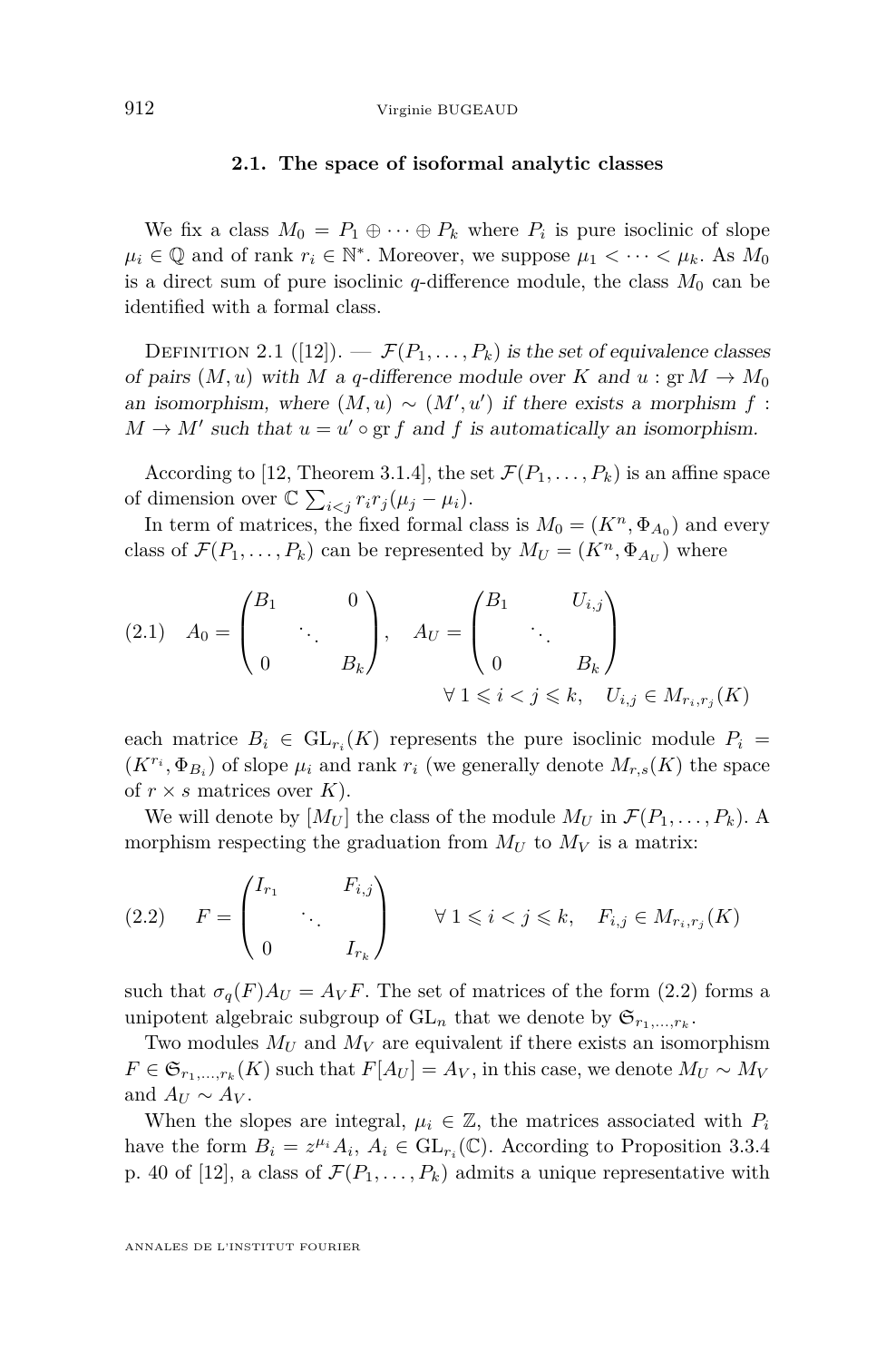### 2.1. The space of isoformal analytic classes

We fix a class $M_0 = P_1 \oplus \cdots \oplus P_k$ where $P_i$ is pure isoclinic of slope $\mu_i \in \mathbb{Q}$ and of rank $r_i \in \mathbb{N}^*$. Moreover, we suppose $\mu_1 < \cdots < \mu_k$. As $M_0$ is a direct sum of pure isoclinic $q$-difference module, the class $M_0$ can be identified with a formal class.

Definition 2.1 ([12]). — *$\mathcal{F}(P_1, \ldots, P_k)$ is the set of equivalence classes of pairs $(M, u)$ with $M$ a $q$-difference module over $K$ and $u : \operatorname{gr} M \to M_0$ an isomorphism, where $(M, u) \sim (M', u')$ if there exists a morphism $f : M \to M'$ such that $u = u' \circ \operatorname{gr} f$ and $f$ is automatically an isomorphism.*

According to [12, Theorem 3.1.4], the set $\mathcal{F}(P_1, \ldots, P_k)$ is an affine space of dimension over $\mathbb{C}$ $\sum_{i<j} r_i r_j (\mu_j - \mu_i)$.

In term of matrices, the fixed formal class is $M_0 = (K^n, \Phi_{A_0})$ and every class of $\mathcal{F}(P_1, \ldots, P_k)$ can be represented by $M_U = (K^n, \Phi_{A_U})$ where

$$
(2.1) \quad A_0 = \begin{pmatrix} B_1 & & 0 \\ & \ddots & \\ 0 & & B_k \end{pmatrix}, \quad A_U = \begin{pmatrix} B_1 & & U_{i,j} \\ & \ddots & \\ 0 & & B_k \end{pmatrix}
$$
$$
\forall\, 1 \leqslant i < j \leqslant k, \quad U_{i,j} \in M_{r_i, r_j}(K)
$$

each matrice $B_i \in \mathrm{GL}_{r_i}(K)$ represents the pure isoclinic module $P_i = (K^{r_i}, \Phi_{B_i})$ of slope $\mu_i$ and rank $r_i$ (we generally denote $M_{r,s}(K)$ the space of $r \times s$ matrices over $K$).

We will denote by $[M_U]$ the class of the module $M_U$ in $\mathcal{F}(P_1, \ldots, P_k)$. A morphism respecting the graduation from $M_U$ to $M_V$ is a matrix:

$$
(2.2) \quad F = \begin{pmatrix} I_{r_1} & & F_{i,j} \\ & \ddots & \\ 0 & & I_{r_k} \end{pmatrix} \qquad \forall\, 1 \leqslant i < j \leqslant k, \quad F_{i,j} \in M_{r_i, r_j}(K)
$$

such that $\sigma_q(F) A_U = A_V F$. The set of matrices of the form (2.2) forms a unipotent algebraic subgroup of $\mathrm{GL}_n$ that we denote by $\mathfrak{G}_{r_1, \ldots, r_k}$.

Two modules $M_U$ and $M_V$ are equivalent if there exists an isomorphism $F \in \mathfrak{G}_{r_1, \ldots, r_k}(K)$ such that $F[A_U] = A_V$, in this case, we denote $M_U \sim M_V$ and $A_U \sim A_V$.

When the slopes are integral, $\mu_i \in \mathbb{Z}$, the matrices associated with $P_i$ have the form $B_i = z^{\mu_i} A_i$, $A_i \in \mathrm{GL}_{r_i}(\mathbb{C})$. According to Proposition 3.3.4 p. 40 of [12], a class of $\mathcal{F}(P_1, \ldots, P_k)$ admits a unique representative with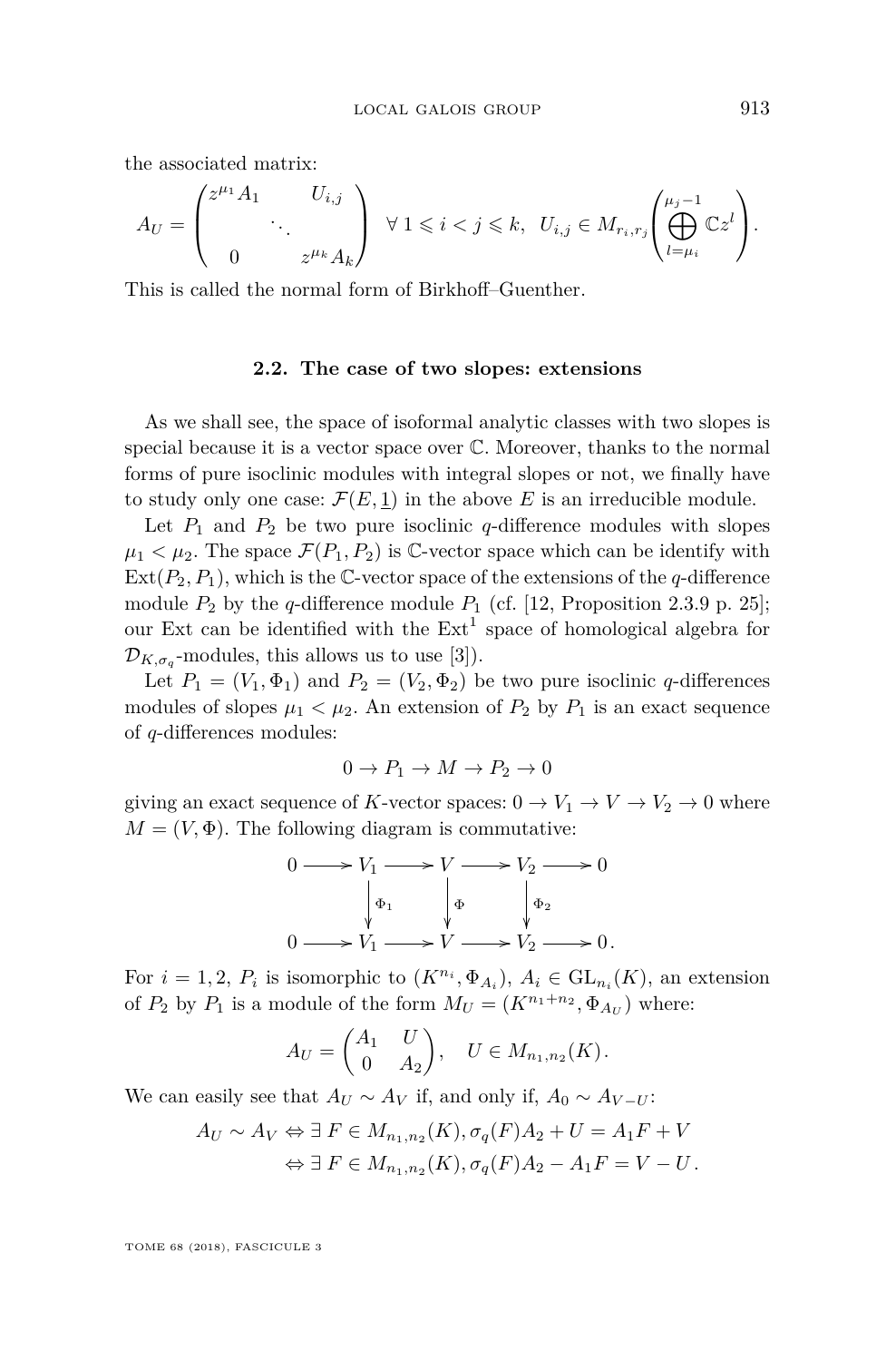the associated matrix:

$$A_U = \begin{pmatrix} z^{\mu_1} A_1 & & U_{i,j} \\ & \ddots & \\ 0 & & z^{\mu_k} A_k \end{pmatrix} \quad \forall\, 1 \leqslant i < j \leqslant k,\ \ U_{i,j} \in M_{r_i, r_j}\left( \bigoplus_{l=\mu_i}^{\mu_j - 1} \mathbb{C} z^l \right).$$

This is called the normal form of Birkhoff–Guenther.

### 2.2. The case of two slopes: extensions

As we shall see, the space of isoformal analytic classes with two slopes is special because it is a vector space over $\mathbb{C}$. Moreover, thanks to the normal forms of pure isoclinic modules with integral slopes or not, we finally have to study only one case: $\mathcal{F}(E, \underline{1})$ in the above $E$ is an irreducible module.

Let $P_1$ and $P_2$ be two pure isoclinic $q$-difference modules with slopes $\mu_1 < \mu_2$. The space $\mathcal{F}(P_1, P_2)$ is $\mathbb{C}$-vector space which can be identify with $\mathrm{Ext}(P_2, P_1)$, which is the $\mathbb{C}$-vector space of the extensions of the $q$-difference module $P_2$ by the $q$-difference module $P_1$ (cf. [12, Proposition 2.3.9 p. 25]; our Ext can be identified with the $\mathrm{Ext}^1$ space of homological algebra for $\mathcal{D}_{K,\sigma_q}$-modules, this allows us to use [3]).

Let $P_1 = (V_1, \Phi_1)$ and $P_2 = (V_2, \Phi_2)$ be two pure isoclinic $q$-differences modules of slopes $\mu_1 < \mu_2$. An extension of $P_2$ by $P_1$ is an exact sequence of $q$-differences modules:

$$0 \to P_1 \to M \to P_2 \to 0$$

giving an exact sequence of $K$-vector spaces: $0 \to V_1 \to V \to V_2 \to 0$ where $M = (V, \Phi)$. The following diagram is commutative:

$$\begin{array}{ccccccccc} 0 & \longrightarrow & V_1 & \longrightarrow & V & \longrightarrow & V_2 & \longrightarrow & 0 \\ & & \downarrow{\scriptstyle \Phi_1} & & \downarrow{\scriptstyle \Phi} & & \downarrow{\scriptstyle \Phi_2} & & \\ 0 & \longrightarrow & V_1 & \longrightarrow & V & \longrightarrow & V_2 & \longrightarrow & 0\,. \end{array}$$

For $i = 1, 2$, $P_i$ is isomorphic to $(K^{n_i}, \Phi_{A_i})$, $A_i \in \mathrm{GL}_{n_i}(K)$, an extension of $P_2$ by $P_1$ is a module of the form $M_U = (K^{n_1+n_2}, \Phi_{A_U})$ where:

$$A_U = \begin{pmatrix} A_1 & U \\ 0 & A_2 \end{pmatrix}, \quad U \in M_{n_1,n_2}(K).$$

We can easily see that $A_U \sim A_V$ if, and only if, $A_0 \sim A_{V-U}$:

$$\begin{aligned} A_U \sim A_V &\Leftrightarrow \exists\, F \in M_{n_1,n_2}(K), \sigma_q(F) A_2 + U = A_1 F + V \\ &\Leftrightarrow \exists\, F \in M_{n_1,n_2}(K), \sigma_q(F) A_2 - A_1 F = V - U\,. \end{aligned}$$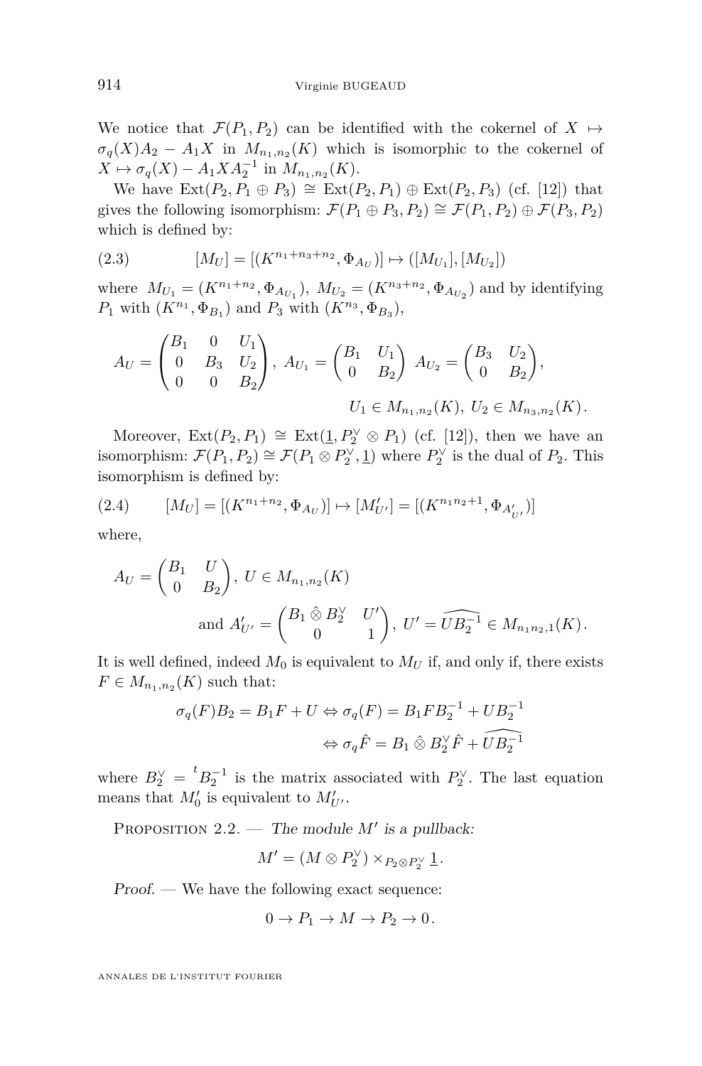We notice that $\mathcal{F}(P_1, P_2)$ can be identified with the cokernel of $X \mapsto \sigma_q(X)A_2 - A_1 X$ in $M_{n_1,n_2}(K)$ which is isomorphic to the cokernel of $X \mapsto \sigma_q(X) - A_1 X A_2^{-1}$ in $M_{n_1,n_2}(K)$.

We have $\mathrm{Ext}(P_2, P_1 \oplus P_3) \cong \mathrm{Ext}(P_2, P_1) \oplus \mathrm{Ext}(P_2, P_3)$ (cf. [12]) that gives the following isomorphism: $\mathcal{F}(P_1 \oplus P_3, P_2) \cong \mathcal{F}(P_1, P_2) \oplus \mathcal{F}(P_3, P_2)$ which is defined by:

$$[M_U] = [(K^{n_1+n_3+n_2}, \Phi_{A_U})] \mapsto ([M_{U_1}], [M_{U_2}]) \tag{2.3}$$

where $M_{U_1} = (K^{n_1+n_2}, \Phi_{A_{U_1}})$, $M_{U_2} = (K^{n_3+n_2}, \Phi_{A_{U_2}})$ and by identifying $P_1$ with $(K^{n_1}, \Phi_{B_1})$ and $P_3$ with $(K^{n_3}, \Phi_{B_3})$,

$$A_U = \begin{pmatrix} B_1 & 0 & U_1 \\ 0 & B_3 & U_2 \\ 0 & 0 & B_2 \end{pmatrix},\ A_{U_1} = \begin{pmatrix} B_1 & U_1 \\ 0 & B_2 \end{pmatrix}\ A_{U_2} = \begin{pmatrix} B_3 & U_2 \\ 0 & B_2 \end{pmatrix},$$
$$U_1 \in M_{n_1,n_2}(K),\ U_2 \in M_{n_3,n_2}(K).$$

Moreover, $\mathrm{Ext}(P_2, P_1) \cong \mathrm{Ext}(\underline{1}, P_2^\vee \otimes P_1)$ (cf. [12]), then we have an isomorphism: $\mathcal{F}(P_1, P_2) \cong \mathcal{F}(P_1 \otimes P_2^\vee, \underline{1})$ where $P_2^\vee$ is the dual of $P_2$. This isomorphism is defined by:

$$[M_U] = [(K^{n_1+n_2}, \Phi_{A_U})] \mapsto [M'_{U'}] = [(K^{n_1 n_2+1}, \Phi_{A'_{U'}})] \tag{2.4}$$

where,

$$A_U = \begin{pmatrix} B_1 & U \\ 0 & B_2 \end{pmatrix},\ U \in M_{n_1,n_2}(K)$$
$$\text{and } A'_{U'} = \begin{pmatrix} B_1 \mathbin{\hat{\otimes}} B_2^\vee & U' \\ 0 & 1 \end{pmatrix},\ U' = \widehat{UB_2^{-1}} \in M_{n_1 n_2,1}(K).$$

It is well defined, indeed $M_0$ is equivalent to $M_U$ if, and only if, there exists $F \in M_{n_1,n_2}(K)$ such that:

$$\sigma_q(F)B_2 = B_1 F + U \Leftrightarrow \sigma_q(F) = B_1 F B_2^{-1} + U B_2^{-1}$$
$$\Leftrightarrow \sigma_q \hat{F} = B_1 \mathbin{\hat{\otimes}} B_2^\vee \hat{F} + \widehat{UB_2^{-1}}$$

where $B_2^\vee = {}^t B_2^{-1}$ is the matrix associated with $P_2^\vee$. The last equation means that $M'_0$ is equivalent to $M'_{U'}$.

Proposition 2.2. — *The module $M'$ is a pullback:*

$$M' = (M \otimes P_2^\vee) \times_{P_2 \otimes P_2^\vee} \underline{1}.$$

*Proof.* — We have the following exact sequence:

$$0 \to P_1 \to M \to P_2 \to 0.$$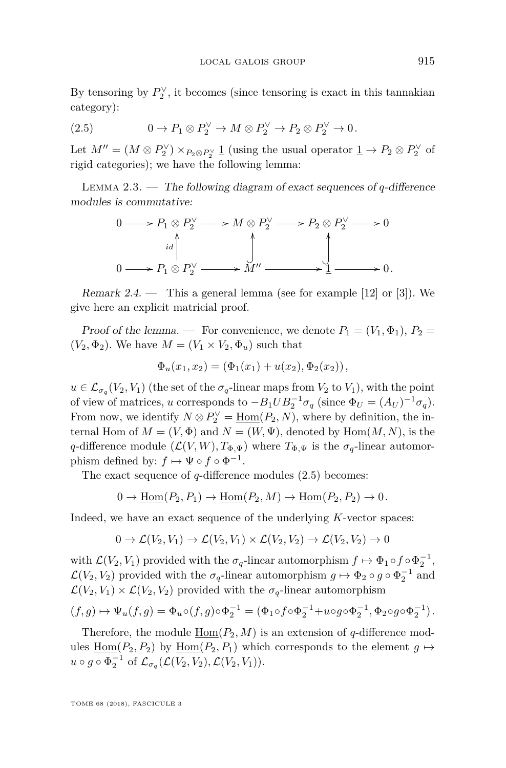By tensoring by $P_2^\vee$, it becomes (since tensoring is exact in this tannakian category):

$$(2.5) \qquad 0 \to P_1 \otimes P_2^\vee \to M \otimes P_2^\vee \to P_2 \otimes P_2^\vee \to 0.$$

Let $M'' = (M \otimes P_2^\vee) \times_{P_2 \otimes P_2^\vee} \underline{1}$ (using the usual operator $\underline{1} \to P_2 \otimes P_2^\vee$ of rigid categories); we have the following lemma:

*Lemma 2.3.* — *The following diagram of exact sequences of $q$-difference modules is commutative:*

$$\begin{array}{ccccccccc}
0 & \longrightarrow & P_1 \otimes P_2^\vee & \longrightarrow & M \otimes P_2^\vee & \longrightarrow & P_2 \otimes P_2^\vee & \longrightarrow & 0 \\
 & & \uparrow{\scriptstyle id} & & \uparrow & & \uparrow & & \\
0 & \longrightarrow & P_1 \otimes P_2^\vee & \longrightarrow & M'' & \longrightarrow & \underline{1} & \longrightarrow & 0.
\end{array}$$

*Remark 2.4.* — This a general lemma (see for example [12] or [3]). We give here an explicit matricial proof.

*Proof of the lemma.* — For convenience, we denote $P_1 = (V_1, \Phi_1)$, $P_2 = (V_2, \Phi_2)$. We have $M = (V_1 \times V_2, \Phi_u)$ such that

$$\Phi_u(x_1, x_2) = (\Phi_1(x_1) + u(x_2), \Phi_2(x_2)),$$

$u \in \mathcal{L}_{\sigma_q}(V_2, V_1)$ (the set of the $\sigma_q$-linear maps from $V_2$ to $V_1$), with the point of view of matrices, $u$ corresponds to $-B_1 U B_2^{-1} \sigma_q$ (since $\Phi_U = (A_U)^{-1}\sigma_q$). From now, we identify $N \otimes P_2^\vee = \underline{\mathrm{Hom}}(P_2, N)$, where by definition, the internal Hom of $M = (V, \Phi)$ and $N = (W, \Psi)$, denoted by $\underline{\mathrm{Hom}}(M, N)$, is the $q$-difference module $(\mathcal{L}(V, W), T_{\Phi,\Psi})$ where $T_{\Phi,\Psi}$ is the $\sigma_q$-linear automorphism defined by: $f \mapsto \Psi \circ f \circ \Phi^{-1}$.

The exact sequence of $q$-difference modules (2.5) becomes:

$$0 \to \underline{\mathrm{Hom}}(P_2, P_1) \to \underline{\mathrm{Hom}}(P_2, M) \to \underline{\mathrm{Hom}}(P_2, P_2) \to 0.$$

Indeed, we have an exact sequence of the underlying $K$-vector spaces:

$$0 \to \mathcal{L}(V_2, V_1) \to \mathcal{L}(V_2, V_1) \times \mathcal{L}(V_2, V_2) \to \mathcal{L}(V_2, V_2) \to 0$$

with $\mathcal{L}(V_2, V_1)$ provided with the $\sigma_q$-linear automorphism $f \mapsto \Phi_1 \circ f \circ \Phi_2^{-1}$, $\mathcal{L}(V_2, V_2)$ provided with the $\sigma_q$-linear automorphism $g \mapsto \Phi_2 \circ g \circ \Phi_2^{-1}$ and $\mathcal{L}(V_2, V_1) \times \mathcal{L}(V_2, V_2)$ provided with the $\sigma_q$-linear automorphism

$$(f, g) \mapsto \Psi_u(f, g) = \Phi_u \circ (f, g) \circ \Phi_2^{-1} = (\Phi_1 \circ f \circ \Phi_2^{-1} + u \circ g \circ \Phi_2^{-1}, \Phi_2 \circ g \circ \Phi_2^{-1}).$$

Therefore, the module $\underline{\mathrm{Hom}}(P_2, M)$ is an extension of $q$-difference modules $\underline{\mathrm{Hom}}(P_2, P_2)$ by $\underline{\mathrm{Hom}}(P_2, P_1)$ which corresponds to the element $g \mapsto u \circ g \circ \Phi_2^{-1}$ of $\mathcal{L}_{\sigma_q}(\mathcal{L}(V_2, V_2), \mathcal{L}(V_2, V_1))$.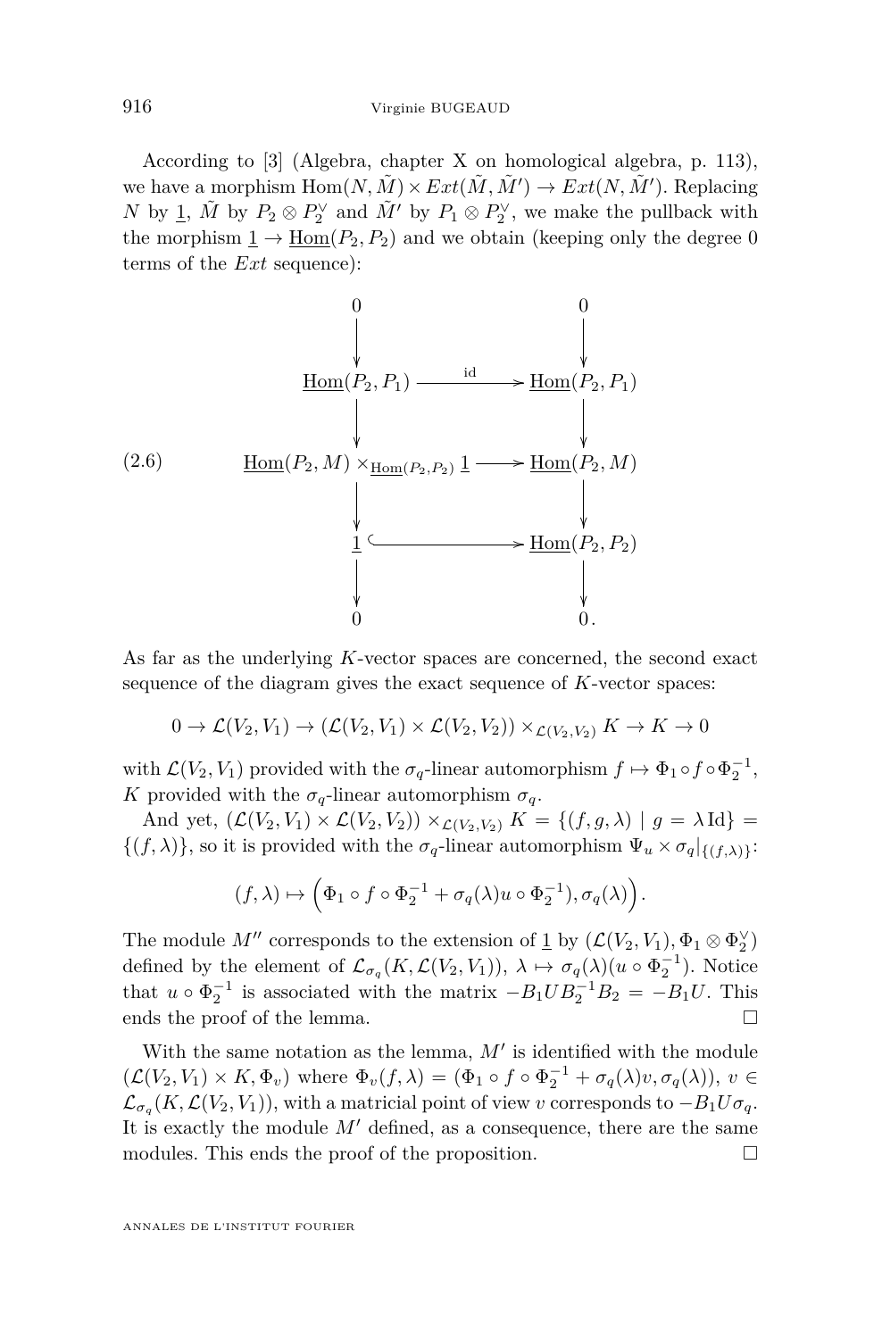According to [3] (Algebra, chapter X on homological algebra, p. 113), we have a morphism $\mathrm{Hom}(N, \tilde{M}) \times Ext(\tilde{M}, \tilde{M}') \to Ext(N, \tilde{M}')$. Replacing $N$ by $\underline{1}$, $\tilde{M}$ by $P_2 \otimes P_2^\vee$ and $\tilde{M}'$ by $P_1 \otimes P_2^\vee$, we make the pullback with the morphism $\underline{1} \to \underline{\mathrm{Hom}}(P_2, P_2)$ and we obtain (keeping only the degree 0 terms of the $Ext$ sequence):

$$
\begin{array}{ccc}
0 & & 0 \\
\downarrow & & \downarrow \\
\underline{\mathrm{Hom}}(P_2, P_1) & \xrightarrow{\mathrm{id}} & \underline{\mathrm{Hom}}(P_2, P_1) \\
\downarrow & & \downarrow \\
\underline{\mathrm{Hom}}(P_2, M) \times_{\underline{\mathrm{Hom}}(P_2,P_2)} \underline{1} & \longrightarrow & \underline{\mathrm{Hom}}(P_2, M) \\
\downarrow & & \downarrow \\
\underline{1} & \hookrightarrow & \underline{\mathrm{Hom}}(P_2, P_2) \\
\downarrow & & \downarrow \\
0 & & 0.
\end{array}
\tag{2.6}
$$

As far as the underlying $K$-vector spaces are concerned, the second exact sequence of the diagram gives the exact sequence of $K$-vector spaces:

$$0 \to \mathcal{L}(V_2, V_1) \to (\mathcal{L}(V_2, V_1) \times \mathcal{L}(V_2, V_2)) \times_{\mathcal{L}(V_2,V_2)} K \to K \to 0$$

with $\mathcal{L}(V_2, V_1)$ provided with the $\sigma_q$-linear automorphism $f \mapsto \Phi_1 \circ f \circ \Phi_2^{-1}$, $K$ provided with the $\sigma_q$-linear automorphism $\sigma_q$.

And yet, $(\mathcal{L}(V_2, V_1) \times \mathcal{L}(V_2, V_2)) \times_{\mathcal{L}(V_2,V_2)} K = \{(f, g, \lambda) \mid g = \lambda \,\mathrm{Id}\} = \{(f, \lambda)\}$, so it is provided with the $\sigma_q$-linear automorphism $\Psi_u \times \sigma_q|_{\{(f,\lambda)\}}$:

$$(f, \lambda) \mapsto \Big(\Phi_1 \circ f \circ \Phi_2^{-1} + \sigma_q(\lambda) u \circ \Phi_2^{-1}), \sigma_q(\lambda)\Big).$$

The module $M''$ corresponds to the extension of $\underline{1}$ by $(\mathcal{L}(V_2, V_1), \Phi_1 \otimes \Phi_2^\vee)$ defined by the element of $\mathcal{L}_{\sigma_q}(K, \mathcal{L}(V_2, V_1))$, $\lambda \mapsto \sigma_q(\lambda)(u \circ \Phi_2^{-1})$. Notice that $u \circ \Phi_2^{-1}$ is associated with the matrix $-B_1 U B_2^{-1} B_2 = -B_1 U$. This ends the proof of the lemma. $\square$

With the same notation as the lemma, $M'$ is identified with the module $(\mathcal{L}(V_2, V_1) \times K, \Phi_v)$ where $\Phi_v(f, \lambda) = (\Phi_1 \circ f \circ \Phi_2^{-1} + \sigma_q(\lambda) v, \sigma_q(\lambda))$, $v \in \mathcal{L}_{\sigma_q}(K, \mathcal{L}(V_2, V_1))$, with a matricial point of view $v$ corresponds to $-B_1 U \sigma_q$. It is exactly the module $M'$ defined, as a consequence, there are the same modules. This ends the proof of the proposition. $\square$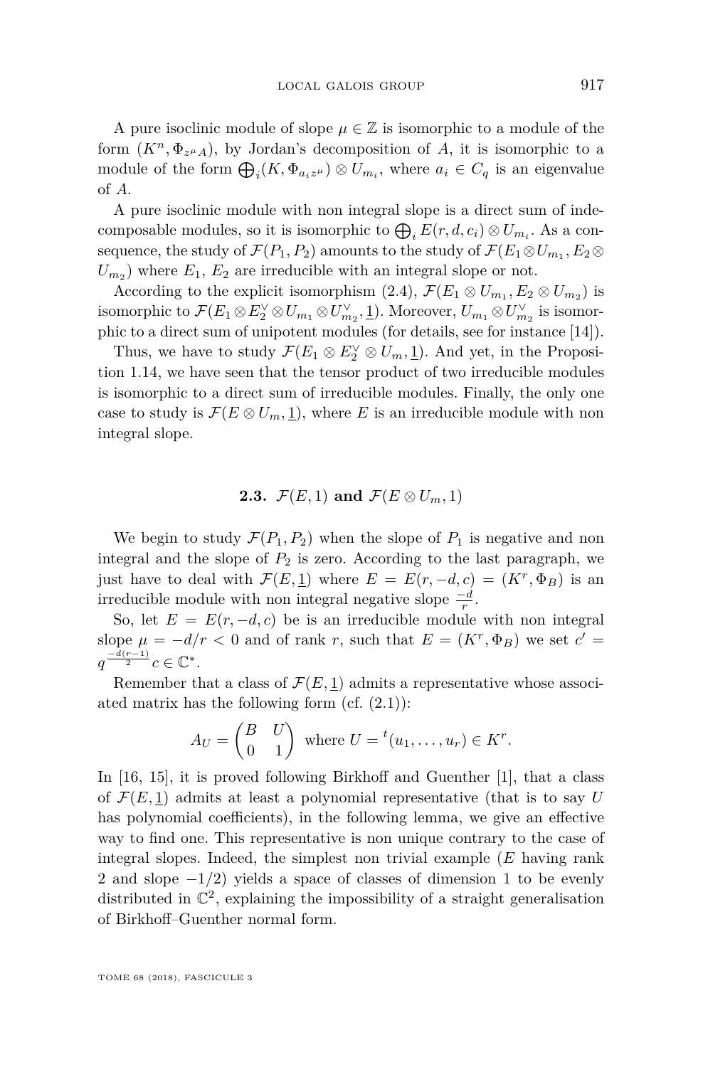A pure isoclinic module of slope $\mu \in \mathbb{Z}$ is isomorphic to a module of the form $(K^n, \Phi_{z^\mu A})$, by Jordan's decomposition of $A$, it is isomorphic to a module of the form $\bigoplus_i (K, \Phi_{a_i z^\mu}) \otimes U_{m_i}$, where $a_i \in C_q$ is an eigenvalue of $A$.

A pure isoclinic module with non integral slope is a direct sum of indecomposable modules, so it is isomorphic to $\bigoplus_i E(r, d, c_i) \otimes U_{m_i}$. As a consequence, the study of $\mathcal{F}(P_1, P_2)$ amounts to the study of $\mathcal{F}(E_1 \otimes U_{m_1}, E_2 \otimes U_{m_2})$ where $E_1$, $E_2$ are irreducible with an integral slope or not.

According to the explicit isomorphism (2.4), $\mathcal{F}(E_1 \otimes U_{m_1}, E_2 \otimes U_{m_2})$ is isomorphic to $\mathcal{F}(E_1 \otimes E_2^\vee \otimes U_{m_1} \otimes U_{m_2}^\vee, \underline{1})$. Moreover, $U_{m_1} \otimes U_{m_2}^\vee$ is isomorphic to a direct sum of unipotent modules (for details, see for instance [14]).

Thus, we have to study $\mathcal{F}(E_1 \otimes E_2^\vee \otimes U_m, \underline{1})$. And yet, in the Proposition 1.14, we have seen that the tensor product of two irreducible modules is isomorphic to a direct sum of irreducible modules. Finally, the only one case to study is $\mathcal{F}(E \otimes U_m, \underline{1})$, where $E$ is an irreducible module with non integral slope.

### 2.3. $\mathcal{F}(E, 1)$ and $\mathcal{F}(E \otimes U_m, 1)$

We begin to study $\mathcal{F}(P_1, P_2)$ when the slope of $P_1$ is negative and non integral and the slope of $P_2$ is zero. According to the last paragraph, we just have to deal with $\mathcal{F}(E, \underline{1})$ where $E = E(r, -d, c) = (K^r, \Phi_B)$ is an irreducible module with non integral negative slope $\frac{-d}{r}$.

So, let $E = E(r, -d, c)$ be is an irreducible module with non integral slope $\mu = -d/r < 0$ and of rank $r$, such that $E = (K^r, \Phi_B)$ we set $c' = q^{\frac{-d(r-1)}{2}} c \in \mathbb{C}^*$.

Remember that a class of $\mathcal{F}(E, \underline{1})$ admits a representative whose associated matrix has the following form (cf. (2.1)):

$$A_U = \begin{pmatrix} B & U \\ 0 & 1 \end{pmatrix} \text{ where } U = {}^t(u_1, \ldots, u_r) \in K^r.$$

In [16, 15], it is proved following Birkhoff and Guenther [1], that a class of $\mathcal{F}(E, \underline{1})$ admits at least a polynomial representative (that is to say $U$ has polynomial coefficients), in the following lemma, we give an effective way to find one. This representative is non unique contrary to the case of integral slopes. Indeed, the simplest non trivial example ($E$ having rank 2 and slope $-1/2$) yields a space of classes of dimension 1 to be evenly distributed in $\mathbb{C}^2$, explaining the impossibility of a straight generalisation of Birkhoff–Guenther normal form.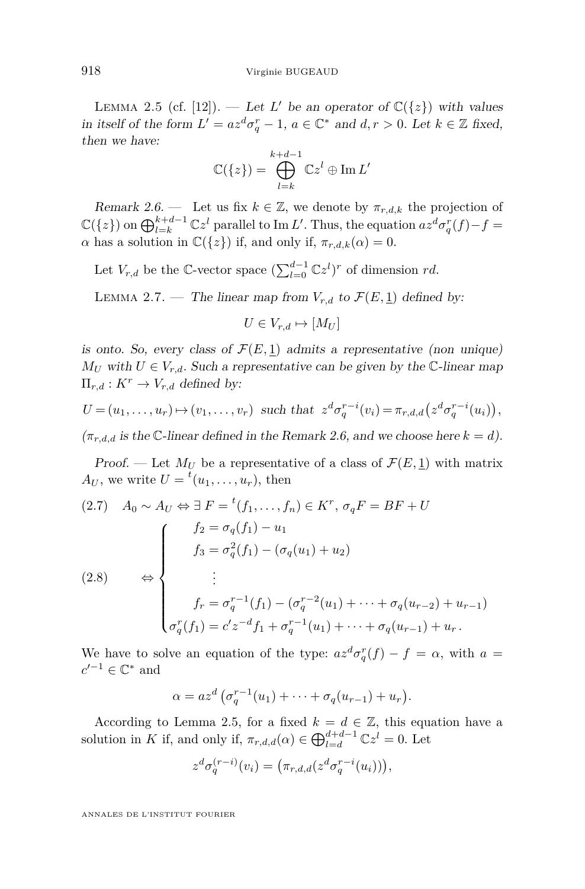Lemma 2.5 (cf. [12]). — *Let $L'$ be an operator of $\mathbb{C}(\{z\})$ with values in itself of the form $L' = az^d\sigma_q^r - 1$, $a \in \mathbb{C}^*$ and $d, r > 0$. Let $k \in \mathbb{Z}$ fixed, then we have:*

$$\mathbb{C}(\{z\}) = \bigoplus_{l=k}^{k+d-1} \mathbb{C}z^l \oplus \operatorname{Im} L'$$

*Remark 2.6.* — Let us fix $k \in \mathbb{Z}$, we denote by $\pi_{r,d,k}$ the projection of $\mathbb{C}(\{z\})$ on $\bigoplus_{l=k}^{k+d-1} \mathbb{C}z^l$ parallel to $\operatorname{Im} L'$. Thus, the equation $az^d\sigma_q^r(f) - f = \alpha$ has a solution in $\mathbb{C}(\{z\})$ if, and only if, $\pi_{r,d,k}(\alpha) = 0$.

Let $V_{r,d}$ be the $\mathbb{C}$-vector space $(\sum_{l=0}^{d-1} \mathbb{C}z^l)^r$ of dimension $rd$.

Lemma 2.7. — *The linear map from $V_{r,d}$ to $\mathcal{F}(E, \underline{1})$ defined by:*

$$U \in V_{r,d} \mapsto [M_U]$$

*is onto. So, every class of $\mathcal{F}(E, \underline{1})$ admits a representative (non unique) $M_U$ with $U \in V_{r,d}$. Such a representative can be given by the $\mathbb{C}$-linear map $\Pi_{r,d} : K^r \to V_{r,d}$ defined by:*

$$U = (u_1, \ldots, u_r) \mapsto (v_1, \ldots, v_r) \text{ such that } z^d\sigma_q^{r-i}(v_i) = \pi_{r,d,d}\big(z^d\sigma_q^{r-i}(u_i)\big),$$

*($\pi_{r,d,d}$ is the $\mathbb{C}$-linear defined in the Remark 2.6, and we choose here $k = d$).*

*Proof.* — Let $M_U$ be a representative of a class of $\mathcal{F}(E, \underline{1})$ with matrix $A_U$, we write $U = {}^t(u_1, \ldots, u_r)$, then

$$(2.7) \quad A_0 \sim A_U \Leftrightarrow \exists\, F = {}^t(f_1, \ldots, f_n) \in K^r,\ \sigma_q F = BF + U$$

$$(2.8) \qquad \Leftrightarrow \begin{cases} \quad f_2 = \sigma_q(f_1) - u_1 \\ \quad f_3 = \sigma_q^2(f_1) - (\sigma_q(u_1) + u_2) \\ \qquad \vdots \\ \quad f_r = \sigma_q^{r-1}(f_1) - (\sigma_q^{r-2}(u_1) + \cdots + \sigma_q(u_{r-2}) + u_{r-1}) \\ \sigma_q^r(f_1) = c'z^{-d}f_1 + \sigma_q^{r-1}(u_1) + \cdots + \sigma_q(u_{r-1}) + u_r\,. \end{cases}$$

We have to solve an equation of the type: $az^d\sigma_q^r(f) - f = \alpha$, with $a = c'^{-1} \in \mathbb{C}^*$ and

$$\alpha = az^d\left(\sigma_q^{r-1}(u_1) + \cdots + \sigma_q(u_{r-1}) + u_r\right).$$

According to Lemma 2.5, for a fixed $k = d \in \mathbb{Z}$, this equation have a solution in $K$ if, and only if, $\pi_{r,d,d}(\alpha) \in \bigoplus_{l=d}^{d+d-1} \mathbb{C}z^l = 0$. Let

$$z^d\sigma_q^{(r-i)}(v_i) = \big(\pi_{r,d,d}(z^d\sigma_q^{r-i}(u_i))\big),$$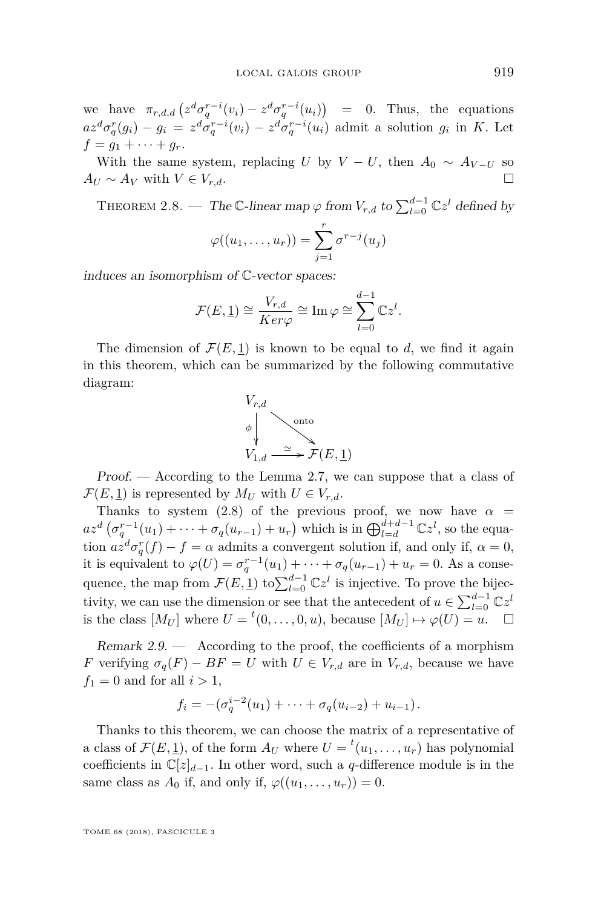we have $\pi_{r,d,d}\left(z^d\sigma_q^{r-i}(v_i) - z^d\sigma_q^{r-i}(u_i)\right) = 0$. Thus, the equations $az^d\sigma_q^r(g_i) - g_i = z^d\sigma_q^{r-i}(v_i) - z^d\sigma_q^{r-i}(u_i)$ admit a solution $g_i$ in $K$. Let $f = g_1 + \cdots + g_r$.

With the same system, replacing $U$ by $V - U$, then $A_0 \sim A_{V-U}$ so $A_U \sim A_V$ with $V \in V_{r,d}$. □

Theorem 2.8. — *The* $\mathbb{C}$*-linear map* $\varphi$ *from* $V_{r,d}$ *to* $\sum_{l=0}^{d-1} \mathbb{C}z^l$ *defined by*

$$\varphi((u_1, \ldots, u_r)) = \sum_{j=1}^{r} \sigma^{r-j}(u_j)$$

*induces an isomorphism of* $\mathbb{C}$*-vector spaces:*

$$\mathcal{F}(E, \underline{1}) \cong \frac{V_{r,d}}{Ker\varphi} \cong \operatorname{Im}\varphi \cong \sum_{l=0}^{d-1} \mathbb{C}z^l.$$

The dimension of $\mathcal{F}(E, \underline{1})$ is known to be equal to $d$, we find it again in this theorem, which can be summarized by the following commutative diagram:

$$\begin{array}{ccc} V_{r,d} & & \\ \phi \downarrow & \searrow^{\text{onto}} & \\ V_{1,d} & \xrightarrow{\simeq} & \mathcal{F}(E, \underline{1}) \end{array}$$

*Proof.* — According to the Lemma 2.7, we can suppose that a class of $\mathcal{F}(E, \underline{1})$ is represented by $M_U$ with $U \in V_{r,d}$.

Thanks to system (2.8) of the previous proof, we now have $\alpha = az^d\left(\sigma_q^{r-1}(u_1) + \cdots + \sigma_q(u_{r-1}) + u_r\right)$ which is in $\bigoplus_{l=d}^{d+d-1} \mathbb{C}z^l$, so the equation $az^d\sigma_q^r(f) - f = \alpha$ admits a convergent solution if, and only if, $\alpha = 0$, it is equivalent to $\varphi(U) = \sigma_q^{r-1}(u_1) + \cdots + \sigma_q(u_{r-1}) + u_r = 0$. As a consequence, the map from $\mathcal{F}(E, \underline{1})$ to$\sum_{l=0}^{d-1} \mathbb{C}z^l$ is injective. To prove the bijectivity, we can use the dimension or see that the antecedent of $u \in \sum_{l=0}^{d-1} \mathbb{C}z^l$ is the class $[M_U]$ where $U = {}^t(0, \ldots, 0, u)$, because $[M_U] \mapsto \varphi(U) = u$. □

*Remark 2.9.* — According to the proof, the coefficients of a morphism $F$ verifying $\sigma_q(F) - BF = U$ with $U \in V_{r,d}$ are in $V_{r,d}$, because we have $f_1 = 0$ and for all $i > 1$,

$$f_i = -(\sigma_q^{i-2}(u_1) + \cdots + \sigma_q(u_{i-2}) + u_{i-1}).$$

Thanks to this theorem, we can choose the matrix of a representative of a class of $\mathcal{F}(E, \underline{1})$, of the form $A_U$ where $U = {}^t(u_1, \ldots, u_r)$ has polynomial coefficients in $\mathbb{C}[z]_{d-1}$. In other word, such a $q$-difference module is in the same class as $A_0$ if, and only if, $\varphi((u_1, \ldots, u_r)) = 0$.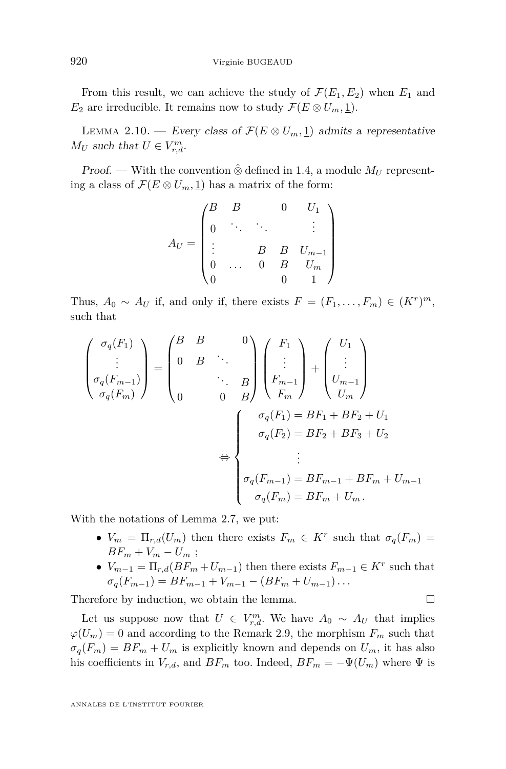From this result, we can achieve the study of $\mathcal{F}(E_1, E_2)$ when $E_1$ and $E_2$ are irreducible. It remains now to study $\mathcal{F}(E \otimes U_m, \underline{1})$.

LEMMA 2.10. — *Every class of $\mathcal{F}(E \otimes U_m, \underline{1})$ admits a representative $M_U$ such that $U \in V_{r,d}^m$.*

*Proof.* — With the convention $\hat{\otimes}$ defined in 1.4, a module $M_U$ representing a class of $\mathcal{F}(E \otimes U_m, \underline{1})$ has a matrix of the form:

$$A_U = \begin{pmatrix} B & B & & 0 & U_1 \\ 0 & \ddots & \ddots & & \vdots \\ \vdots & & B & B & U_{m-1} \\ 0 & \dots & 0 & B & U_m \\ 0 & & & 0 & 1 \end{pmatrix}$$

Thus, $A_0 \sim A_U$ if, and only if, there exists $F = (F_1, \dots, F_m) \in (K^r)^m$, such that

$$\begin{pmatrix} \sigma_q(F_1) \\ \vdots \\ \sigma_q(F_{m-1}) \\ \sigma_q(F_m) \end{pmatrix} = \begin{pmatrix} B & B & & 0 \\ 0 & B & \ddots & \\ & & \ddots & B \\ 0 & & 0 & B \end{pmatrix} \begin{pmatrix} F_1 \\ \vdots \\ F_{m-1} \\ F_m \end{pmatrix} + \begin{pmatrix} U_1 \\ \vdots \\ U_{m-1} \\ U_m \end{pmatrix}$$

$$\Leftrightarrow \begin{cases} \sigma_q(F_1) = BF_1 + BF_2 + U_1 \\ \sigma_q(F_2) = BF_2 + BF_3 + U_2 \\ \vdots \\ \sigma_q(F_{m-1}) = BF_{m-1} + BF_m + U_{m-1} \\ \sigma_q(F_m) = BF_m + U_m . \end{cases}$$

With the notations of Lemma 2.7, we put:

- $V_m = \Pi_{r,d}(U_m)$ then there exists $F_m \in K^r$ such that $\sigma_q(F_m) = BF_m + V_m - U_m$ ;
- $V_{m-1} = \Pi_{r,d}(BF_m + U_{m-1})$ then there exists $F_{m-1} \in K^r$ such that $\sigma_q(F_{m-1}) = BF_{m-1} + V_{m-1} - (BF_m + U_{m-1}) \dots$

Therefore by induction, we obtain the lemma. □

Let us suppose now that $U \in V_{r,d}^m$. We have $A_0 \sim A_U$ that implies $\varphi(U_m) = 0$ and according to the Remark 2.9, the morphism $F_m$ such that $\sigma_q(F_m) = BF_m + U_m$ is explicitly known and depends on $U_m$, it has also his coefficients in $V_{r,d}$, and $BF_m$ too. Indeed, $BF_m = -\Psi(U_m)$ where $\Psi$ is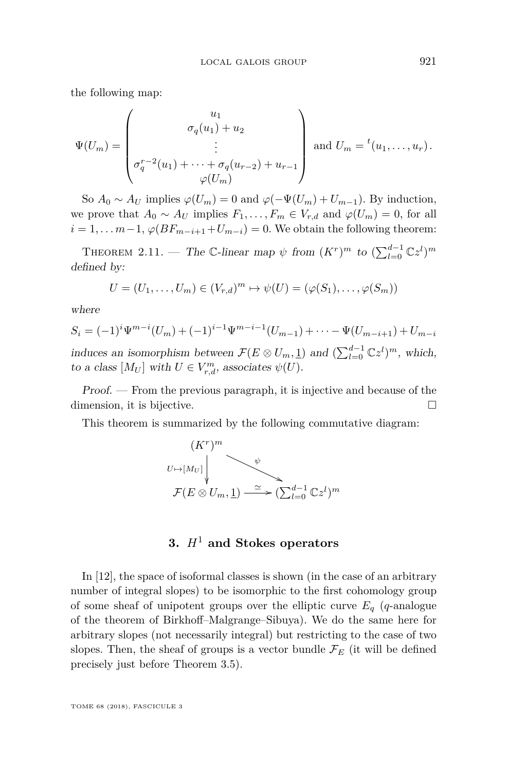the following map:

$$\Psi(U_m) = \begin{pmatrix} u_1 \\ \sigma_q(u_1) + u_2 \\ \vdots \\ \sigma_q^{r-2}(u_1) + \cdots + \sigma_q(u_{r-2}) + u_{r-1} \\ \varphi(U_m) \end{pmatrix} \text{ and } U_m = {}^t(u_1, \ldots, u_r).$$

So $A_0 \sim A_U$ implies $\varphi(U_m) = 0$ and $\varphi(-\Psi(U_m) + U_{m-1})$. By induction, we prove that $A_0 \sim A_U$ implies $F_1, \ldots, F_m \in V_{r,d}$ and $\varphi(U_m) = 0$, for all $i = 1, \ldots m-1$, $\varphi(BF_{m-i+1} + U_{m-i}) = 0$. We obtain the following theorem:

Theorem 2.11. — *The $\mathbb{C}$-linear map $\psi$ from $(K^r)^m$ to $(\sum_{l=0}^{d-1} \mathbb{C}z^l)^m$ defined by:*

$$U = (U_1, \ldots, U_m) \in (V_{r,d})^m \mapsto \psi(U) = (\varphi(S_1), \ldots, \varphi(S_m))$$

*where*

$$S_i = (-1)^i \Psi^{m-i}(U_m) + (-1)^{i-1}\Psi^{m-i-1}(U_{m-1}) + \cdots - \Psi(U_{m-i+1}) + U_{m-i}$$

*induces an isomorphism between $\mathcal{F}(E \otimes U_m, \underline{1})$ and $(\sum_{l=0}^{d-1} \mathbb{C}z^l)^m$, which, to a class $[M_U]$ with $U \in V_{r,d}^m$, associates $\psi(U)$.*

*Proof.* — From the previous paragraph, it is injective and because of the dimension, it is bijective. ☐

This theorem is summarized by the following commutative diagram:

$$\begin{array}{ccc} (K^r)^m & & \\ \downarrow{\scriptstyle U \mapsto [M_U]} & \searrow^{\psi} & \\ \mathcal{F}(E \otimes U_m, \underline{1}) & \xrightarrow{\simeq} & (\sum_{l=0}^{d-1} \mathbb{C}z^l)^m \end{array}$$

## 3. $H^1$ and Stokes operators

In [12], the space of isoformal classes is shown (in the case of an arbitrary number of integral slopes) to be isomorphic to the first cohomology group of some sheaf of unipotent groups over the elliptic curve $E_q$ ($q$-analogue of the theorem of Birkhoff–Malgrange–Sibuya). We do the same here for arbitrary slopes (not necessarily integral) but restricting to the case of two slopes. Then, the sheaf of groups is a vector bundle $\mathcal{F}_E$ (it will be defined precisely just before Theorem 3.5).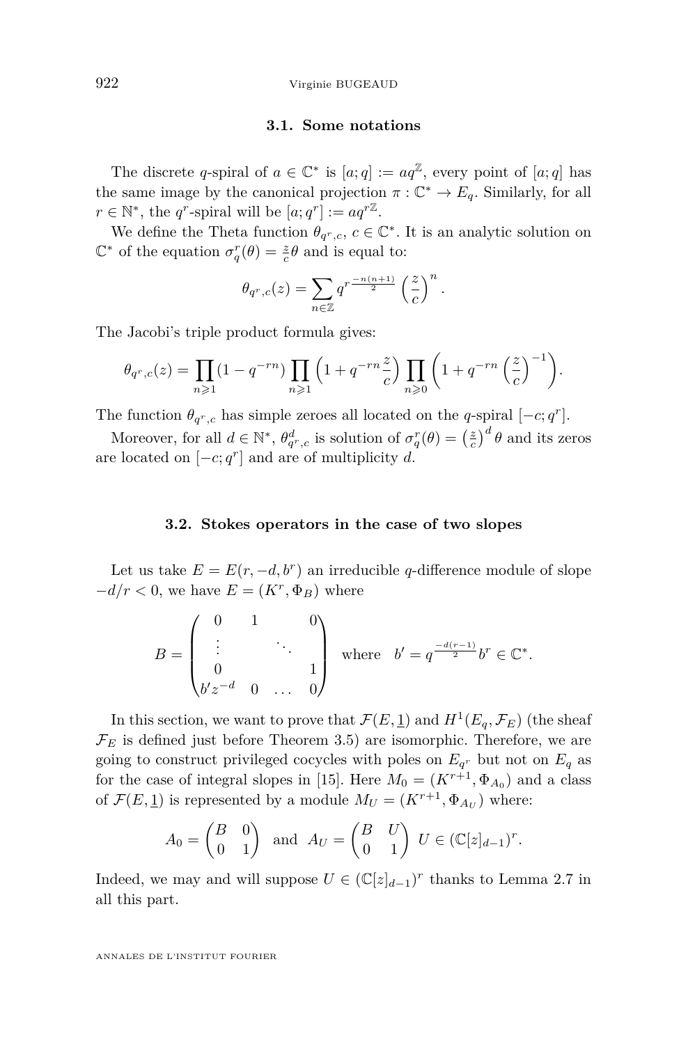### 3.1. Some notations

The discrete $q$-spiral of $a \in \mathbb{C}^*$ is $[a;q] := aq^{\mathbb{Z}}$, every point of $[a;q]$ has the same image by the canonical projection $\pi : \mathbb{C}^* \to E_q$. Similarly, for all $r \in \mathbb{N}^*$, the $q^r$-spiral will be $[a;q^r] := aq^{r\mathbb{Z}}$.

We define the Theta function $\theta_{q^r,c}$, $c \in \mathbb{C}^*$. It is an analytic solution on $\mathbb{C}^*$ of the equation $\sigma_q^r(\theta) = \frac{z}{c}\theta$ and is equal to:

$$\theta_{q^r,c}(z) = \sum_{n\in\mathbb{Z}} q^{r\frac{-n(n+1)}{2}} \left(\frac{z}{c}\right)^n.$$

The Jacobi's triple product formula gives:

$$\theta_{q^r,c}(z) = \prod_{n\geqslant 1}(1-q^{-rn}) \prod_{n\geqslant 1}\left(1+q^{-rn}\frac{z}{c}\right) \prod_{n\geqslant 0}\left(1+q^{-rn}\left(\frac{z}{c}\right)^{-1}\right).$$

The function $\theta_{q^r,c}$ has simple zeroes all located on the $q$-spiral $[-c;q^r]$.

Moreover, for all $d \in \mathbb{N}^*$, $\theta^d_{q^r,c}$ is solution of $\sigma_q^r(\theta) = \left(\frac{z}{c}\right)^d \theta$ and its zeros are located on $[-c;q^r]$ and are of multiplicity $d$.

### 3.2. Stokes operators in the case of two slopes

Let us take $E = E(r,-d,b^r)$ an irreducible $q$-difference module of slope $-d/r < 0$, we have $E = (K^r, \Phi_B)$ where

$$B = \begin{pmatrix} 0 & 1 & & 0 \\ \vdots & & \ddots & \\ 0 & & & 1 \\ b'z^{-d} & 0 & \dots & 0 \end{pmatrix} \quad \text{where} \quad b' = q^{\frac{-d(r-1)}{2}} b^r \in \mathbb{C}^*.$$

In this section, we want to prove that $\mathcal{F}(E,\underline{1})$ and $H^1(E_q,\mathcal{F}_E)$ (the sheaf $\mathcal{F}_E$ is defined just before Theorem 3.5) are isomorphic. Therefore, we are going to construct privileged cocycles with poles on $E_{q^r}$ but not on $E_q$ as for the case of integral slopes in [15]. Here $M_0 = (K^{r+1}, \Phi_{A_0})$ and a class of $\mathcal{F}(E,\underline{1})$ is represented by a module $M_U = (K^{r+1}, \Phi_{A_U})$ where:

$$A_0 = \begin{pmatrix} B & 0 \\ 0 & 1 \end{pmatrix} \quad \text{and} \quad A_U = \begin{pmatrix} B & U \\ 0 & 1 \end{pmatrix} \; U \in (\mathbb{C}[z]_{d-1})^r.$$

Indeed, we may and will suppose $U \in (\mathbb{C}[z]_{d-1})^r$ thanks to Lemma 2.7 in all this part.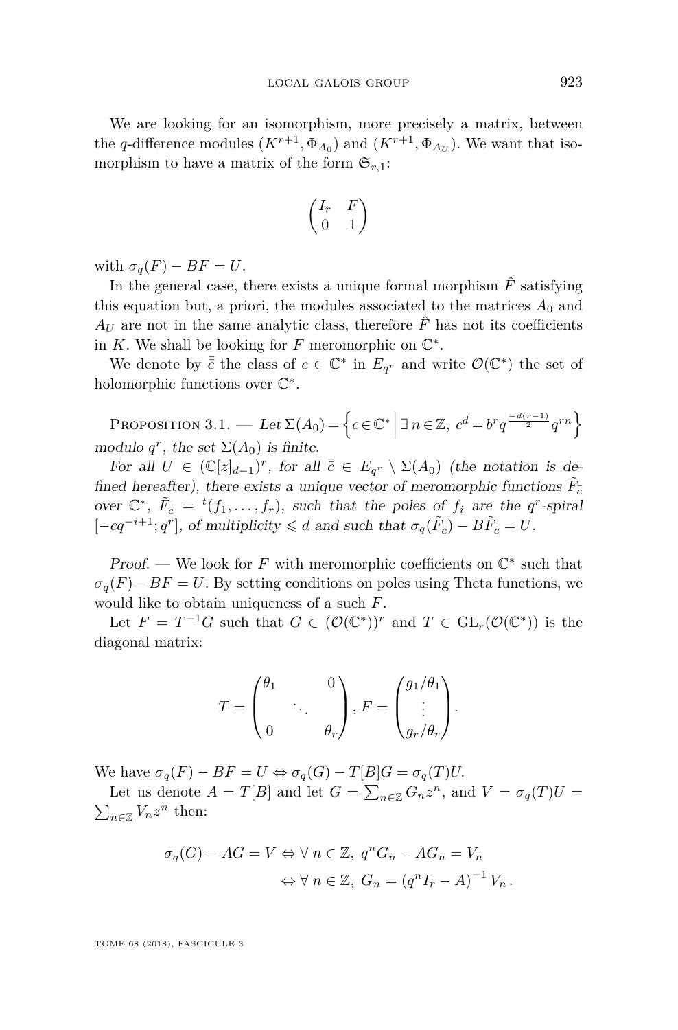We are looking for an isomorphism, more precisely a matrix, between the $q$-difference modules $(K^{r+1}, \Phi_{A_0})$ and $(K^{r+1}, \Phi_{A_U})$. We want that isomorphism to have a matrix of the form $\mathfrak{G}_{r,1}$:

$$\begin{pmatrix} I_r & F \\ 0 & 1 \end{pmatrix}$$

with $\sigma_q(F) - BF = U$.

In the general case, there exists a unique formal morphism $\hat{F}$ satisfying this equation but, a priori, the modules associated to the matrices $A_0$ and $A_U$ are not in the same analytic class, therefore $\hat{F}$ has not its coefficients in $K$. We shall be looking for $F$ meromorphic on $\mathbb{C}^*$.

We denote by $\bar{\bar{c}}$ the class of $c \in \mathbb{C}^*$ in $E_{q^r}$ and write $\mathcal{O}(\mathbb{C}^*)$ the set of holomorphic functions over $\mathbb{C}^*$.

Proposition 3.1. — *Let* $\Sigma(A_0) = \left\{ c \in \mathbb{C}^* \,\middle|\, \exists\, n \in \mathbb{Z},\ c^d = b^r q^{\frac{-d(r-1)}{2}} q^{rn} \right\}$ *modulo* $q^r$, *the set* $\Sigma(A_0)$ *is finite.*

*For all* $U \in (\mathbb{C}[z]_{d-1})^r$, *for all* $\bar{\bar{c}} \in E_{q^r} \setminus \Sigma(A_0)$ *(the notation is defined hereafter), there exists a unique vector of meromorphic functions* $\tilde{F}_{\bar{\bar{c}}}$ *over* $\mathbb{C}^*$, $\tilde{F}_{\bar{\bar{c}}} = {}^t(f_1, \ldots, f_r)$, *such that the poles of* $f_i$ *are the* $q^r$*-spiral* $[-cq^{-i+1}; q^r]$, *of multiplicity* $\leqslant d$ *and such that* $\sigma_q(\tilde{F}_{\bar{\bar{c}}}) - B\tilde{F}_{\bar{\bar{c}}} = U$.

*Proof.* — We look for $F$ with meromorphic coefficients on $\mathbb{C}^*$ such that $\sigma_q(F) - BF = U$. By setting conditions on poles using Theta functions, we would like to obtain uniqueness of a such $F$.

Let $F = T^{-1}G$ such that $G \in (\mathcal{O}(\mathbb{C}^*))^r$ and $T \in \mathrm{GL}_r(\mathcal{O}(\mathbb{C}^*))$ is the diagonal matrix:

$$T = \begin{pmatrix} \theta_1 & & 0 \\ & \ddots & \\ 0 & & \theta_r \end{pmatrix}, F = \begin{pmatrix} g_1/\theta_1 \\ \vdots \\ g_r/\theta_r \end{pmatrix}.$$

We have $\sigma_q(F) - BF = U \Leftrightarrow \sigma_q(G) - T[B]G = \sigma_q(T)U$.

Let us denote $A = T[B]$ and let $G = \sum_{n \in \mathbb{Z}} G_n z^n$, and $V = \sigma_q(T)U = \sum_{n \in \mathbb{Z}} V_n z^n$ then:

$$\begin{aligned} \sigma_q(G) - AG = V &\Leftrightarrow \forall\, n \in \mathbb{Z},\ q^n G_n - AG_n = V_n \\ &\Leftrightarrow \forall\, n \in \mathbb{Z},\ G_n = (q^n I_r - A)^{-1} V_n. \end{aligned}$$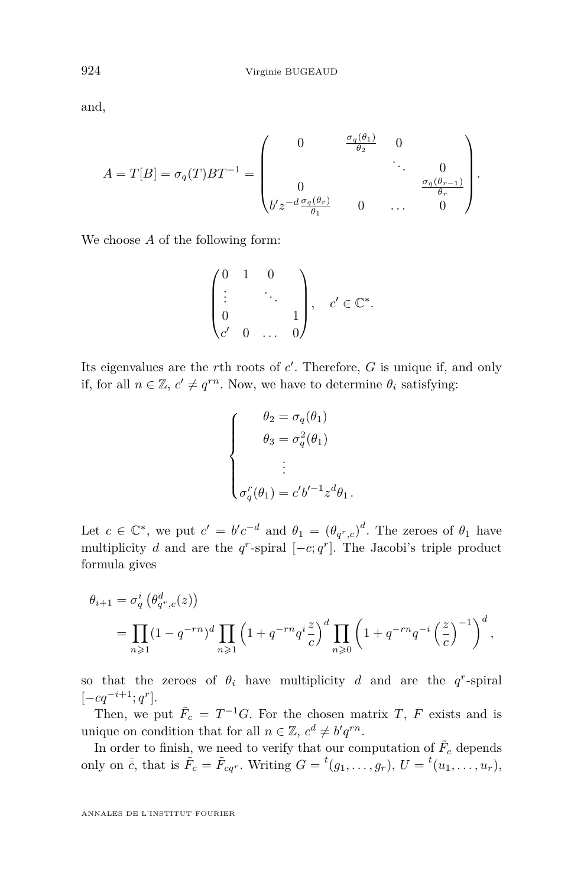and,

$$A = T[B] = \sigma_q(T)BT^{-1} = \begin{pmatrix} 0 & \frac{\sigma_q(\theta_1)}{\theta_2} & 0 & \\ & & \ddots & 0 \\ 0 & & & \frac{\sigma_q(\theta_{r-1})}{\theta_r} \\ b' z^{-d}\frac{\sigma_q(\theta_r)}{\theta_1} & 0 & \dots & 0 \end{pmatrix}.$$

We choose $A$ of the following form:

$$\begin{pmatrix} 0 & 1 & 0 & \\ \vdots & & \ddots & \\ 0 & & & 1 \\ c' & 0 & \dots & 0 \end{pmatrix}, \quad c' \in \mathbb{C}^*.$$

Its eigenvalues are the $r$th roots of $c'$. Therefore, $G$ is unique if, and only if, for all $n \in \mathbb{Z}$, $c' \neq q^{rn}$. Now, we have to determine $\theta_i$ satisfying:

$$\begin{cases} \theta_2 = \sigma_q(\theta_1) \\ \theta_3 = \sigma_q^2(\theta_1) \\ \quad \vdots \\ \sigma_q^r(\theta_1) = c' b'^{-1} z^d \theta_1 \,. \end{cases}$$

Let $c \in \mathbb{C}^*$, we put $c' = b' c^{-d}$ and $\theta_1 = (\theta_{q^r,c})^d$. The zeroes of $\theta_1$ have multiplicity $d$ and are the $q^r$-spiral $[-c; q^r]$. The Jacobi's triple product formula gives

$$\begin{aligned} \theta_{i+1} &= \sigma_q^i\left(\theta^d_{q^r,c}(z)\right) \\ &= \prod_{n\geqslant 1}(1-q^{-rn})^d \prod_{n\geqslant 1}\left(1+q^{-rn}q^i\frac{z}{c}\right)^d \prod_{n\geqslant 0}\left(1+q^{-rn}q^{-i}\left(\frac{z}{c}\right)^{-1}\right)^d, \end{aligned}$$

so that the zeroes of $\theta_i$ have multiplicity $d$ and are the $q^r$-spiral $[-cq^{-i+1}; q^r]$.

Then, we put $\tilde{F}_c = T^{-1}G$. For the chosen matrix $T$, $F$ exists and is unique on condition that for all $n \in \mathbb{Z}$, $c^d \neq b' q^{rn}$.

In order to finish, we need to verify that our computation of $\tilde{F}_c$ depends only on $\bar{\bar{c}}$, that is $\tilde{F}_c = \tilde{F}_{cq^r}$. Writing $G = {}^t(g_1, \dots, g_r)$, $U = {}^t(u_1, \dots, u_r)$,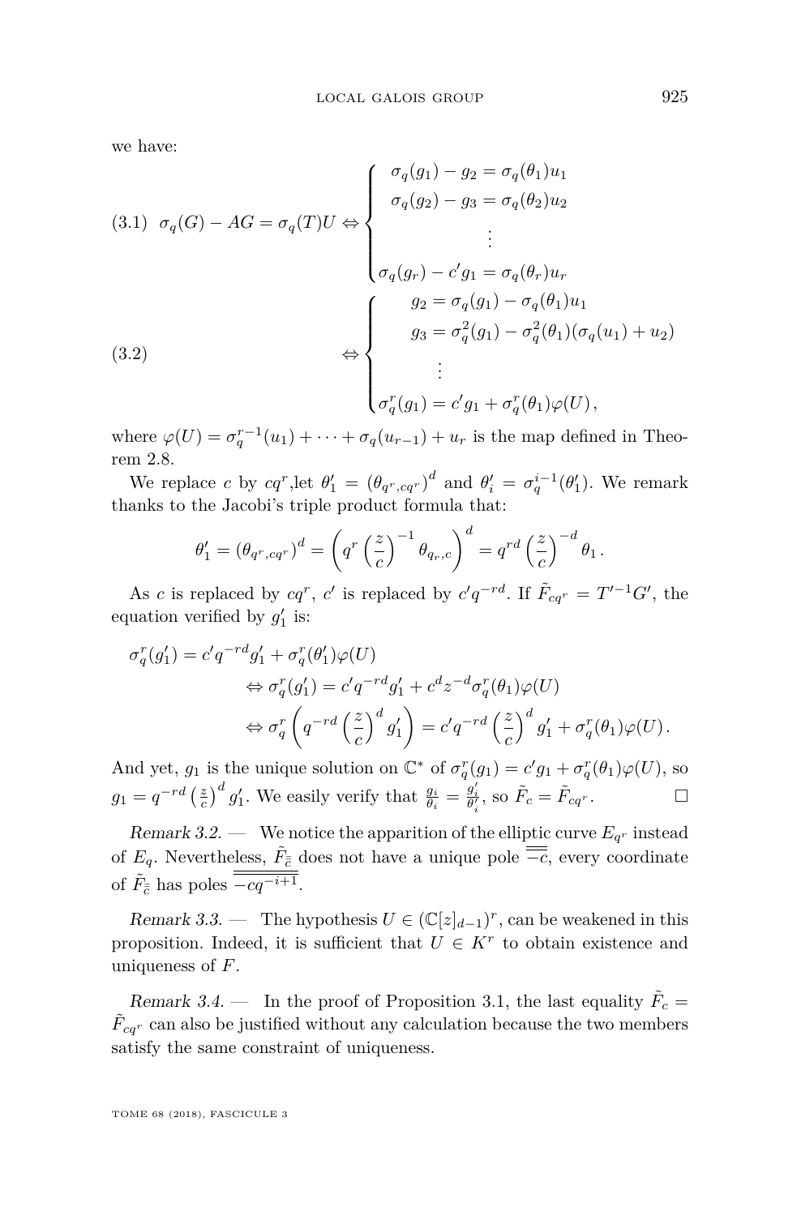we have:

$$
(3.1)\quad \sigma_q(G) - AG = \sigma_q(T)U \Leftrightarrow \begin{cases} \sigma_q(g_1) - g_2 = \sigma_q(\theta_1)u_1 \\ \sigma_q(g_2) - g_3 = \sigma_q(\theta_2)u_2 \\ \quad\vdots \\ \sigma_q(g_r) - c'g_1 = \sigma_q(\theta_r)u_r \end{cases}
$$

$$
(3.2)\quad \Leftrightarrow \begin{cases} g_2 = \sigma_q(g_1) - \sigma_q(\theta_1)u_1 \\ g_3 = \sigma_q^2(g_1) - \sigma_q^2(\theta_1)(\sigma_q(u_1) + u_2) \\ \quad\vdots \\ \sigma_q^r(g_1) = c'g_1 + \sigma_q^r(\theta_1)\varphi(U), \end{cases}
$$

where $\varphi(U) = \sigma_q^{r-1}(u_1) + \cdots + \sigma_q(u_{r-1}) + u_r$ is the map defined in Theorem 2.8.

We replace $c$ by $cq^r$,let $\theta_1' = (\theta_{q^r,cq^r})^d$ and $\theta_i' = \sigma_q^{i-1}(\theta_1')$. We remark thanks to the Jacobi's triple product formula that:

$$
\theta_1' = (\theta_{q^r,cq^r})^d = \left(q^r \left(\frac{z}{c}\right)^{-1} \theta_{q_r,c}\right)^d = q^{rd}\left(\frac{z}{c}\right)^{-d}\theta_1 .
$$

As $c$ is replaced by $cq^r$, $c'$ is replaced by $c'q^{-rd}$. If $\tilde{F}_{cq^r} = T'^{-1}G'$, the equation verified by $g_1'$ is:

$$
\begin{aligned}
\sigma_q^r(g_1') &= c'q^{-rd}g_1' + \sigma_q^r(\theta_1')\varphi(U) \\
&\Leftrightarrow \sigma_q^r(g_1') = c'q^{-rd}g_1' + c^d z^{-d}\sigma_q^r(\theta_1)\varphi(U) \\
&\Leftrightarrow \sigma_q^r\left(q^{-rd}\left(\frac{z}{c}\right)^d g_1'\right) = c'q^{-rd}\left(\frac{z}{c}\right)^d g_1' + \sigma_q^r(\theta_1)\varphi(U).
\end{aligned}
$$

And yet, $g_1$ is the unique solution on $\mathbb{C}^*$ of $\sigma_q^r(g_1) = c'g_1 + \sigma_q^r(\theta_1)\varphi(U)$, so $g_1 = q^{-rd}\left(\frac{z}{c}\right)^d g_1'$. We easily verify that $\frac{g_i}{\theta_i} = \frac{g_i'}{\theta_i'}$, so $\tilde{F}_c = \tilde{F}_{cq^r}$. □

*Remark 3.2.* — We notice the apparition of the elliptic curve $E_{q^r}$ instead of $E_q$. Nevertheless, $\tilde{F}_{\bar{\bar{c}}}$ does not have a unique pole $\overline{\overline{-c}}$, every coordinate of $\tilde{F}_{\bar{\bar{c}}}$ has poles $\overline{\overline{-cq^{-i+1}}}$.

*Remark 3.3.* — The hypothesis $U \in (\mathbb{C}[z]_{d-1})^r$, can be weakened in this proposition. Indeed, it is sufficient that $U \in K^r$ to obtain existence and uniqueness of $F$.

*Remark 3.4.* — In the proof of Proposition 3.1, the last equality $\tilde{F}_c = \tilde{F}_{cq^r}$ can also be justified without any calculation because the two members satisfy the same constraint of uniqueness.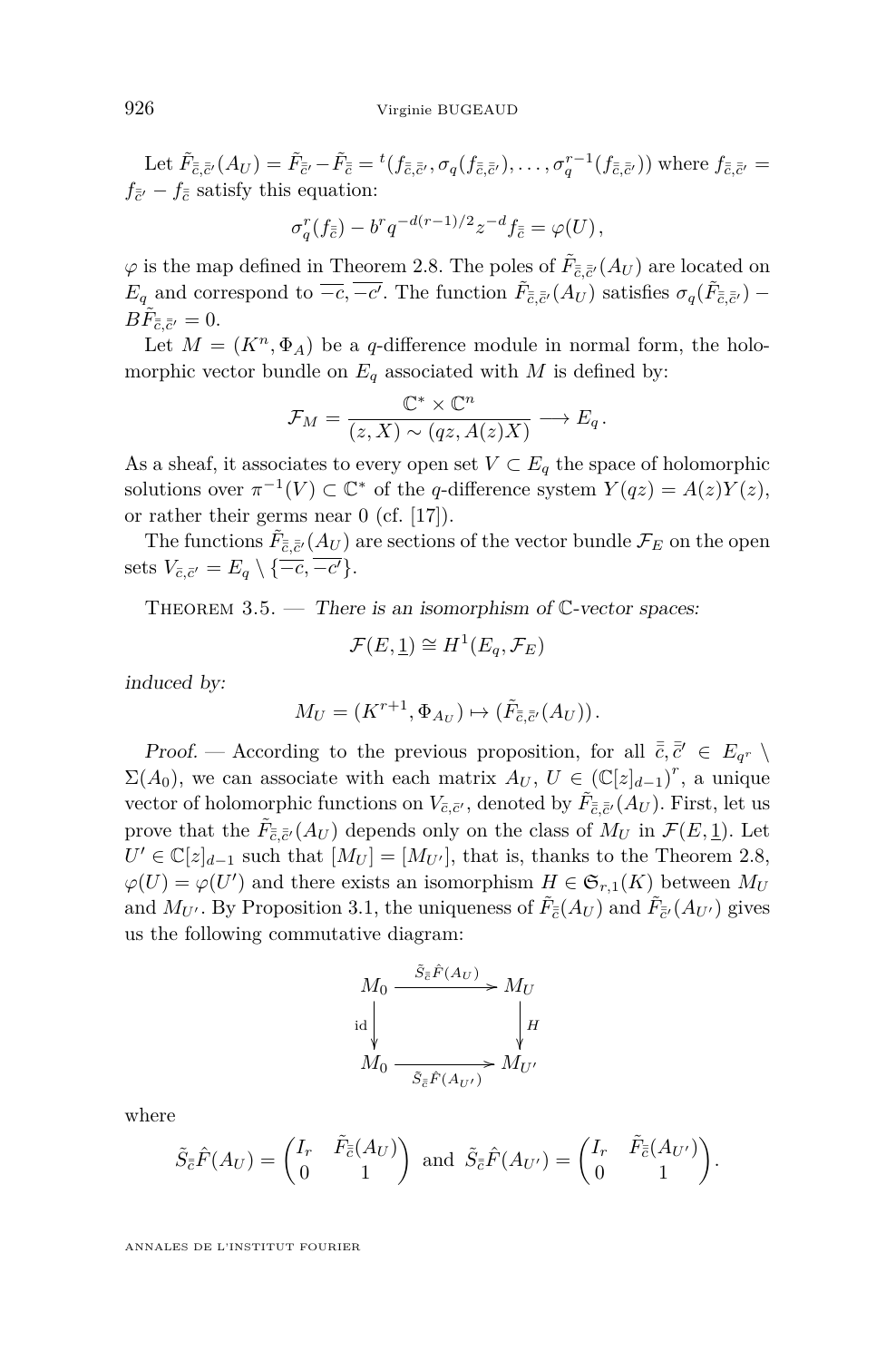Let $\tilde{F}_{\bar{\bar{c}},\bar{\bar{c}}'}(A_U) = \tilde{F}_{\bar{\bar{c}}'} - \tilde{F}_{\bar{\bar{c}}} = {}^t(f_{\bar{\bar{c}},\bar{\bar{c}}'}, \sigma_q(f_{\bar{\bar{c}},\bar{\bar{c}}'}), \ldots, \sigma_q^{r-1}(f_{\bar{\bar{c}},\bar{\bar{c}}'}))$ where $f_{\bar{\bar{c}},\bar{\bar{c}}'} = f_{\bar{\bar{c}}'} - f_{\bar{\bar{c}}}$ satisfy this equation:

$$\sigma_q^r(f_{\bar{\bar{c}}}) - b^r q^{-d(r-1)/2} z^{-d} f_{\bar{\bar{c}}} = \varphi(U),$$

$\varphi$ is the map defined in Theorem 2.8. The poles of $\tilde{F}_{\bar{\bar{c}},\bar{\bar{c}}'}(A_U)$ are located on $E_q$ and correspond to $\overline{-c}, \overline{-c'}$. The function $\tilde{F}_{\bar{\bar{c}},\bar{\bar{c}}'}(A_U)$ satisfies $\sigma_q(\tilde{F}_{\bar{\bar{c}},\bar{\bar{c}}'}) - B\tilde{F}_{\bar{\bar{c}},\bar{\bar{c}}'} = 0$.

Let $M = (K^n, \Phi_A)$ be a $q$-difference module in normal form, the holomorphic vector bundle on $E_q$ associated with $M$ is defined by:

$$\mathcal{F}_M = \frac{\mathbb{C}^* \times \mathbb{C}^n}{(z, X) \sim (qz, A(z)X)} \longrightarrow E_q.$$

As a sheaf, it associates to every open set $V \subset E_q$ the space of holomorphic solutions over $\pi^{-1}(V) \subset \mathbb{C}^*$ of the $q$-difference system $Y(qz) = A(z)Y(z)$, or rather their germs near 0 (cf. [17]).

The functions $\tilde{F}_{\bar{\bar{c}},\bar{\bar{c}}'}(A_U)$ are sections of the vector bundle $\mathcal{F}_E$ on the open sets $V_{\bar{c},\bar{c}'} = E_q \setminus \{\overline{-c}, \overline{-c'}\}$.

Theorem 3.5. — *There is an isomorphism of $\mathbb{C}$-vector spaces:*

$$\mathcal{F}(E, \underline{1}) \cong H^1(E_q, \mathcal{F}_E)$$

*induced by:*

$$M_U = (K^{r+1}, \Phi_{A_U}) \mapsto (\tilde{F}_{\bar{\bar{c}},\bar{\bar{c}}'}(A_U)).$$

*Proof.* — According to the previous proposition, for all $\bar{\bar{c}}, \bar{\bar{c}}' \in E_{q^r} \setminus \Sigma(A_0)$, we can associate with each matrix $A_U$, $U \in (\mathbb{C}[z]_{d-1})^r$, a unique vector of holomorphic functions on $V_{\bar{c},\bar{c}'}$, denoted by $\tilde{F}_{\bar{\bar{c}},\bar{\bar{c}}'}(A_U)$. First, let us prove that the $\tilde{F}_{\bar{\bar{c}},\bar{\bar{c}}'}(A_U)$ depends only on the class of $M_U$ in $\mathcal{F}(E, \underline{1})$. Let $U' \in \mathbb{C}[z]_{d-1}$ such that $[M_U] = [M_{U'}]$, that is, thanks to the Theorem 2.8, $\varphi(U) = \varphi(U')$ and there exists an isomorphism $H \in \mathfrak{G}_{r,1}(K)$ between $M_U$ and $M_{U'}$. By Proposition 3.1, the uniqueness of $\tilde{F}_{\bar{\bar{c}}}(A_U)$ and $\tilde{F}_{\bar{\bar{c}}'}(A_{U'})$ gives us the following commutative diagram:

$$\begin{array}{ccc} M_0 & \xrightarrow{\tilde{S}_{\bar{\bar{c}}}\hat{F}(A_U)} & M_U \\ \downarrow \text{id} & & \downarrow H \\ M_0 & \xrightarrow[\tilde{S}_{\bar{\bar{c}}}\hat{F}(A_{U'})]{} & M_{U'} \end{array}$$

where

$$\tilde{S}_{\bar{\bar{c}}}\hat{F}(A_U) = \begin{pmatrix} I_r & \tilde{F}_{\bar{\bar{c}}}(A_U) \\ 0 & 1 \end{pmatrix} \text{ and } \tilde{S}_{\bar{\bar{c}}}\hat{F}(A_{U'}) = \begin{pmatrix} I_r & \tilde{F}_{\bar{\bar{c}}}(A_{U'}) \\ 0 & 1 \end{pmatrix}.$$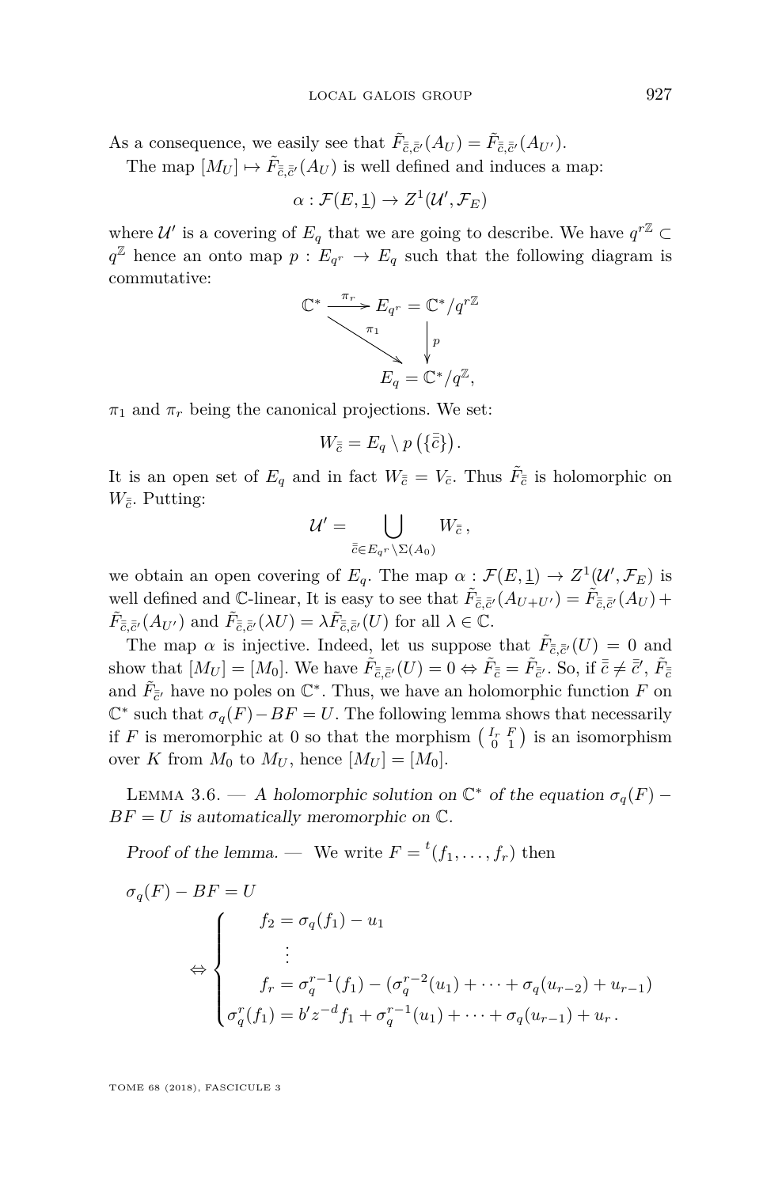As a consequence, we easily see that $\tilde{F}_{\bar{\bar{c}},\bar{\bar{c}}'}(A_U) = \tilde{F}_{\bar{\bar{c}},\bar{\bar{c}}'}(A_{U'})$.

The map $[M_U] \mapsto \tilde{F}_{\bar{\bar{c}},\bar{\bar{c}}'}(A_U)$ is well defined and induces a map:

$$\alpha : \mathcal{F}(E, \underline{1}) \to Z^1(\mathcal{U}', \mathcal{F}_E)$$

where $\mathcal{U}'$ is a covering of $E_q$ that we are going to describe. We have $q^{r\mathbb{Z}} \subset q^{\mathbb{Z}}$ hence an onto map $p : E_{q^r} \to E_q$ such that the following diagram is commutative:

$$\begin{array}{ccc} \mathbb{C}^* & \xrightarrow{\pi_r} & E_{q^r} = \mathbb{C}^*/q^{r\mathbb{Z}} \\ & \searrow^{\pi_1} & \downarrow p \\ & & E_q = \mathbb{C}^*/q^{\mathbb{Z}}, \end{array}$$

$\pi_1$ and $\pi_r$ being the canonical projections. We set:

$$W_{\bar{\bar{c}}} = E_q \setminus p\left(\{\bar{\bar{c}}\}\right).$$

It is an open set of $E_q$ and in fact $W_{\bar{\bar{c}}} = V_{\bar{c}}$. Thus $\tilde{F}_{\bar{\bar{c}}}$ is holomorphic on $W_{\bar{\bar{c}}}$. Putting:

$$\mathcal{U}' = \bigcup_{\bar{\bar{c}} \in E_{q^r} \setminus \Sigma(A_0)} W_{\bar{\bar{c}}}\,,$$

we obtain an open covering of $E_q$. The map $\alpha : \mathcal{F}(E, \underline{1}) \to Z^1(\mathcal{U}', \mathcal{F}_E)$ is well defined and $\mathbb{C}$-linear, It is easy to see that $\tilde{F}_{\bar{\bar{c}},\bar{\bar{c}}'}(A_{U+U'}) = \tilde{F}_{\bar{\bar{c}},\bar{\bar{c}}'}(A_U) + \tilde{F}_{\bar{\bar{c}},\bar{\bar{c}}'}(A_{U'})$ and $\tilde{F}_{\bar{\bar{c}},\bar{\bar{c}}'}(\lambda U) = \lambda \tilde{F}_{\bar{\bar{c}},\bar{\bar{c}}'}(U)$ for all $\lambda \in \mathbb{C}$.

The map $\alpha$ is injective. Indeed, let us suppose that $\tilde{F}_{\bar{\bar{c}},\bar{\bar{c}}'}(U) = 0$ and show that $[M_U] = [M_0]$. We have $\tilde{F}_{\bar{\bar{c}},\bar{\bar{c}}'}(U) = 0 \Leftrightarrow \tilde{F}_{\bar{\bar{c}}} = \tilde{F}_{\bar{\bar{c}}'}$. So, if $\bar{\bar{c}} \neq \bar{\bar{c}}'$, $\tilde{F}_{\bar{\bar{c}}}$ and $\tilde{F}_{\bar{\bar{c}}'}$ have no poles on $\mathbb{C}^*$. Thus, we have an holomorphic function $F$ on $\mathbb{C}^*$ such that $\sigma_q(F) - BF = U$. The following lemma shows that necessarily if $F$ is meromorphic at 0 so that the morphism $\left(\begin{smallmatrix} I_r & F \\ 0 & 1 \end{smallmatrix}\right)$ is an isomorphism over $K$ from $M_0$ to $M_U$, hence $[M_U] = [M_0]$.

Lemma 3.6. — *A holomorphic solution on $\mathbb{C}^*$ of the equation $\sigma_q(F) - BF = U$ is automatically meromorphic on $\mathbb{C}$.*

*Proof of the lemma.* — We write $F = {}^t(f_1, \ldots, f_r)$ then

$$\sigma_q(F) - BF = U$$
$$\Leftrightarrow \begin{cases} \quad f_2 = \sigma_q(f_1) - u_1 \\ \qquad \vdots \\ \quad f_r = \sigma_q^{r-1}(f_1) - (\sigma_q^{r-2}(u_1) + \cdots + \sigma_q(u_{r-2}) + u_{r-1}) \\ \sigma_q^r(f_1) = b' z^{-d} f_1 + \sigma_q^{r-1}(u_1) + \cdots + \sigma_q(u_{r-1}) + u_r\,. \end{cases}$$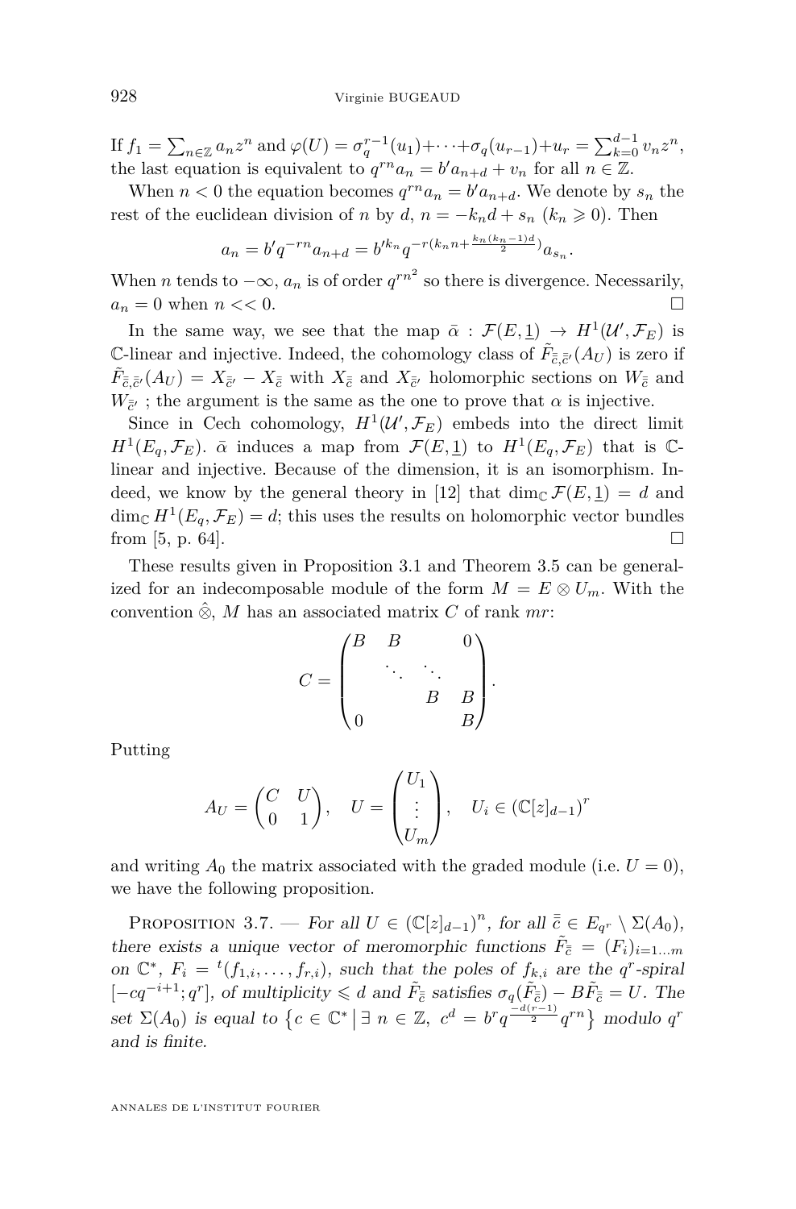If $f_1 = \sum_{n\in\mathbb{Z}} a_n z^n$ and $\varphi(U) = \sigma_q^{r-1}(u_1)+\cdots+\sigma_q(u_{r-1})+u_r = \sum_{k=0}^{d-1} v_n z^n$, the last equation is equivalent to $q^{rn}a_n = b' a_{n+d} + v_n$ for all $n \in \mathbb{Z}$.

When $n < 0$ the equation becomes $q^{rn}a_n = b' a_{n+d}$. We denote by $s_n$ the rest of the euclidean division of $n$ by $d$, $n = -k_n d + s_n$ ($k_n \geqslant 0$). Then

$$a_n = b' q^{-rn} a_{n+d} = b'^{k_n} q^{-r(k_n n + \frac{k_n(k_n-1)d}{2})} a_{s_n}.$$

When $n$ tends to $-\infty$, $a_n$ is of order $q^{rn^2}$ so there is divergence. Necessarily, $a_n = 0$ when $n << 0$. $\square$

In the same way, we see that the map $\bar{\alpha} : \mathcal{F}(E, \underline{1}) \to H^1(\mathcal{U}', \mathcal{F}_E)$ is $\mathbb{C}$-linear and injective. Indeed, the cohomology class of $\tilde{F}_{\bar{\bar{c}},\bar{\bar{c}}'}(A_U)$ is zero if $\tilde{F}_{\bar{\bar{c}},\bar{\bar{c}}'}(A_U) = X_{\bar{\bar{c}}'} - X_{\bar{\bar{c}}}$ with $X_{\bar{\bar{c}}}$ and $X_{\bar{\bar{c}}'}$ holomorphic sections on $W_{\bar{\bar{c}}}$ and $W_{\bar{\bar{c}}'}$ ; the argument is the same as the one to prove that $\alpha$ is injective.

Since in Cech cohomology, $H^1(\mathcal{U}', \mathcal{F}_E)$ embeds into the direct limit $H^1(E_q, \mathcal{F}_E)$. $\bar{\alpha}$ induces a map from $\mathcal{F}(E, \underline{1})$ to $H^1(E_q, \mathcal{F}_E)$ that is $\mathbb{C}$-linear and injective. Because of the dimension, it is an isomorphism. Indeed, we know by the general theory in [12] that $\dim_{\mathbb{C}} \mathcal{F}(E, \underline{1}) = d$ and $\dim_{\mathbb{C}} H^1(E_q, \mathcal{F}_E) = d$; this uses the results on holomorphic vector bundles from [5, p. 64]. $\square$

These results given in Proposition 3.1 and Theorem 3.5 can be generalized for an indecomposable module of the form $M = E \otimes U_m$. With the convention $\hat{\otimes}$, $M$ has an associated matrix $C$ of rank $mr$:

$$C = \begin{pmatrix} B & B & & 0 \\ & \ddots & \ddots & \\ & & B & B \\ 0 & & & B \end{pmatrix}.$$

Putting

$$A_U = \begin{pmatrix} C & U \\ 0 & 1 \end{pmatrix}, \quad U = \begin{pmatrix} U_1 \\ \vdots \\ U_m \end{pmatrix}, \quad U_i \in (\mathbb{C}[z]_{d-1})^r$$

and writing $A_0$ the matrix associated with the graded module (i.e. $U = 0$), we have the following proposition.

Proposition 3.7. — *For all $U \in (\mathbb{C}[z]_{d-1})^n$, for all $\bar{\bar{c}} \in E_{q^r} \setminus \Sigma(A_0)$, there exists a unique vector of meromorphic functions $\tilde{F}_{\bar{\bar{c}}} = (F_i)_{i=1\dots m}$ on $\mathbb{C}^*$, $F_i = {}^t(f_{1,i}, \dots, f_{r,i})$, such that the poles of $f_{k,i}$ are the $q^r$-spiral $[-cq^{-i+1}; q^r]$, of multiplicity $\leqslant d$ and $\tilde{F}_{\bar{\bar{c}}}$ satisfies $\sigma_q(\tilde{F}_{\bar{\bar{c}}}) - B\tilde{F}_{\bar{\bar{c}}} = U$. The set $\Sigma(A_0)$ is equal to $\left\{c \in \mathbb{C}^* \,\middle|\, \exists\ n \in \mathbb{Z},\ c^d = b^r q^{\frac{-d(r-1)}{2}} q^{rn}\right\}$ modulo $q^r$ and is finite.*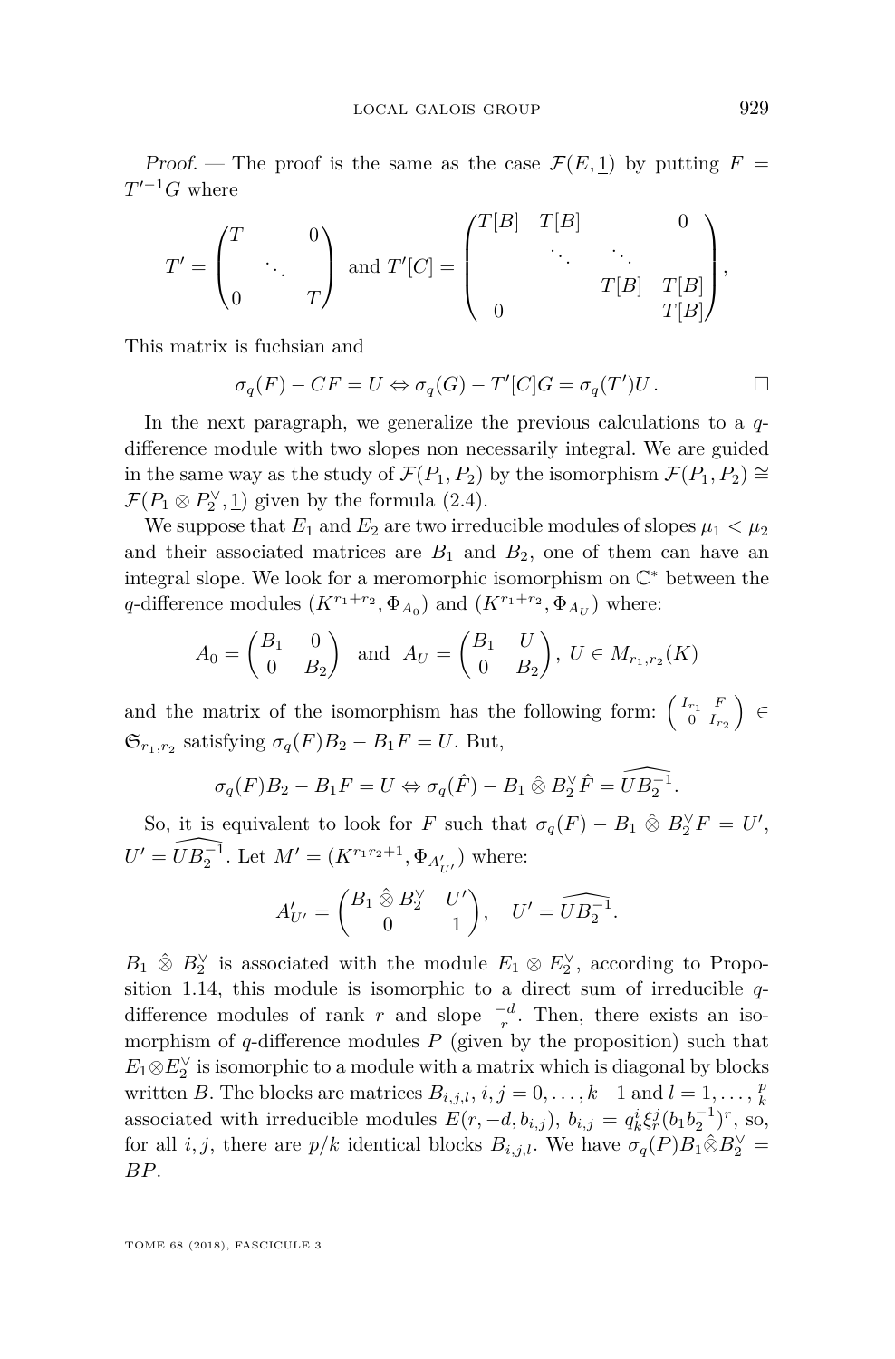*Proof.* — The proof is the same as the case $\mathcal{F}(E, \underline{1})$ by putting $F = T'^{-1}G$ where

$$T' = \begin{pmatrix} T & & 0 \\ & \ddots & \\ 0 & & T \end{pmatrix} \text{ and } T'[C] = \begin{pmatrix} T[B] & T[B] & & 0 \\ & \ddots & \ddots & \\ & & T[B] & T[B] \\ 0 & & & T[B] \end{pmatrix},$$

This matrix is fuchsian and

$$\sigma_q(F) - CF = U \Leftrightarrow \sigma_q(G) - T'[C]G = \sigma_q(T')U. \qquad \square$$

In the next paragraph, we generalize the previous calculations to a $q$-difference module with two slopes non necessarily integral. We are guided in the same way as the study of $\mathcal{F}(P_1, P_2)$ by the isomorphism $\mathcal{F}(P_1, P_2) \cong \mathcal{F}(P_1 \otimes P_2^\vee, \underline{1})$ given by the formula (2.4).

We suppose that $E_1$ and $E_2$ are two irreducible modules of slopes $\mu_1 < \mu_2$ and their associated matrices are $B_1$ and $B_2$, one of them can have an integral slope. We look for a meromorphic isomorphism on $\mathbb{C}^*$ between the $q$-difference modules $(K^{r_1+r_2}, \Phi_{A_0})$ and $(K^{r_1+r_2}, \Phi_{A_U})$ where:

$$A_0 = \begin{pmatrix} B_1 & 0 \\ 0 & B_2 \end{pmatrix} \text{ and } A_U = \begin{pmatrix} B_1 & U \\ 0 & B_2 \end{pmatrix}, \, U \in M_{r_1, r_2}(K)$$

and the matrix of the isomorphism has the following form: $\begin{pmatrix} I_{r_1} & F \\ 0 & I_{r_2} \end{pmatrix} \in \mathfrak{G}_{r_1, r_2}$ satisfying $\sigma_q(F)B_2 - B_1 F = U$. But,

$$\sigma_q(F)B_2 - B_1 F = U \Leftrightarrow \sigma_q(\hat{F}) - B_1 \hat{\otimes} B_2^\vee \hat{F} = \widehat{UB_2^{-1}}.$$

So, it is equivalent to look for $F$ such that $\sigma_q(F) - B_1 \hat{\otimes} B_2^\vee F = U'$, $U' = \widehat{UB_2^{-1}}$. Let $M' = (K^{r_1 r_2 + 1}, \Phi_{A'_{U'}})$ where:

$$A'_{U'} = \begin{pmatrix} B_1 \hat{\otimes} B_2^\vee & U' \\ 0 & 1 \end{pmatrix}, \quad U' = \widehat{UB_2^{-1}}.$$

$B_1 \hat{\otimes} B_2^\vee$ is associated with the module $E_1 \otimes E_2^\vee$, according to Proposition 1.14, this module is isomorphic to a direct sum of irreducible $q$-difference modules of rank $r$ and slope $\frac{-d}{r}$. Then, there exists an isomorphism of $q$-difference modules $P$ (given by the proposition) such that $E_1 \otimes E_2^\vee$ is isomorphic to a module with a matrix which is diagonal by blocks written $B$. The blocks are matrices $B_{i,j,l}$, $i, j = 0, \ldots, k-1$ and $l = 1, \ldots, \frac{p}{k}$ associated with irreducible modules $E(r, -d, b_{i,j})$, $b_{i,j} = q_k^i \xi_r^j (b_1 b_2^{-1})^r$, so, for all $i, j$, there are $p/k$ identical blocks $B_{i,j,l}$. We have $\sigma_q(P) B_1 \hat{\otimes} B_2^\vee = BP$.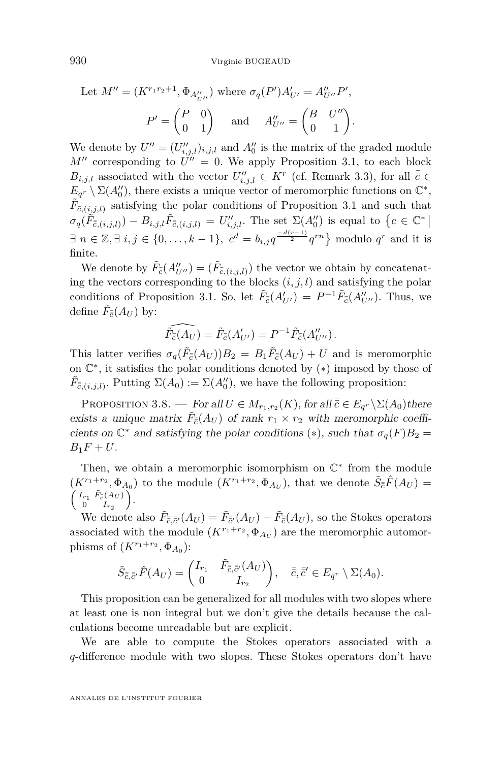Let $M'' = (K^{r_1 r_2+1}, \Phi_{A''_{U''}})$ where $\sigma_q(P')A'_{U'} = A''_{U''}P'$,

$$P' = \begin{pmatrix} P & 0 \\ 0 & 1 \end{pmatrix} \quad \text{and} \quad A''_{U''} = \begin{pmatrix} B & U'' \\ 0 & 1 \end{pmatrix}.$$

We denote by $U'' = (U''_{i,j,l})_{i,j,l}$ and $A''_0$ is the matrix of the graded module $M''$ corresponding to $U'' = 0$. We apply Proposition 3.1, to each block $B_{i,j,l}$ associated with the vector $U''_{i,j,l} \in K^r$ (cf. Remark 3.3), for all $\bar{\bar{c}} \in E_{q^r} \setminus \Sigma(A''_0)$, there exists a unique vector of meromorphic functions on $\mathbb{C}^*$, $\tilde{F}_{\bar{\bar{c}},(i,j,l)}$ satisfying the polar conditions of Proposition 3.1 and such that $\sigma_q(\tilde{F}_{\bar{\bar{c}},(i,j,l)}) - B_{i,j,l}\tilde{F}_{\bar{\bar{c}},(i,j,l)} = U''_{i,j,l}$. The set $\Sigma(A''_0)$ is equal to $\left\{c \in \mathbb{C}^* \,\middle|\, \exists\, n \in \mathbb{Z}, \exists\, i,j \in \{0,\ldots,k-1\},\ c^d = b_{i,j} q^{\frac{-d(r-1)}{2}} q^{rn}\right\}$ modulo $q^r$ and it is finite.

We denote by $\tilde{F}_{\bar{\bar{c}}}(A''_{U''}) = (\tilde{F}_{\bar{\bar{c}},(i,j,l)})$ the vector we obtain by concatenating the vectors corresponding to the blocks $(i,j,l)$ and satisfying the polar conditions of Proposition 3.1. So, let $\tilde{F}_{\bar{\bar{c}}}(A'_{U'}) = P^{-1}\tilde{F}_{\bar{\bar{c}}}(A''_{U''})$. Thus, we define $\tilde{F}_{\bar{\bar{c}}}(A_U)$ by:

$$\widehat{\tilde{F}_{\bar{\bar{c}}}(A_U)} = \tilde{F}_{\bar{\bar{c}}}(A'_{U'}) = P^{-1}\tilde{F}_{\bar{\bar{c}}}(A''_{U''}).$$

This latter verifies $\sigma_q(\tilde{F}_{\bar{\bar{c}}}(A_U))B_2 = B_1\tilde{F}_{\bar{\bar{c}}}(A_U) + U$ and is meromorphic on $\mathbb{C}^*$, it satisfies the polar conditions denoted by $(*)$ imposed by those of $\tilde{F}_{\bar{\bar{c}},(i,j,l)}$. Putting $\Sigma(A_0) := \Sigma(A''_0)$, we have the following proposition:

Proposition 3.8. — *For all $U \in M_{r_1,r_2}(K)$, for all $\bar{\bar{c}} \in E_{q^r} \setminus \Sigma(A_0)$ there exists a unique matrix $\tilde{F}_{\bar{\bar{c}}}(A_U)$ of rank $r_1 \times r_2$ with meromorphic coefficients on $\mathbb{C}^*$ and satisfying the polar conditions $(*)$, such that $\sigma_q(F)B_2 = B_1F + U$.*

Then, we obtain a meromorphic isomorphism on $\mathbb{C}^*$ from the module $(K^{r_1+r_2}, \Phi_{A_0})$ to the module $(K^{r_1+r_2}, \Phi_{A_U})$, that we denote $\tilde{S}_{\bar{\bar{c}}}\hat{F}(A_U) = \begin{pmatrix} I_{r_1} & \tilde{F}_{\bar{\bar{c}}}(A_U) \\ 0 & I_{r_2} \end{pmatrix}$.

We denote also $\tilde{F}_{\bar{\bar{c}},\bar{\bar{c}}'}(A_U) = \tilde{F}_{\bar{\bar{c}}'}(A_U) - \tilde{F}_{\bar{\bar{c}}}(A_U)$, so the Stokes operators associated with the module $(K^{r_1+r_2}, \Phi_{A_U})$ are the meromorphic automorphisms of $(K^{r_1+r_2}, \Phi_{A_0})$:

$$\tilde{S}_{\bar{\bar{c}},\bar{\bar{c}}'}\hat{F}(A_U) = \begin{pmatrix} I_{r_1} & \tilde{F}_{\bar{\bar{c}},\bar{\bar{c}}'}(A_U) \\ 0 & I_{r_2} \end{pmatrix}, \quad \bar{\bar{c}}, \bar{\bar{c}}' \in E_{q^r} \setminus \Sigma(A_0).$$

This proposition can be generalized for all modules with two slopes where at least one is non integral but we don't give the details because the calculations become unreadable but are explicit.

We are able to compute the Stokes operators associated with a $q$-difference module with two slopes. These Stokes operators don't have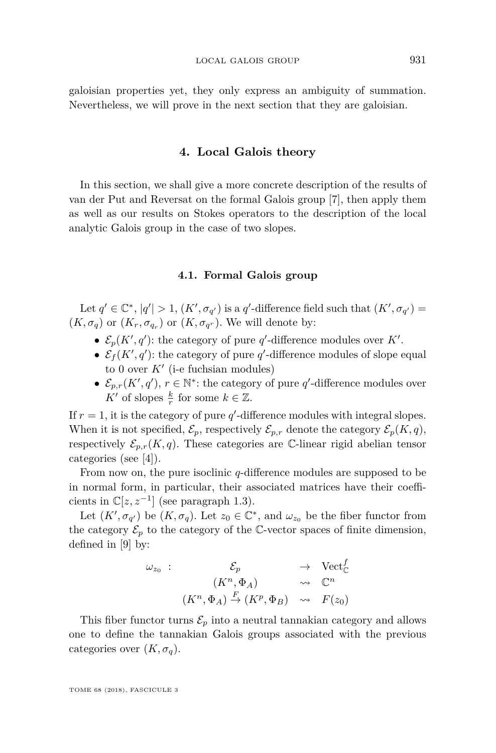galoisian properties yet, they only express an ambiguity of summation. Nevertheless, we will prove in the next section that they are galoisian.

## 4. Local Galois theory

In this section, we shall give a more concrete description of the results of van der Put and Reversat on the formal Galois group [7], then apply them as well as our results on Stokes operators to the description of the local analytic Galois group in the case of two slopes.

### 4.1. Formal Galois group

Let $q' \in \mathbb{C}^*$, $|q'| > 1$, $(K', \sigma_{q'})$ is a $q'$-difference field such that $(K', \sigma_{q'}) = (K, \sigma_q)$ or $(K_r, \sigma_{q_r})$ or $(K, \sigma_{q^r})$. We will denote by:

- $\mathcal{E}_p(K', q')$: the category of pure $q'$-difference modules over $K'$.
- $\mathcal{E}_f(K', q')$: the category of pure $q'$-difference modules of slope equal to 0 over $K'$ (i-e fuchsian modules)
- $\mathcal{E}_{p,r}(K', q')$, $r \in \mathbb{N}^*$: the category of pure $q'$-difference modules over $K'$ of slopes $\frac{k}{r}$ for some $k \in \mathbb{Z}$.

If $r = 1$, it is the category of pure $q'$-difference modules with integral slopes. When it is not specified, $\mathcal{E}_p$, respectively $\mathcal{E}_{p,r}$ denote the category $\mathcal{E}_p(K, q)$, respectively $\mathcal{E}_{p,r}(K, q)$. These categories are $\mathbb{C}$-linear rigid abelian tensor categories (see [4]).

From now on, the pure isoclinic $q$-difference modules are supposed to be in normal form, in particular, their associated matrices have their coefficients in $\mathbb{C}[z, z^{-1}]$ (see paragraph 1.3).

Let $(K', \sigma_{q'})$ be $(K, \sigma_q)$. Let $z_0 \in \mathbb{C}^*$, and $\omega_{z_0}$ be the fiber functor from the category $\mathcal{E}_p$ to the category of the $\mathbb{C}$-vector spaces of finite dimension, defined in [9] by:

$$
\begin{array}{cccc}
\omega_{z_0} & : & \mathcal{E}_p & \to & \mathrm{Vect}^f_{\mathbb{C}} \\
 & & (K^n, \Phi_A) & \rightsquigarrow & \mathbb{C}^n \\
 & & (K^n, \Phi_A) \xrightarrow{F} (K^p, \Phi_B) & \rightsquigarrow & F(z_0)
\end{array}
$$

This fiber functor turns $\mathcal{E}_p$ into a neutral tannakian category and allows one to define the tannakian Galois groups associated with the previous categories over $(K, \sigma_q)$.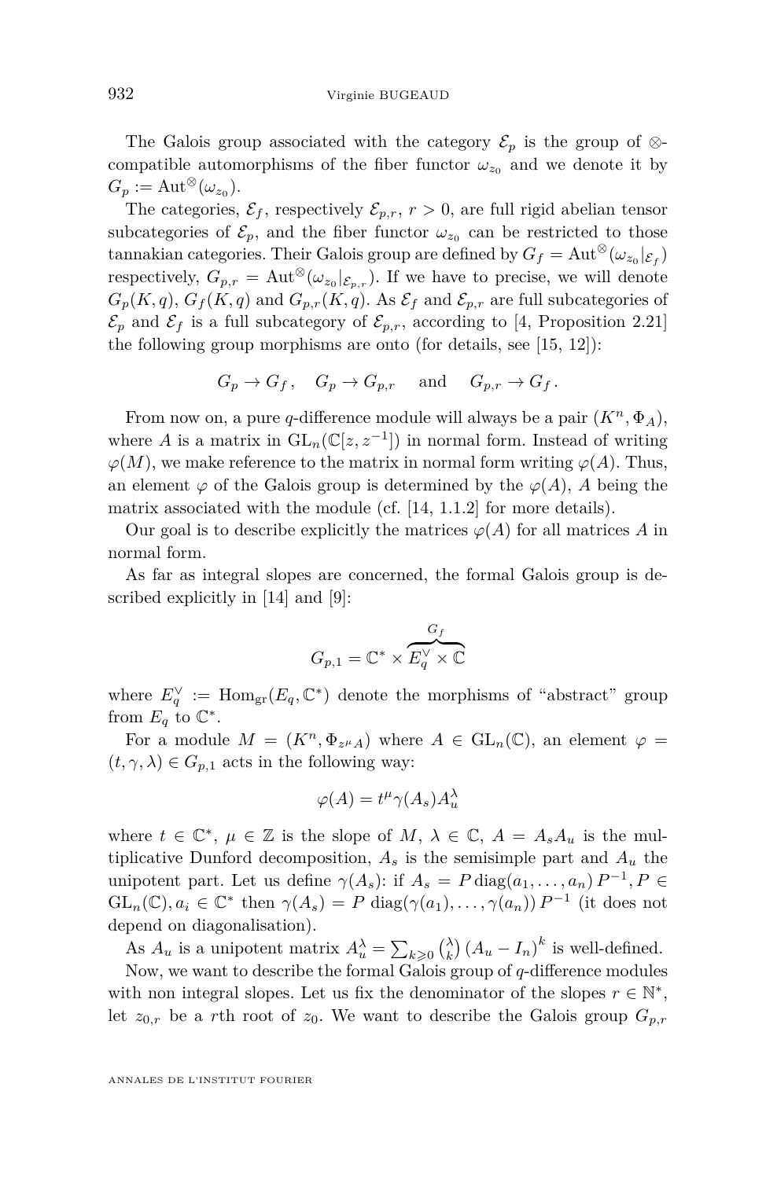The Galois group associated with the category $\mathcal{E}_p$ is the group of $\otimes$-compatible automorphisms of the fiber functor $\omega_{z_0}$ and we denote it by $G_p := \mathrm{Aut}^{\otimes}(\omega_{z_0})$.

The categories, $\mathcal{E}_f$, respectively $\mathcal{E}_{p,r}$, $r > 0$, are full rigid abelian tensor subcategories of $\mathcal{E}_p$, and the fiber functor $\omega_{z_0}$ can be restricted to those tannakian categories. Their Galois group are defined by $G_f = \mathrm{Aut}^{\otimes}(\omega_{z_0}|_{\mathcal{E}_f})$ respectively, $G_{p,r} = \mathrm{Aut}^{\otimes}(\omega_{z_0}|_{\mathcal{E}_{p,r}})$. If we have to precise, we will denote $G_p(K,q)$, $G_f(K,q)$ and $G_{p,r}(K,q)$. As $\mathcal{E}_f$ and $\mathcal{E}_{p,r}$ are full subcategories of $\mathcal{E}_p$ and $\mathcal{E}_f$ is a full subcategory of $\mathcal{E}_{p,r}$, according to [4, Proposition 2.21] the following group morphisms are onto (for details, see [15, 12]):

$$G_p \to G_f\,, \quad G_p \to G_{p,r} \quad \text{ and } \quad G_{p,r} \to G_f\,.$$

From now on, a pure $q$-difference module will always be a pair $(K^n, \Phi_A)$, where $A$ is a matrix in $\mathrm{GL}_n(\mathbb{C}[z, z^{-1}])$ in normal form. Instead of writing $\varphi(M)$, we make reference to the matrix in normal form writing $\varphi(A)$. Thus, an element $\varphi$ of the Galois group is determined by the $\varphi(A)$, $A$ being the matrix associated with the module (cf. [14, 1.1.2] for more details).

Our goal is to describe explicitly the matrices $\varphi(A)$ for all matrices $A$ in normal form.

As far as integral slopes are concerned, the formal Galois group is described explicitly in [14] and [9]:

$$G_{p,1} = \mathbb{C}^* \times \overbrace{E_q^{\vee} \times \mathbb{C}}^{G_f}$$

where $E_q^{\vee} := \mathrm{Hom}_{\mathrm{gr}}(E_q, \mathbb{C}^*)$ denote the morphisms of "abstract" group from $E_q$ to $\mathbb{C}^*$.

For a module $M = (K^n, \Phi_{z^{\mu}A})$ where $A \in \mathrm{GL}_n(\mathbb{C})$, an element $\varphi = (t, \gamma, \lambda) \in G_{p,1}$ acts in the following way:

$$\varphi(A) = t^{\mu}\gamma(A_s)A_u^{\lambda}$$

where $t \in \mathbb{C}^*$, $\mu \in \mathbb{Z}$ is the slope of $M$, $\lambda \in \mathbb{C}$, $A = A_sA_u$ is the multiplicative Dunford decomposition, $A_s$ is the semisimple part and $A_u$ the unipotent part. Let us define $\gamma(A_s)$: if $A_s = P\,\mathrm{diag}(a_1, \ldots, a_n)\,P^{-1}, P \in \mathrm{GL}_n(\mathbb{C}), a_i \in \mathbb{C}^*$ then $\gamma(A_s) = P\,\mathrm{diag}(\gamma(a_1), \ldots, \gamma(a_n))\,P^{-1}$ (it does not depend on diagonalisation).

As $A_u$ is a unipotent matrix $A_u^{\lambda} = \sum_{k \geqslant 0} \binom{\lambda}{k} (A_u - I_n)^k$ is well-defined.

Now, we want to describe the formal Galois group of $q$-difference modules with non integral slopes. Let us fix the denominator of the slopes $r \in \mathbb{N}^*$, let $z_{0,r}$ be a $r$th root of $z_0$. We want to describe the Galois group $G_{p,r}$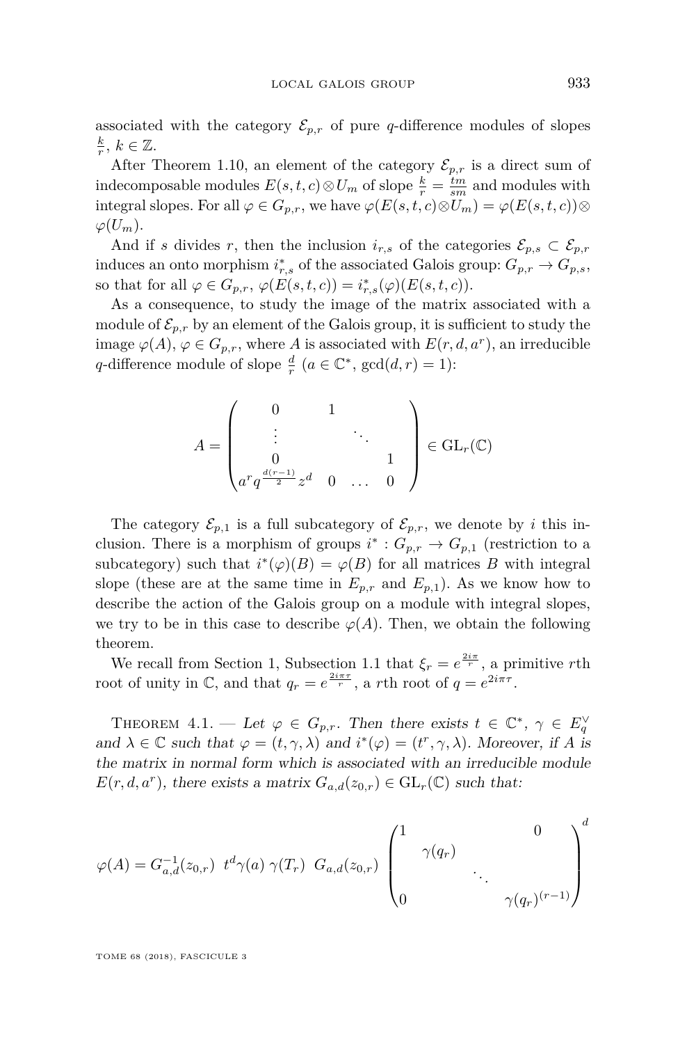associated with the category $\mathcal{E}_{p,r}$ of pure $q$-difference modules of slopes $\frac{k}{r}$, $k \in \mathbb{Z}$.

After Theorem 1.10, an element of the category $\mathcal{E}_{p,r}$ is a direct sum of indecomposable modules $E(s,t,c)\otimes U_m$ of slope $\frac{k}{r} = \frac{tm}{sm}$ and modules with integral slopes. For all $\varphi \in G_{p,r}$, we have $\varphi(E(s,t,c)\otimes U_m) = \varphi(E(s,t,c))\otimes \varphi(U_m)$.

And if $s$ divides $r$, then the inclusion $i_{r,s}$ of the categories $\mathcal{E}_{p,s} \subset \mathcal{E}_{p,r}$ induces an onto morphism $i^*_{r,s}$ of the associated Galois group: $G_{p,r} \to G_{p,s}$, so that for all $\varphi \in G_{p,r}$, $\varphi(E(s,t,c)) = i^*_{r,s}(\varphi)(E(s,t,c))$.

As a consequence, to study the image of the matrix associated with a module of $\mathcal{E}_{p,r}$ by an element of the Galois group, it is sufficient to study the image $\varphi(A)$, $\varphi \in G_{p,r}$, where $A$ is associated with $E(r,d,a^r)$, an irreducible $q$-difference module of slope $\frac{d}{r}$ ($a \in \mathbb{C}^*$, $\gcd(d,r) = 1$):

$$A = \begin{pmatrix} 0 & 1 & & \\ \vdots & & \ddots & \\ 0 & & & 1 \\ a^r q^{\frac{d(r-1)}{2}} z^d & 0 & \dots & 0 \end{pmatrix} \in \mathrm{GL}_r(\mathbb{C})$$

The category $\mathcal{E}_{p,1}$ is a full subcategory of $\mathcal{E}_{p,r}$, we denote by $i$ this inclusion. There is a morphism of groups $i^* : G_{p,r} \to G_{p,1}$ (restriction to a subcategory) such that $i^*(\varphi)(B) = \varphi(B)$ for all matrices $B$ with integral slope (these are at the same time in $E_{p,r}$ and $E_{p,1}$). As we know how to describe the action of the Galois group on a module with integral slopes, we try to be in this case to describe $\varphi(A)$. Then, we obtain the following theorem.

We recall from Section 1, Subsection 1.1 that $\xi_r = e^{\frac{2i\pi}{r}}$, a primitive $r$th root of unity in $\mathbb{C}$, and that $q_r = e^{\frac{2i\pi\tau}{r}}$, a $r$th root of $q = e^{2i\pi\tau}$.

Theorem 4.1. — *Let $\varphi \in G_{p,r}$. Then there exists $t \in \mathbb{C}^*$, $\gamma \in E_q^\vee$ and $\lambda \in \mathbb{C}$ such that $\varphi = (t,\gamma,\lambda)$ and $i^*(\varphi) = (t^r,\gamma,\lambda)$. Moreover, if $A$ is the matrix in normal form which is associated with an irreducible module $E(r,d,a^r)$, there exists a matrix $G_{a,d}(z_{0,r}) \in \mathrm{GL}_r(\mathbb{C})$ such that:*

$$\varphi(A) = G_{a,d}^{-1}(z_{0,r})\ \ t^d\gamma(a)\ \gamma(T_r)\ \ G_{a,d}(z_{0,r})\ \begin{pmatrix} 1 & & & 0 \\ & \gamma(q_r) & & \\ & & \ddots & \\ 0 & & & \gamma(q_r)^{(r-1)} \end{pmatrix}^d$$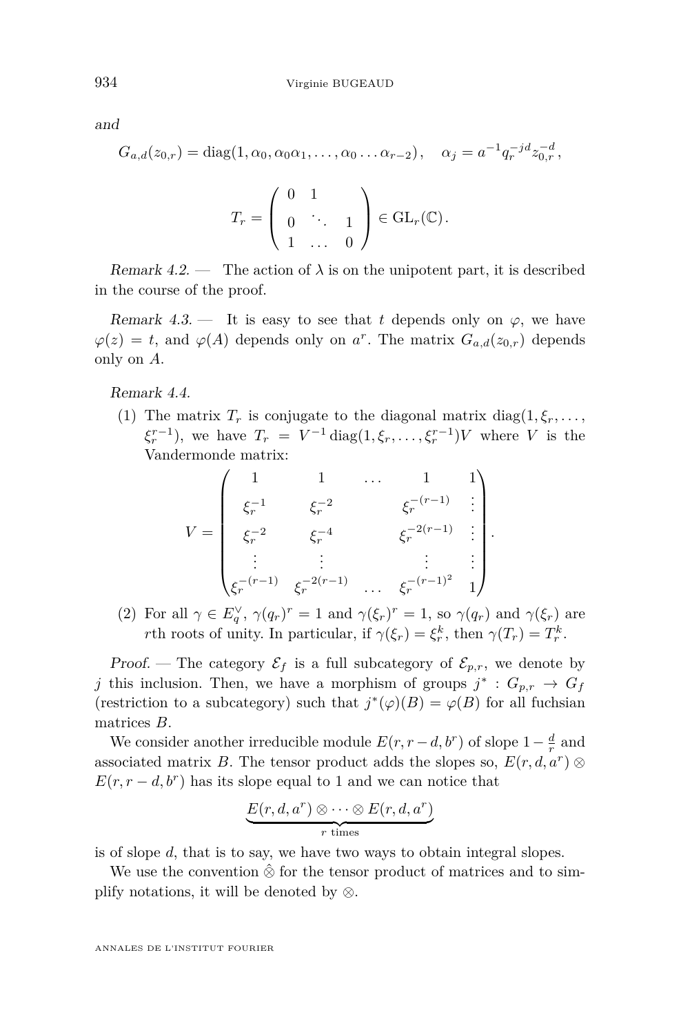and

$$G_{a,d}(z_{0,r}) = \mathrm{diag}(1, \alpha_0, \alpha_0\alpha_1, \dots, \alpha_0 \dots \alpha_{r-2}), \quad \alpha_j = a^{-1} q_r^{-jd} z_{0,r}^{-d},$$

$$T_r = \begin{pmatrix} 0 & 1 & & \\ 0 & \ddots & 1 \\ 1 & \dots & 0 \end{pmatrix} \in \mathrm{GL}_r(\mathbb{C}).$$

*Remark 4.2.* — The action of $\lambda$ is on the unipotent part, it is described in the course of the proof.

*Remark 4.3.* — It is easy to see that $t$ depends only on $\varphi$, we have $\varphi(z) = t$, and $\varphi(A)$ depends only on $a^r$. The matrix $G_{a,d}(z_{0,r})$ depends only on $A$.

*Remark 4.4.*

(1) The matrix $T_r$ is conjugate to the diagonal matrix $\mathrm{diag}(1, \xi_r, \dots, \xi_r^{r-1})$, we have $T_r = V^{-1} \mathrm{diag}(1, \xi_r, \dots, \xi_r^{r-1}) V$ where $V$ is the Vandermonde matrix:

$$V = \begin{pmatrix} 1 & 1 & \dots & 1 & 1 \\ \xi_r^{-1} & \xi_r^{-2} & & \xi_r^{-(r-1)} & \vdots \\ \xi_r^{-2} & \xi_r^{-4} & & \xi_r^{-2(r-1)} & \vdots \\ \vdots & \vdots & & \vdots & \vdots \\ \xi_r^{-(r-1)} & \xi_r^{-2(r-1)} & \dots & \xi_r^{-(r-1)^2} & 1 \end{pmatrix}.$$

(2) For all $\gamma \in E_q^\vee$, $\gamma(q_r)^r = 1$ and $\gamma(\xi_r)^r = 1$, so $\gamma(q_r)$ and $\gamma(\xi_r)$ are $r$th roots of unity. In particular, if $\gamma(\xi_r) = \xi_r^k$, then $\gamma(T_r) = T_r^k$.

*Proof.* — The category $\mathcal{E}_f$ is a full subcategory of $\mathcal{E}_{p,r}$, we denote by $j$ this inclusion. Then, we have a morphism of groups $j^* : G_{p,r} \to G_f$ (restriction to a subcategory) such that $j^*(\varphi)(B) = \varphi(B)$ for all fuchsian matrices $B$.

We consider another irreducible module $E(r, r-d, b^r)$ of slope $1 - \frac{d}{r}$ and associated matrix $B$. The tensor product adds the slopes so, $E(r, d, a^r) \otimes E(r, r-d, b^r)$ has its slope equal to 1 and we can notice that

$$\underbrace{E(r, d, a^r) \otimes \dots \otimes E(r, d, a^r)}_{r \text{ times}}$$

is of slope $d$, that is to say, we have two ways to obtain integral slopes.

We use the convention $\hat{\otimes}$ for the tensor product of matrices and to simplify notations, it will be denoted by $\otimes$.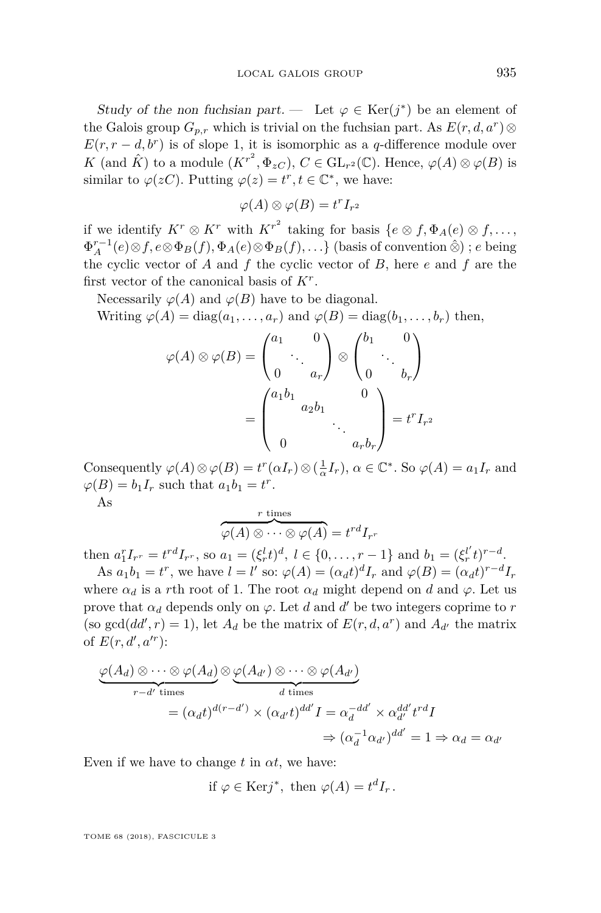*Study of the non fuchsian part.* — Let $\varphi \in \mathrm{Ker}(j^*)$ be an element of the Galois group $G_{p,r}$ which is trivial on the fuchsian part. As $E(r,d,a^r) \otimes E(r, r-d, b^r)$ is of slope 1, it is isomorphic as a $q$-difference module over $K$ (and $\hat{K}$) to a module $(K^{r^2}, \Phi_{zC})$, $C \in \mathrm{GL}_{r^2}(\mathbb{C})$. Hence, $\varphi(A) \otimes \varphi(B)$ is similar to $\varphi(zC)$. Putting $\varphi(z) = t^r, t \in \mathbb{C}^*$, we have:

$$\varphi(A) \otimes \varphi(B) = t^r I_{r^2}$$

if we identify $K^r \otimes K^r$ with $K^{r^2}$ taking for basis $\{e \otimes f, \Phi_A(e) \otimes f, \ldots, \Phi_A^{r-1}(e) \otimes f, e \otimes \Phi_B(f), \Phi_A(e) \otimes \Phi_B(f), \ldots\}$ (basis of convention $\hat{\otimes}$) ; $e$ being the cyclic vector of $A$ and $f$ the cyclic vector of $B$, here $e$ and $f$ are the first vector of the canonical basis of $K^r$.

Necessarily $\varphi(A)$ and $\varphi(B)$ have to be diagonal.

Writing $\varphi(A) = \mathrm{diag}(a_1, \ldots, a_r)$ and $\varphi(B) = \mathrm{diag}(b_1, \ldots, b_r)$ then,

$$\begin{aligned}
\varphi(A) \otimes \varphi(B) &= \begin{pmatrix} a_1 & & 0 \\ & \ddots & \\ 0 & & a_r \end{pmatrix} \otimes \begin{pmatrix} b_1 & & 0 \\ & \ddots & \\ 0 & & b_r \end{pmatrix} \\
&= \begin{pmatrix} a_1 b_1 & & & 0 \\ & a_2 b_1 & & \\ & & \ddots & \\ 0 & & & a_r b_r \end{pmatrix} = t^r I_{r^2}
\end{aligned}$$

Consequently $\varphi(A) \otimes \varphi(B) = t^r (\alpha I_r) \otimes (\frac{1}{\alpha} I_r)$, $\alpha \in \mathbb{C}^*$. So $\varphi(A) = a_1 I_r$ and $\varphi(B) = b_1 I_r$ such that $a_1 b_1 = t^r$.

As

$$\overbrace{\varphi(A) \otimes \cdots \otimes \varphi(A)}^{r \text{ times}} = t^{rd} I_{r^r}$$

then $a_1^r I_{r^r} = t^{rd} I_{r^r}$, so $a_1 = (\xi_r^l t)^d$, $l \in \{0, \ldots, r-1\}$ and $b_1 = (\xi_r^{l'} t)^{r-d}$.

As $a_1 b_1 = t^r$, we have $l = l'$ so: $\varphi(A) = (\alpha_d t)^d I_r$ and $\varphi(B) = (\alpha_d t)^{r-d} I_r$ where $\alpha_d$ is a $r$th root of 1. The root $\alpha_d$ might depend on $d$ and $\varphi$. Let us prove that $\alpha_d$ depends only on $\varphi$. Let $d$ and $d'$ be two integers coprime to $r$ (so $\gcd(dd', r) = 1$), let $A_d$ be the matrix of $E(r, d, a^r)$ and $A_{d'}$ the matrix of $E(r, d', a'^r)$:

$$\begin{aligned}
&\underbrace{\varphi(A_d) \otimes \cdots \otimes \varphi(A_d)}_{r-d' \text{ times}} \otimes \underbrace{\varphi(A_{d'}) \otimes \cdots \otimes \varphi(A_{d'})}_{d \text{ times}} \\
&\qquad = (\alpha_d t)^{d(r-d')} \times (\alpha_{d'} t)^{dd'} I = \alpha_d^{-dd'} \times \alpha_{d'}^{dd'} t^{rd} I \\
&\qquad\qquad \Rightarrow (\alpha_d^{-1} \alpha_{d'})^{dd'} = 1 \Rightarrow \alpha_d = \alpha_{d'}
\end{aligned}$$

Even if we have to change $t$ in $\alpha t$, we have:

$$\text{if } \varphi \in \mathrm{Ker} j^*, \text{ then } \varphi(A) = t^d I_r.$$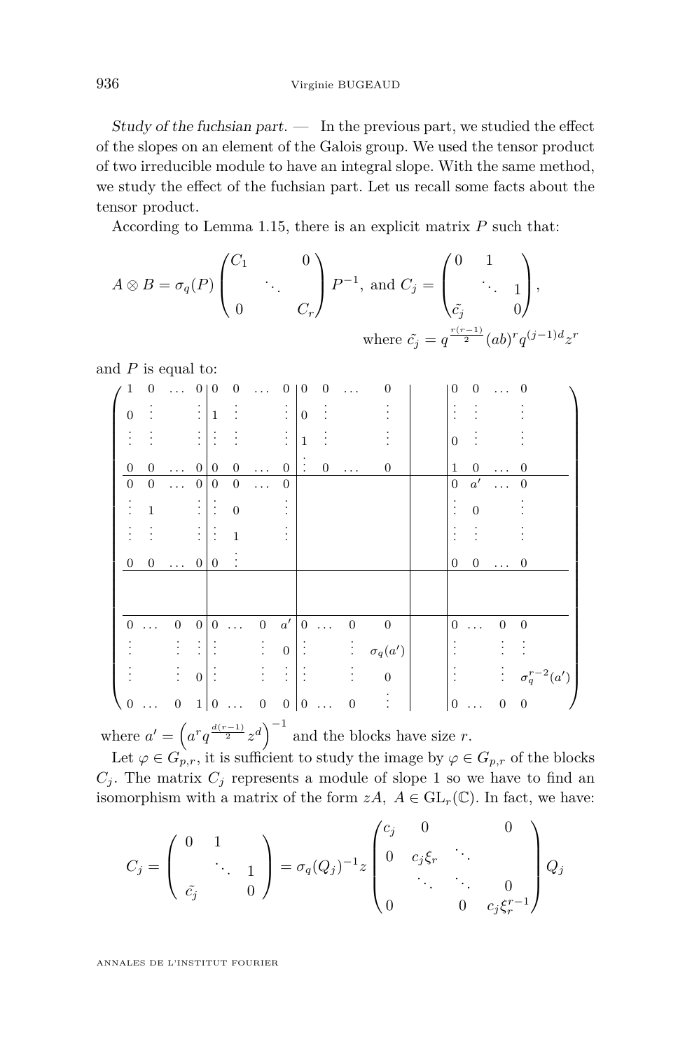*Study of the fuchsian part.* — In the previous part, we studied the effect of the slopes on an element of the Galois group. We used the tensor product of two irreducible module to have an integral slope. With the same method, we study the effect of the fuchsian part. Let us recall some facts about the tensor product.

According to Lemma 1.15, there is an explicit matrix $P$ such that:

$$A \otimes B = \sigma_q(P) \begin{pmatrix} C_1 & & 0 \\ & \ddots & \\ 0 & & C_r \end{pmatrix} P^{-1}, \text{ and } C_j = \begin{pmatrix} 0 & 1 & \\ & \ddots & 1 \\ \tilde{c_j} & & 0 \end{pmatrix},$$

$$\text{where } \tilde{c_j} = q^{\frac{r(r-1)}{2}} (ab)^r q^{(j-1)d} z^r$$

and $P$ is equal to:

$$\left(\begin{array}{cccc|cccc|cccc|c|cccc}
1 & 0 & \dots & 0 & 0 & 0 & \dots & 0 & 0 & 0 & \dots & 0 & & 0 & 0 & \dots & 0 \\
0 & \vdots & & \vdots & 1 & \vdots & & \vdots & 0 & \vdots & & \vdots & & \vdots & \vdots & & \vdots \\
\vdots & \vdots & & \vdots & \vdots & \vdots & & \vdots & 1 & \vdots & & \vdots & & 0 & \vdots & & \vdots \\
0 & 0 & \dots & 0 & 0 & 0 & \dots & 0 & \vdots & 0 & \dots & 0 & & 1 & 0 & \dots & 0 \\
\hline
0 & 0 & \dots & 0 & 0 & 0 & \dots & 0 & & & & & & 0 & a' & \dots & 0 \\
\vdots & 1 & & \vdots & \vdots & 0 & & \vdots & & & & & & \vdots & 0 & & \vdots \\
\vdots & \vdots & & \vdots & \vdots & 1 & & \vdots & & & & & & \vdots & \vdots & & \vdots \\
0 & 0 & \dots & 0 & 0 & \vdots & & & & & & & & 0 & 0 & \dots & 0 \\
\hline
 & & & & & & & & & & & & & & & & \\
\hline
0 & \dots & 0 & 0 & 0 & \dots & 0 & a' & 0 & \dots & 0 & 0 & & 0 & \dots & 0 & 0 \\
\vdots & & \vdots & \vdots & \vdots & & \vdots & 0 & \vdots & & \vdots & \sigma_q(a') & & \vdots & & \vdots & \vdots \\
\vdots & & \vdots & 0 & \vdots & & \vdots & \vdots & \vdots & & \vdots & 0 & & \vdots & & \vdots & \sigma_q^{r-2}(a') \\
0 & \dots & 0 & 1 & 0 & \dots & 0 & 0 & 0 & \dots & 0 & \vdots & & 0 & \dots & 0 & 0
\end{array}\right)$$

where $a' = \left(a^r q^{\frac{d(r-1)}{2}} z^d\right)^{-1}$ and the blocks have size $r$.

Let $\varphi \in G_{p,r}$, it is sufficient to study the image by $\varphi \in G_{p,r}$ of the blocks $C_j$. The matrix $C_j$ represents a module of slope 1 so we have to find an isomorphism with a matrix of the form $zA$, $A \in \mathrm{GL}_r(\mathbb{C})$. In fact, we have:

$$C_j = \begin{pmatrix} 0 & 1 & \\ & \ddots & 1 \\ \tilde{c_j} & & 0 \end{pmatrix} = \sigma_q(Q_j)^{-1} z \begin{pmatrix} c_j & 0 & & 0 \\ 0 & c_j\xi_r & \ddots & \\ & \ddots & \ddots & 0 \\ 0 & & 0 & c_j\xi_r^{r-1} \end{pmatrix} Q_j$$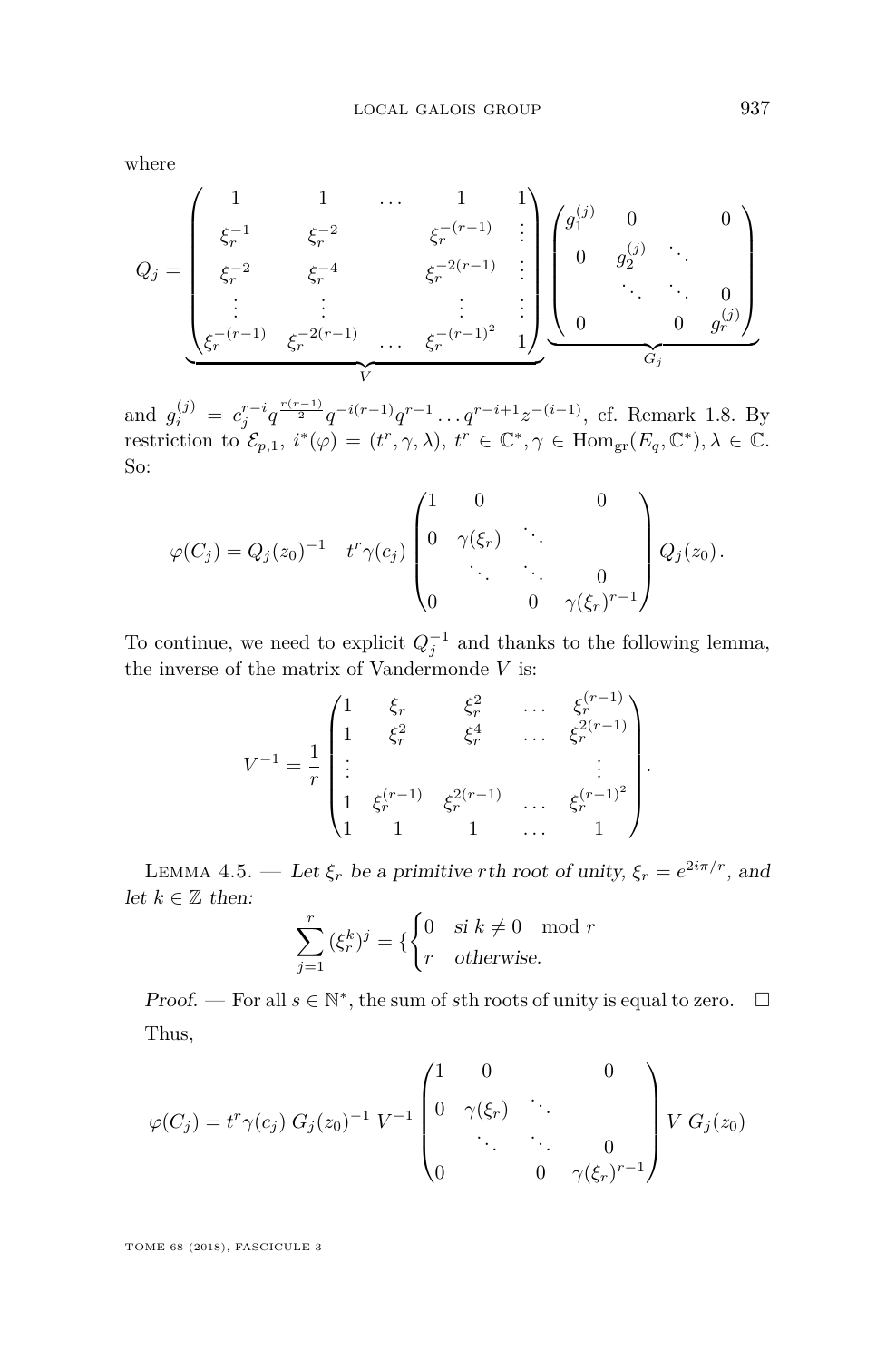where

$$Q_j = \underbrace{\begin{pmatrix} 1 & 1 & \dots & 1 & 1 \\ \xi_r^{-1} & \xi_r^{-2} & & \xi_r^{-(r-1)} & \vdots \\ \xi_r^{-2} & \xi_r^{-4} & & \xi_r^{-2(r-1)} & \vdots \\ \vdots & \vdots & & \vdots & \vdots \\ \xi_r^{-(r-1)} & \xi_r^{-2(r-1)} & \dots & \xi_r^{-(r-1)^2} & 1 \end{pmatrix}}_{V} \underbrace{\begin{pmatrix} g_1^{(j)} & 0 & & 0 \\ 0 & g_2^{(j)} & \ddots & \\ & \ddots & \ddots & 0 \\ 0 & & 0 & g_r^{(j)} \end{pmatrix}}_{G_j}$$

and $g_i^{(j)} = c_j^{r-i} q^{\frac{r(r-1)}{2}} q^{-i(r-1)} q^{r-1} \dots q^{r-i+1} z^{-(i-1)}$, cf. Remark 1.8. By restriction to $\mathcal{E}_{p,1}$, $i^*(\varphi) = (t^r, \gamma, \lambda)$, $t^r \in \mathbb{C}^*, \gamma \in \mathrm{Hom}_{\mathrm{gr}}(E_q, \mathbb{C}^*), \lambda \in \mathbb{C}$. So:

$$\varphi(C_j) = Q_j(z_0)^{-1} \quad t^r \gamma(c_j) \begin{pmatrix} 1 & 0 & & 0 \\ 0 & \gamma(\xi_r) & \ddots & \\ & \ddots & \ddots & 0 \\ 0 & & 0 & \gamma(\xi_r)^{r-1} \end{pmatrix} Q_j(z_0).$$

To continue, we need to explicit $Q_j^{-1}$ and thanks to the following lemma, the inverse of the matrix of Vandermonde $V$ is:

$$V^{-1} = \frac{1}{r} \begin{pmatrix} 1 & \xi_r & \xi_r^2 & \dots & \xi_r^{(r-1)} \\ 1 & \xi_r^2 & \xi_r^4 & \dots & \xi_r^{2(r-1)} \\ \vdots & & & & \vdots \\ 1 & \xi_r^{(r-1)} & \xi_r^{2(r-1)} & \dots & \xi_r^{(r-1)^2} \\ 1 & 1 & 1 & \dots & 1 \end{pmatrix}.$$

Lemma 4.5. — *Let $\xi_r$ be a primitive $r$th root of unity, $\xi_r = e^{2i\pi/r}$, and let $k \in \mathbb{Z}$ then:*

$$\sum_{j=1}^{r} (\xi_r^k)^j = \{ \begin{cases} 0 & si\ k \neq 0 \mod r \\ r & otherwise. \end{cases}$$

*Proof.* — For all $s \in \mathbb{N}^*$, the sum of $s$th roots of unity is equal to zero. □

Thus,

$$\varphi(C_j) = t^r \gamma(c_j)\ G_j(z_0)^{-1}\ V^{-1} \begin{pmatrix} 1 & 0 & & 0 \\ 0 & \gamma(\xi_r) & \ddots & \\ & \ddots & \ddots & 0 \\ 0 & & 0 & \gamma(\xi_r)^{r-1} \end{pmatrix} V\ G_j(z_0)$$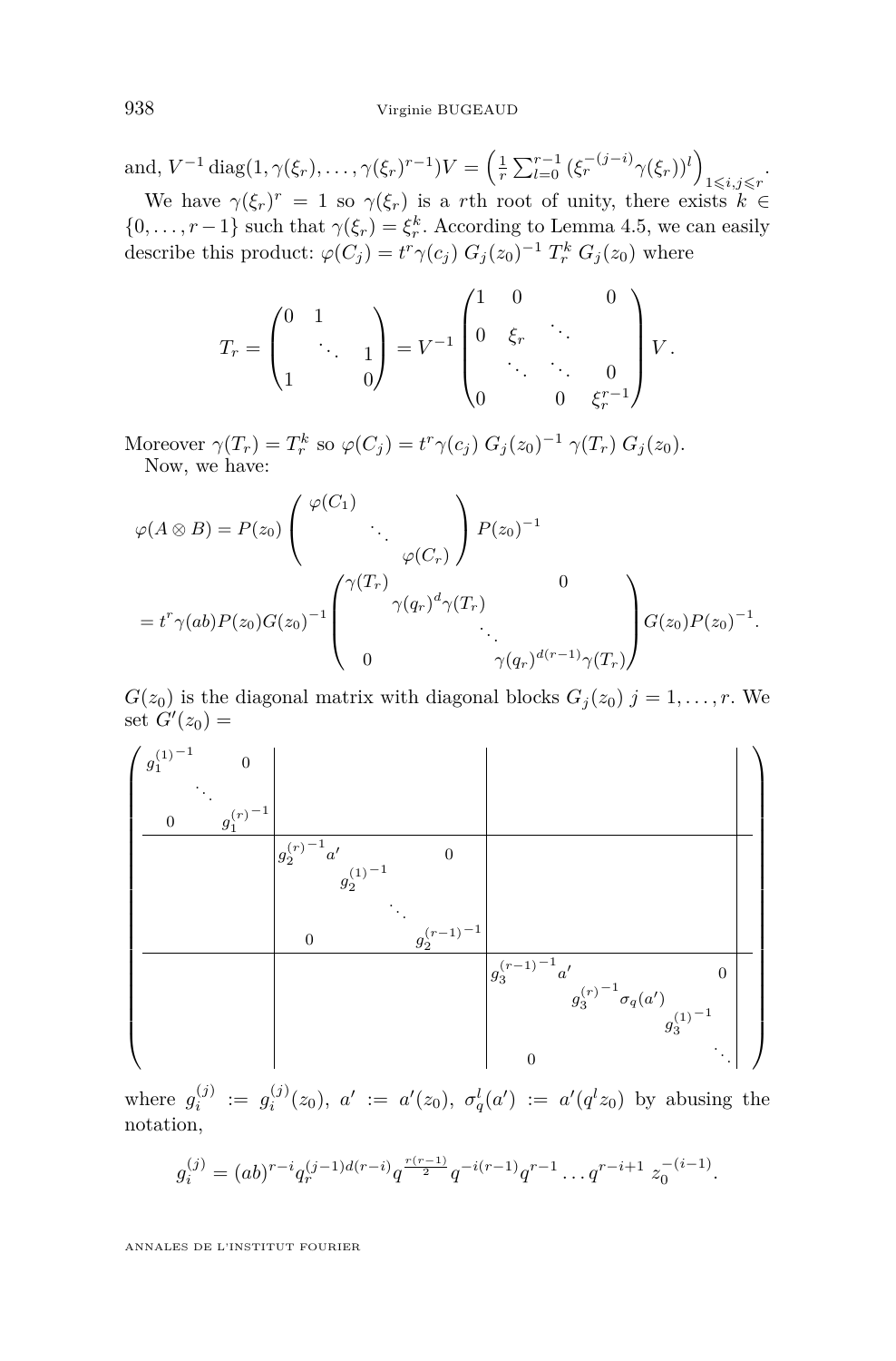and, $V^{-1}\operatorname{diag}(1,\gamma(\xi_r),\ldots,\gamma(\xi_r)^{r-1})V = \left(\frac{1}{r}\sum_{l=0}^{r-1}\left(\xi_r^{-(j-i)}\gamma(\xi_r)\right)^l\right)_{1\leqslant i,j\leqslant r}$.

We have $\gamma(\xi_r)^r = 1$ so $\gamma(\xi_r)$ is a $r$th root of unity, there exists $k \in \{0,\ldots,r-1\}$ such that $\gamma(\xi_r) = \xi_r^k$. According to Lemma 4.5, we can easily describe this product: $\varphi(C_j) = t^r\gamma(c_j)\, G_j(z_0)^{-1}\, T_r^k\, G_j(z_0)$ where

$$T_r = \begin{pmatrix} 0 & 1 & & \\ & & \ddots & \\ & & & 1 \\ 1 & & & 0 \end{pmatrix} = V^{-1}\begin{pmatrix} 1 & 0 & & 0 \\ 0 & \xi_r & \ddots & \\ & \ddots & \ddots & 0 \\ 0 & & 0 & \xi_r^{r-1} \end{pmatrix} V\,.$$

Moreover $\gamma(T_r) = T_r^k$ so $\varphi(C_j) = t^r\gamma(c_j)\, G_j(z_0)^{-1}\,\gamma(T_r)\, G_j(z_0)$.

Now, we have:

$$\begin{aligned}
\varphi(A\otimes B) &= P(z_0)\begin{pmatrix} \varphi(C_1) & & \\ & \ddots & \\ & & \varphi(C_r) \end{pmatrix} P(z_0)^{-1} \\
&= t^r\gamma(ab)P(z_0)G(z_0)^{-1}\begin{pmatrix} \gamma(T_r) & & & 0 \\ & \gamma(q_r)^d\gamma(T_r) & & \\ & & \ddots & \\ 0 & & & \gamma(q_r)^{d(r-1)}\gamma(T_r) \end{pmatrix} G(z_0)P(z_0)^{-1}.
\end{aligned}$$

$G(z_0)$ is the diagonal matrix with diagonal blocks $G_j(z_0)$ $j = 1,\ldots,r$. We set $G'(z_0) =$

$$\left(\begin{array}{ccc|cccc|ccccc|}
{g_1^{(1)}}^{-1} & & 0 & & & & & & & & & \\
 & \ddots & & & & & & & & & & \\
0 & & {g_1^{(r)}}^{-1} & & & & & & & & & \\
\hline
 & & & {g_2^{(r)}}^{-1}a' & & & 0 & & & & & \\
 & & & & {g_2^{(1)}}^{-1} & & & & & & & \\
 & & & & & \ddots & & & & & & \\
 & & & 0 & & & {g_2^{(r-1)}}^{-1} & & & & & \\
\hline
 & & & & & & & {g_3^{(r-1)}}^{-1}a' & & & & 0 \\
 & & & & & & & & {g_3^{(r)}}^{-1}\sigma_q(a') & & & \\
 & & & & & & & & & {g_3^{(1)}}^{-1} & & \\
 & & & & & & & & 0 & & & \ddots
\end{array}\right)$$

where $g_i^{(j)} := g_i^{(j)}(z_0)$, $a' := a'(z_0)$, $\sigma_q^l(a') := a'(q^l z_0)$ by abusing the notation,

$$g_i^{(j)} = (ab)^{r-i}q_r^{(j-1)d(r-i)}q^{\frac{r(r-1)}{2}}q^{-i(r-1)}q^{r-1}\ldots q^{r-i+1}\,z_0^{-(i-1)}.$$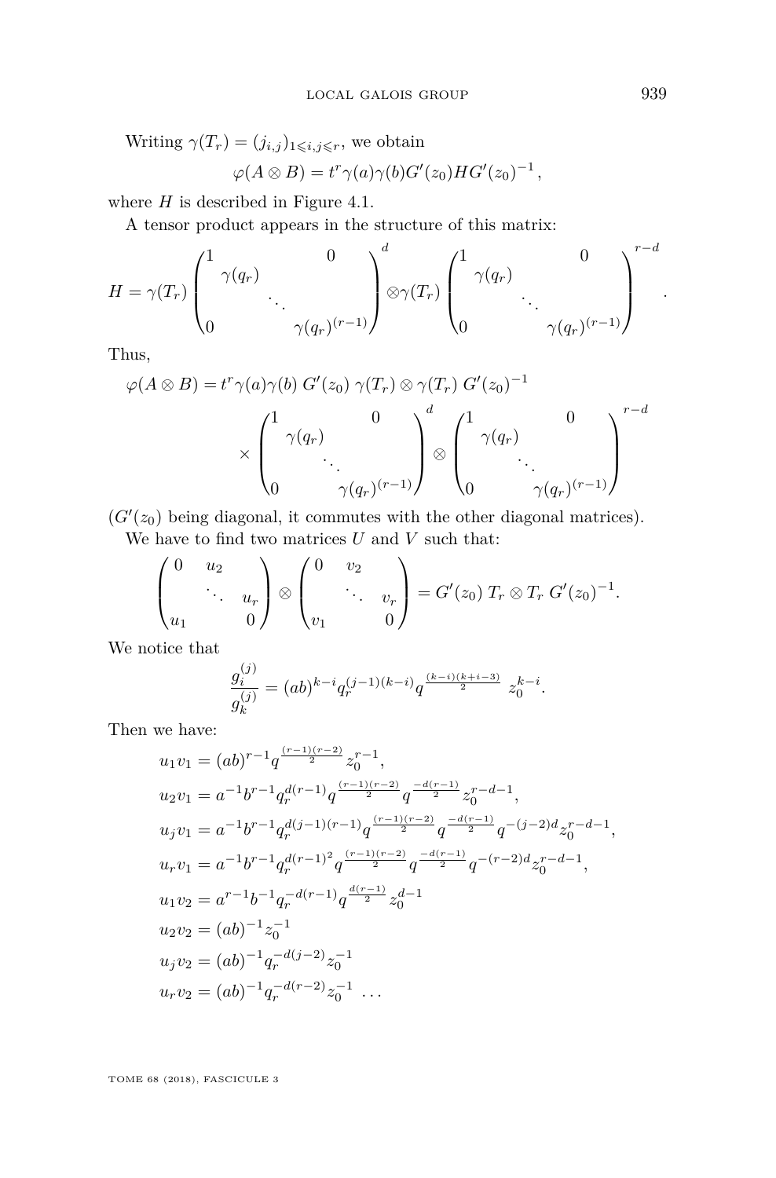Writing $\gamma(T_r) = (j_{i,j})_{1\leqslant i,j\leqslant r}$, we obtain

$$\varphi(A\otimes B) = t^r\gamma(a)\gamma(b)G'(z_0)HG'(z_0)^{-1},$$

where $H$ is described in Figure 4.1.

A tensor product appears in the structure of this matrix:

$$H = \gamma(T_r)\begin{pmatrix}1 & & & 0\\ & \gamma(q_r) & & \\ & & \ddots & \\ 0 & & & \gamma(q_r)^{(r-1)}\end{pmatrix}^d \otimes \gamma(T_r)\begin{pmatrix}1 & & & 0\\ & \gamma(q_r) & & \\ & & \ddots & \\ 0 & & & \gamma(q_r)^{(r-1)}\end{pmatrix}^{r-d}.$$

Thus,

$$\begin{aligned}\varphi(A\otimes B) = {} & t^r\gamma(a)\gamma(b)\; G'(z_0)\;\gamma(T_r)\otimes\gamma(T_r)\; G'(z_0)^{-1}\\ & \times\begin{pmatrix}1 & & & 0\\ & \gamma(q_r) & & \\ & & \ddots & \\ 0 & & & \gamma(q_r)^{(r-1)}\end{pmatrix}^d \otimes \begin{pmatrix}1 & & & 0\\ & \gamma(q_r) & & \\ & & \ddots & \\ 0 & & & \gamma(q_r)^{(r-1)}\end{pmatrix}^{r-d}\end{aligned}$$

($G'(z_0)$ being diagonal, it commutes with the other diagonal matrices).

We have to find two matrices $U$ and $V$ such that:

$$\begin{pmatrix}0 & u_2 & & \\ & & \ddots & u_r\\ u_1 & & & 0\end{pmatrix}\otimes\begin{pmatrix}0 & v_2 & & \\ & & \ddots & v_r\\ v_1 & & & 0\end{pmatrix} = G'(z_0)\;T_r\otimes T_r\;G'(z_0)^{-1}.$$

We notice that

$$\frac{g_i^{(j)}}{g_k^{(j)}} = (ab)^{k-i}q_r^{(j-1)(k-i)}q^{\frac{(k-i)(k+i-3)}{2}}\;z_0^{k-i}.$$

Then we have:

$$\begin{aligned}
u_1v_1 &= (ab)^{r-1}q^{\frac{(r-1)(r-2)}{2}}z_0^{r-1},\\
u_2v_1 &= a^{-1}b^{r-1}q_r^{d(r-1)}q^{\frac{(r-1)(r-2)}{2}}q^{\frac{-d(r-1)}{2}}z_0^{r-d-1},\\
u_jv_1 &= a^{-1}b^{r-1}q_r^{d(j-1)(r-1)}q^{\frac{(r-1)(r-2)}{2}}q^{\frac{-d(r-1)}{2}}q^{-(j-2)d}z_0^{r-d-1},\\
u_rv_1 &= a^{-1}b^{r-1}q_r^{d(r-1)^2}q^{\frac{(r-1)(r-2)}{2}}q^{\frac{-d(r-1)}{2}}q^{-(r-2)d}z_0^{r-d-1},\\
u_1v_2 &= a^{r-1}b^{-1}q_r^{-d(r-1)}q^{\frac{d(r-1)}{2}}z_0^{d-1}\\
u_2v_2 &= (ab)^{-1}z_0^{-1}\\
u_jv_2 &= (ab)^{-1}q_r^{-d(j-2)}z_0^{-1}\\
u_rv_2 &= (ab)^{-1}q_r^{-d(r-2)}z_0^{-1}\;\;\ldots
\end{aligned}$$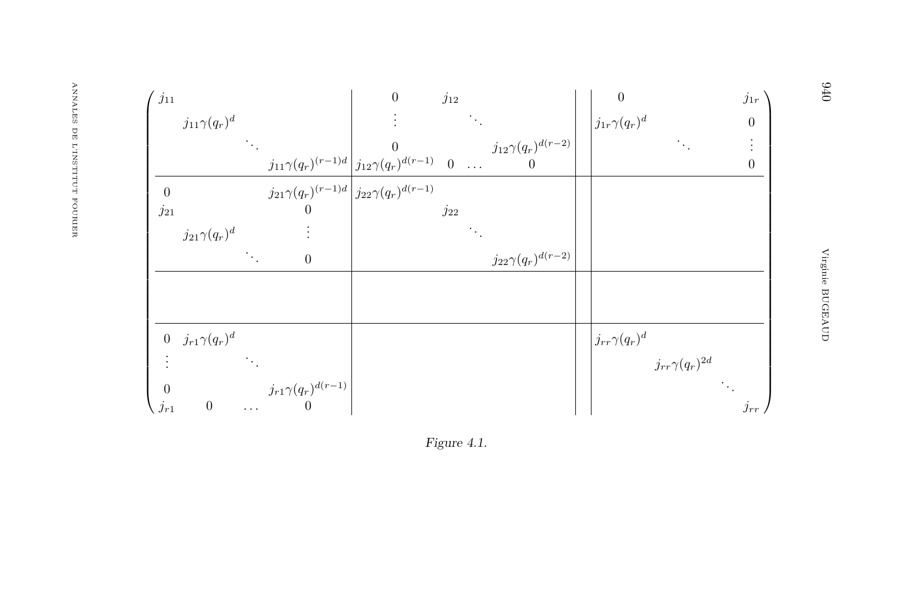$$
\left(\begin{array}{cccc|cccc|c|cccc}
j_{11} & & & & 0 & j_{12} & & & & 0 & & & j_{1r} \\
& j_{11}\gamma(q_r)^{d} & & & \vdots & & \ddots & & & j_{1r}\gamma(q_r)^{d} & & & 0 \\
& & \ddots & & 0 & & & j_{12}\gamma(q_r)^{d(r-2)} & & & \ddots & & \vdots \\
& & & j_{11}\gamma(q_r)^{(r-1)d} & j_{12}\gamma(q_r)^{d(r-1)} & 0 & \dots & 0 & & & & & 0 \\
\hline
0 & & & j_{21}\gamma(q_r)^{(r-1)d} & j_{22}\gamma(q_r)^{d(r-1)} & & & & & & & & \\
j_{21} & & & 0 & & j_{22} & & & & & & & \\
& j_{21}\gamma(q_r)^{d} & & \vdots & & & \ddots & & & & & & \\
& & \ddots & 0 & & & & j_{22}\gamma(q_r)^{d(r-2)} & & & & & \\
\hline
& & & & & & & & & & & & \\
& & & & & & & & & & & & \\
\hline
0 & j_{r1}\gamma(q_r)^{d} & & & & & & & & j_{rr}\gamma(q_r)^{d} & & & \\
\vdots & & \ddots & & & & & & & & j_{rr}\gamma(q_r)^{2d} & & \\
0 & & & j_{r1}\gamma(q_r)^{d(r-1)} & & & & & & & & \ddots & \\
j_{r1} & 0 & \dots & 0 & & & & & & & & & j_{rr}
\end{array}\right)
$$

*Figure 4.1.*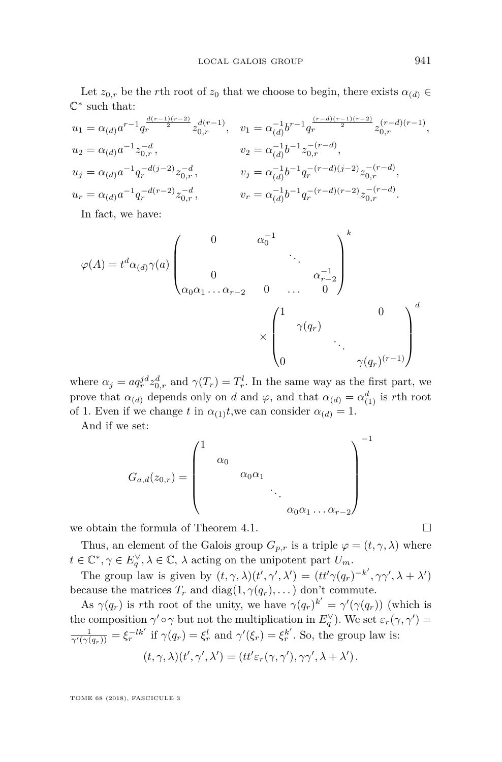Let $z_{0,r}$ be the $r$th root of $z_0$ that we choose to begin, there exists $\alpha_{(d)} \in \mathbb{C}^*$ such that:

$$
\begin{aligned}
u_1 &= \alpha_{(d)} a^{r-1} q_r^{\frac{d(r-1)(r-2)}{2}} z_{0,r}^{d(r-1)}, & v_1 &= \alpha_{(d)}^{-1} b^{r-1} q_r^{\frac{(r-d)(r-1)(r-2)}{2}} z_{0,r}^{(r-d)(r-1)},\\
u_2 &= \alpha_{(d)} a^{-1} z_{0,r}^{-d}, & v_2 &= \alpha_{(d)}^{-1} b^{-1} z_{0,r}^{-(r-d)},\\
u_j &= \alpha_{(d)} a^{-1} q_r^{-d(j-2)} z_{0,r}^{-d}, & v_j &= \alpha_{(d)}^{-1} b^{-1} q_r^{-(r-d)(j-2)} z_{0,r}^{-(r-d)},\\
u_r &= \alpha_{(d)} a^{-1} q_r^{-d(r-2)} z_{0,r}^{-d}, & v_r &= \alpha_{(d)}^{-1} b^{-1} q_r^{-(r-d)(r-2)} z_{0,r}^{-(r-d)}.
\end{aligned}
$$

In fact, we have:

$$
\varphi(A) = t^d \alpha_{(d)} \gamma(a) \begin{pmatrix} 0 & \alpha_0^{-1} & & \\ & & \ddots & \\ 0 & & & \alpha_{r-2}^{-1} \\ \alpha_0\alpha_1\dots\alpha_{r-2} & 0 & \dots & 0 \end{pmatrix}^k \times \begin{pmatrix} 1 & & & 0 \\ & \gamma(q_r) & & \\ & & \ddots & \\ 0 & & & \gamma(q_r)^{(r-1)} \end{pmatrix}^d
$$

where $\alpha_j = a q_r^{jd} z_{0,r}^d$ and $\gamma(T_r) = T_r^l$. In the same way as the first part, we prove that $\alpha_{(d)}$ depends only on $d$ and $\varphi$, and that $\alpha_{(d)} = \alpha_{(1)}^d$ is $r$th root of 1. Even if we change $t$ in $\alpha_{(1)}t$,we can consider $\alpha_{(d)} = 1$.

And if we set:

$$
G_{a,d}(z_{0,r}) = \begin{pmatrix} 1 & & & & \\ & \alpha_0 & & & \\ & & \alpha_0\alpha_1 & & \\ & & & \ddots & \\ & & & & \alpha_0\alpha_1\dots\alpha_{r-2} \end{pmatrix}^{-1}
$$

we obtain the formula of Theorem 4.1. □

Thus, an element of the Galois group $G_{p,r}$ is a triple $\varphi = (t, \gamma, \lambda)$ where $t \in \mathbb{C}^*, \gamma \in E_q^\vee, \lambda \in \mathbb{C}$, $\lambda$ acting on the unipotent part $U_m$.

The group law is given by $(t,\gamma,\lambda)(t',\gamma',\lambda') = (tt'\gamma(q_r)^{-k'}, \gamma\gamma', \lambda+\lambda')$ because the matrices $T_r$ and $\operatorname{diag}(1, \gamma(q_r), \dots)$ don't commute.

As $\gamma(q_r)$ is $r$th root of the unity, we have $\gamma(q_r)^{k'} = \gamma'(\gamma(q_r))$ (which is the composition $\gamma' \circ \gamma$ but not the multiplication in $E_q^\vee$). We set $\varepsilon_r(\gamma,\gamma') = \frac{1}{\gamma'(\gamma(q_r))} = \xi_r^{-lk'}$ if $\gamma(q_r) = \xi_r^l$ and $\gamma'(\xi_r) = \xi_r^{k'}$. So, the group law is:

$$
(t,\gamma,\lambda)(t',\gamma',\lambda') = (tt'\varepsilon_r(\gamma,\gamma'), \gamma\gamma', \lambda+\lambda').
$$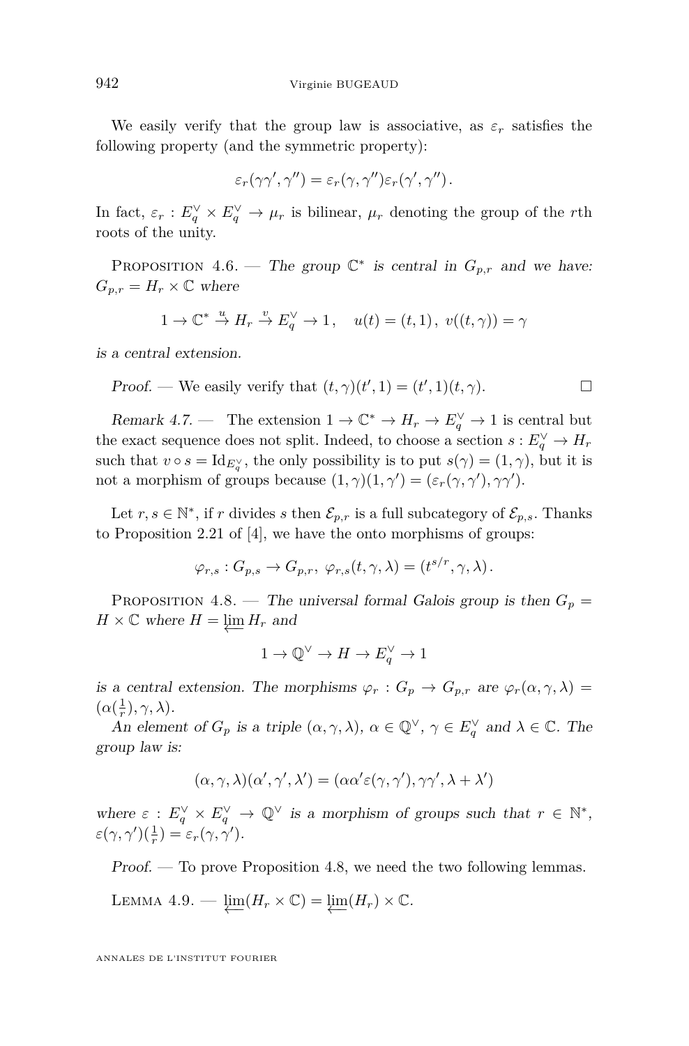We easily verify that the group law is associative, as $\varepsilon_r$ satisfies the following property (and the symmetric property):

$$\varepsilon_r(\gamma\gamma', \gamma'') = \varepsilon_r(\gamma, \gamma'')\varepsilon_r(\gamma', \gamma'').$$

In fact, $\varepsilon_r : E_q^\vee \times E_q^\vee \to \mu_r$ is bilinear, $\mu_r$ denoting the group of the $r$th roots of the unity.

Proposition 4.6. — *The group $\mathbb{C}^*$ is central in $G_{p,r}$ and we have: $G_{p,r} = H_r \times \mathbb{C}$ where*

$$1 \to \mathbb{C}^* \overset{u}{\to} H_r \overset{v}{\to} E_q^\vee \to 1, \quad u(t) = (t, 1),\ v((t, \gamma)) = \gamma$$

*is a central extension.*

*Proof.* — We easily verify that $(t, \gamma)(t', 1) = (t', 1)(t, \gamma)$. □

*Remark 4.7.* — The extension $1 \to \mathbb{C}^* \to H_r \to E_q^\vee \to 1$ is central but the exact sequence does not split. Indeed, to choose a section $s : E_q^\vee \to H_r$ such that $v \circ s = \mathrm{Id}_{E_q^\vee}$, the only possibility is to put $s(\gamma) = (1, \gamma)$, but it is not a morphism of groups because $(1, \gamma)(1, \gamma') = (\varepsilon_r(\gamma, \gamma'), \gamma\gamma')$.

Let $r, s \in \mathbb{N}^*$, if $r$ divides $s$ then $\mathcal{E}_{p,r}$ is a full subcategory of $\mathcal{E}_{p,s}$. Thanks to Proposition 2.21 of [4], we have the onto morphisms of groups:

$$\varphi_{r,s} : G_{p,s} \to G_{p,r},\ \varphi_{r,s}(t, \gamma, \lambda) = (t^{s/r}, \gamma, \lambda).$$

Proposition 4.8. — *The universal formal Galois group is then $G_p = H \times \mathbb{C}$ where $H = \varprojlim H_r$ and*

$$1 \to \mathbb{Q}^\vee \to H \to E_q^\vee \to 1$$

*is a central extension. The morphisms $\varphi_r : G_p \to G_{p,r}$ are $\varphi_r(\alpha, \gamma, \lambda) = (\alpha(\frac{1}{r}), \gamma, \lambda)$.*

*An element of $G_p$ is a triple $(\alpha, \gamma, \lambda)$, $\alpha \in \mathbb{Q}^\vee$, $\gamma \in E_q^\vee$ and $\lambda \in \mathbb{C}$. The group law is:*

$$(\alpha, \gamma, \lambda)(\alpha', \gamma', \lambda') = (\alpha\alpha'\varepsilon(\gamma, \gamma'), \gamma\gamma', \lambda + \lambda')$$

*where $\varepsilon : E_q^\vee \times E_q^\vee \to \mathbb{Q}^\vee$ is a morphism of groups such that $r \in \mathbb{N}^*$, $\varepsilon(\gamma, \gamma')(\frac{1}{r}) = \varepsilon_r(\gamma, \gamma')$.*

*Proof.* — To prove Proposition 4.8, we need the two following lemmas.

Lemma 4.9. — $\varprojlim(H_r \times \mathbb{C}) = \varprojlim(H_r) \times \mathbb{C}$.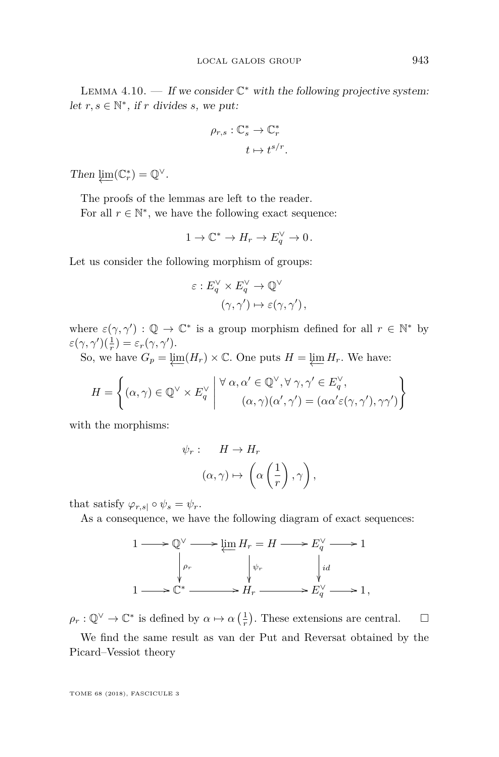Lemma 4.10. — *If we consider $\mathbb{C}^*$ with the following projective system: let $r, s \in \mathbb{N}^*$, if $r$ divides $s$, we put:*

$$\rho_{r,s} : \mathbb{C}^*_s \to \mathbb{C}^*_r$$
$$t \mapsto t^{s/r}.$$

*Then* $\varprojlim(\mathbb{C}^*_r) = \mathbb{Q}^\vee$.

The proofs of the lemmas are left to the reader.

For all $r \in \mathbb{N}^*$, we have the following exact sequence:

$$1 \to \mathbb{C}^* \to H_r \to E_q^\vee \to 0.$$

Let us consider the following morphism of groups:

$$\varepsilon : E_q^\vee \times E_q^\vee \to \mathbb{Q}^\vee$$
$$(\gamma, \gamma') \mapsto \varepsilon(\gamma, \gamma'),$$

where $\varepsilon(\gamma, \gamma') : \mathbb{Q} \to \mathbb{C}^*$ is a group morphism defined for all $r \in \mathbb{N}^*$ by $\varepsilon(\gamma, \gamma')(\frac{1}{r}) = \varepsilon_r(\gamma, \gamma')$.

So, we have $G_p = \varprojlim(H_r) \times \mathbb{C}$. One puts $H = \varprojlim H_r$. We have:

$$H = \left\{ (\alpha, \gamma) \in \mathbb{Q}^\vee \times E_q^\vee \;\middle|\; \begin{array}{l} \forall\, \alpha, \alpha' \in \mathbb{Q}^\vee, \forall\, \gamma, \gamma' \in E_q^\vee, \\ \qquad (\alpha, \gamma)(\alpha', \gamma') = (\alpha\alpha'\varepsilon(\gamma, \gamma'), \gamma\gamma') \end{array} \right\}$$

with the morphisms:

$$\psi_r : \quad H \to H_r$$
$$(\alpha, \gamma) \mapsto \left(\alpha\left(\frac{1}{r}\right), \gamma\right),$$

that satisfy $\varphi_{r,s|} \circ \psi_s = \psi_r$.

As a consequence, we have the following diagram of exact sequences:

$$\begin{array}{ccccccccc}
1 & \longrightarrow & \mathbb{Q}^\vee & \longrightarrow & \varprojlim H_r = H & \longrightarrow & E_q^\vee & \longrightarrow & 1 \\
 & & \big\downarrow{\scriptstyle \rho_r} & & \big\downarrow{\scriptstyle \psi_r} & & \big\downarrow{\scriptstyle id} & & \\
1 & \longrightarrow & \mathbb{C}^* & \longrightarrow & H_r & \longrightarrow & E_q^\vee & \longrightarrow & 1,
\end{array}$$

$\rho_r : \mathbb{Q}^\vee \to \mathbb{C}^*$ is defined by $\alpha \mapsto \alpha\left(\frac{1}{r}\right)$. These extensions are central. $\square$

We find the same result as van der Put and Reversat obtained by the Picard–Vessiot theory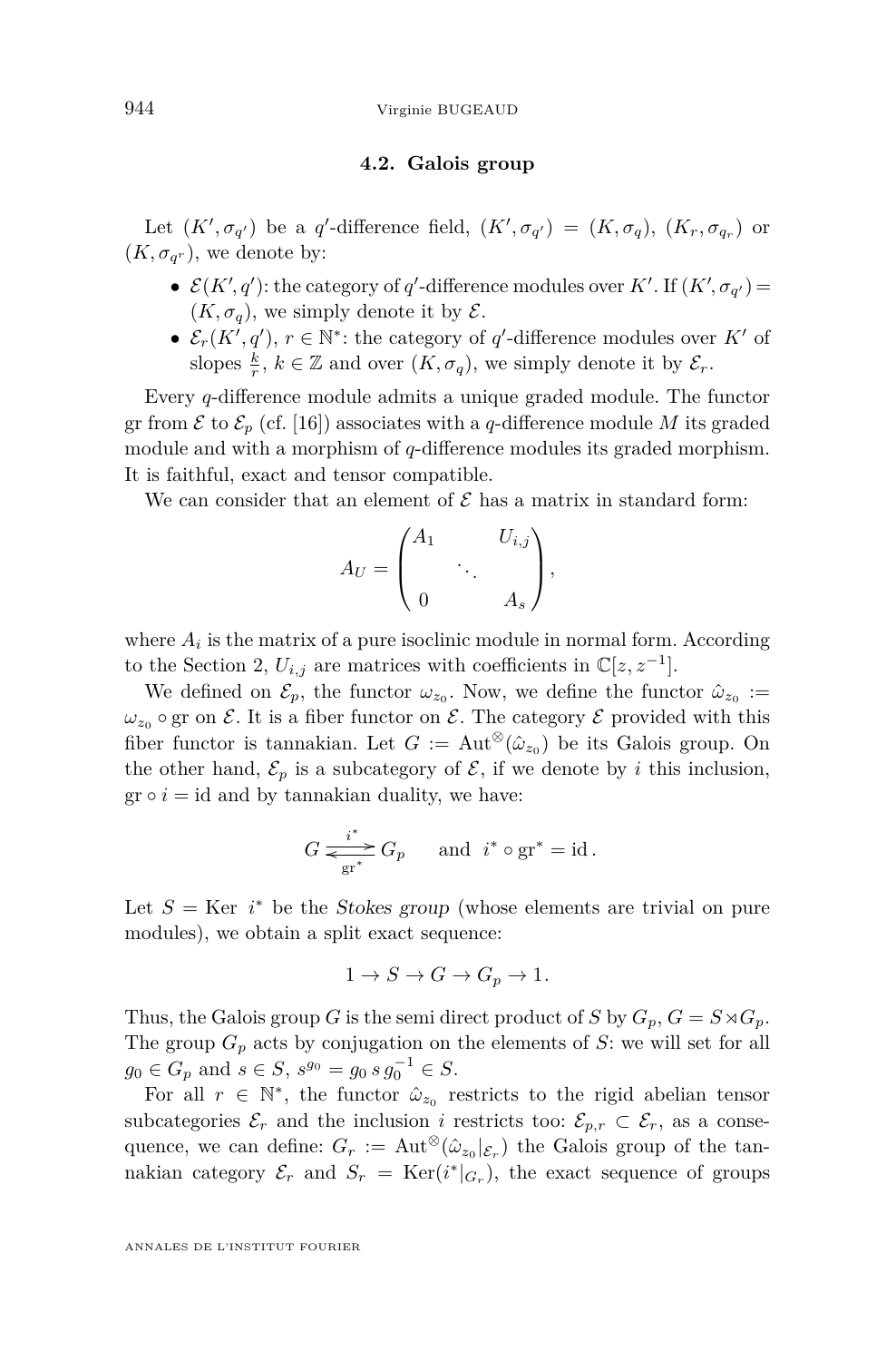### 4.2. Galois group

Let $(K', \sigma_{q'})$ be a $q'$-difference field, $(K', \sigma_{q'}) = (K, \sigma_q)$, $(K_r, \sigma_{q_r})$ or $(K, \sigma_{q^r})$, we denote by:

- $\mathcal{E}(K', q')$: the category of $q'$-difference modules over $K'$. If $(K', \sigma_{q'}) = (K, \sigma_q)$, we simply denote it by $\mathcal{E}$.
- $\mathcal{E}_r(K', q')$, $r \in \mathbb{N}^*$: the category of $q'$-difference modules over $K'$ of slopes $\frac{k}{r}$, $k \in \mathbb{Z}$ and over $(K, \sigma_q)$, we simply denote it by $\mathcal{E}_r$.

Every $q$-difference module admits a unique graded module. The functor gr from $\mathcal{E}$ to $\mathcal{E}_p$ (cf. [16]) associates with a $q$-difference module $M$ its graded module and with a morphism of $q$-difference modules its graded morphism. It is faithful, exact and tensor compatible.

We can consider that an element of $\mathcal{E}$ has a matrix in standard form:

$$A_U = \begin{pmatrix} A_1 & & U_{i,j} \\ & \ddots & \\ 0 & & A_s \end{pmatrix},$$

where $A_i$ is the matrix of a pure isoclinic module in normal form. According to the Section 2, $U_{i,j}$ are matrices with coefficients in $\mathbb{C}[z, z^{-1}]$.

We defined on $\mathcal{E}_p$, the functor $\omega_{z_0}$. Now, we define the functor $\hat{\omega}_{z_0} := \omega_{z_0} \circ \mathrm{gr}$ on $\mathcal{E}$. It is a fiber functor on $\mathcal{E}$. The category $\mathcal{E}$ provided with this fiber functor is tannakian. Let $G := \mathrm{Aut}^{\otimes}(\hat{\omega}_{z_0})$ be its Galois group. On the other hand, $\mathcal{E}_p$ is a subcategory of $\mathcal{E}$, if we denote by $i$ this inclusion, $\mathrm{gr} \circ i = \mathrm{id}$ and by tannakian duality, we have:

$$G \underset{\mathrm{gr}^*}{\overset{i^*}{\rightleftarrows}} G_p \qquad \text{and} \quad i^* \circ \mathrm{gr}^* = \mathrm{id}\,.$$

Let $S = \mathrm{Ker}\ i^*$ be the *Stokes group* (whose elements are trivial on pure modules), we obtain a split exact sequence:

$$1 \to S \to G \to G_p \to 1.$$

Thus, the Galois group $G$ is the semi direct product of $S$ by $G_p$, $G = S \rtimes G_p$. The group $G_p$ acts by conjugation on the elements of $S$: we will set for all $g_0 \in G_p$ and $s \in S$, $s^{g_0} = g_0\, s\, g_0^{-1} \in S$.

For all $r \in \mathbb{N}^*$, the functor $\hat{\omega}_{z_0}$ restricts to the rigid abelian tensor subcategories $\mathcal{E}_r$ and the inclusion $i$ restricts too: $\mathcal{E}_{p,r} \subset \mathcal{E}_r$, as a consequence, we can define: $G_r := \mathrm{Aut}^{\otimes}(\hat{\omega}_{z_0}|_{\mathcal{E}_r})$ the Galois group of the tannakian category $\mathcal{E}_r$ and $S_r = \mathrm{Ker}(i^*|_{G_r})$, the exact sequence of groups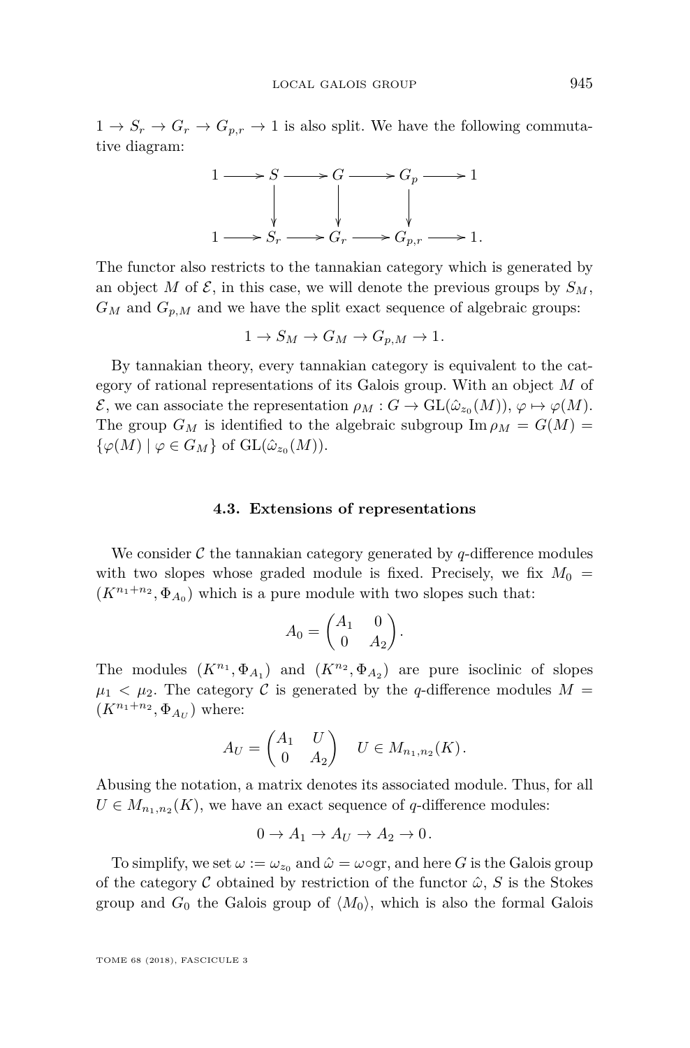$1 \to S_r \to G_r \to G_{p,r} \to 1$ is also split. We have the following commutative diagram:

$$\begin{array}{ccccccccc}
1 & \longrightarrow & S & \longrightarrow & G & \longrightarrow & G_p & \longrightarrow & 1 \\
 & & \downarrow & & \downarrow & & \downarrow & & \\
1 & \longrightarrow & S_r & \longrightarrow & G_r & \longrightarrow & G_{p,r} & \longrightarrow & 1.
\end{array}$$

The functor also restricts to the tannakian category which is generated by an object $M$ of $\mathcal{E}$, in this case, we will denote the previous groups by $S_M$, $G_M$ and $G_{p,M}$ and we have the split exact sequence of algebraic groups:

$$1 \to S_M \to G_M \to G_{p,M} \to 1.$$

By tannakian theory, every tannakian category is equivalent to the category of rational representations of its Galois group. With an object $M$ of $\mathcal{E}$, we can associate the representation $\rho_M : G \to \mathrm{GL}(\hat{\omega}_{z_0}(M))$, $\varphi \mapsto \varphi(M)$. The group $G_M$ is identified to the algebraic subgroup $\operatorname{Im} \rho_M = G(M) = \{\varphi(M) \mid \varphi \in G_M\}$ of $\mathrm{GL}(\hat{\omega}_{z_0}(M))$.

### 4.3. Extensions of representations

We consider $\mathcal{C}$ the tannakian category generated by $q$-difference modules with two slopes whose graded module is fixed. Precisely, we fix $M_0 = (K^{n_1+n_2}, \Phi_{A_0})$ which is a pure module with two slopes such that:

$$A_0 = \begin{pmatrix} A_1 & 0 \\ 0 & A_2 \end{pmatrix}.$$

The modules $(K^{n_1}, \Phi_{A_1})$ and $(K^{n_2}, \Phi_{A_2})$ are pure isoclinic of slopes $\mu_1 < \mu_2$. The category $\mathcal{C}$ is generated by the $q$-difference modules $M = (K^{n_1+n_2}, \Phi_{A_U})$ where:

$$A_U = \begin{pmatrix} A_1 & U \\ 0 & A_2 \end{pmatrix} \quad U \in M_{n_1,n_2}(K).$$

Abusing the notation, a matrix denotes its associated module. Thus, for all $U \in M_{n_1,n_2}(K)$, we have an exact sequence of $q$-difference modules:

$$0 \to A_1 \to A_U \to A_2 \to 0.$$

To simplify, we set $\omega := \omega_{z_0}$ and $\hat{\omega} = \omega \circ \mathrm{gr}$, and here $G$ is the Galois group of the category $\mathcal{C}$ obtained by restriction of the functor $\hat{\omega}$, $S$ is the Stokes group and $G_0$ the Galois group of $\langle M_0 \rangle$, which is also the formal Galois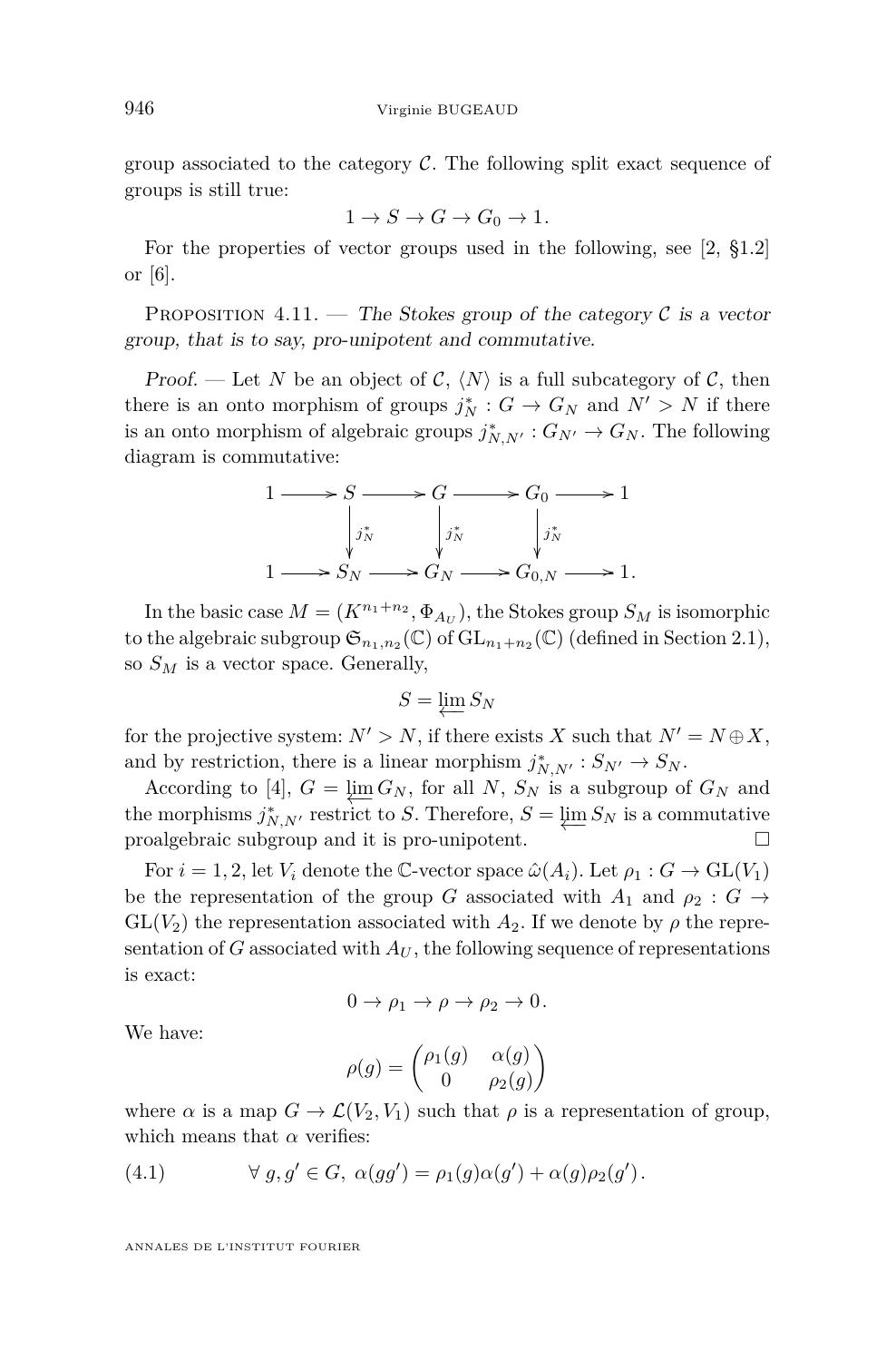group associated to the category $\mathcal{C}$. The following split exact sequence of groups is still true:

$$1 \to S \to G \to G_0 \to 1.$$

For the properties of vector groups used in the following, see [2, §1.2] or [6].

Proposition 4.11. — *The Stokes group of the category $\mathcal{C}$ is a vector group, that is to say, pro-unipotent and commutative.*

*Proof.* — Let $N$ be an object of $\mathcal{C}$, $\langle N \rangle$ is a full subcategory of $\mathcal{C}$, then there is an onto morphism of groups $j_N^* : G \to G_N$ and $N' > N$ if there is an onto morphism of algebraic groups $j_{N,N'}^* : G_{N'} \to G_N$. The following diagram is commutative:

$$\begin{array}{ccccccccc}
1 & \longrightarrow & S & \longrightarrow & G & \longrightarrow & G_0 & \longrightarrow & 1 \\
 & & \downarrow{\scriptstyle j_N^*} & & \downarrow{\scriptstyle j_N^*} & & \downarrow{\scriptstyle j_N^*} & & \\
1 & \longrightarrow & S_N & \longrightarrow & G_N & \longrightarrow & G_{0,N} & \longrightarrow & 1.
\end{array}$$

In the basic case $M = (K^{n_1+n_2}, \Phi_{A_U})$, the Stokes group $S_M$ is isomorphic to the algebraic subgroup $\mathfrak{S}_{n_1,n_2}(\mathbb{C})$ of $\mathrm{GL}_{n_1+n_2}(\mathbb{C})$ (defined in Section 2.1), so $S_M$ is a vector space. Generally,

$$S = \varprojlim S_N$$

for the projective system: $N' > N$, if there exists $X$ such that $N' = N \oplus X$, and by restriction, there is a linear morphism $j_{N,N'}^* : S_{N'} \to S_N$.

According to [4], $G = \varprojlim G_N$, for all $N$, $S_N$ is a subgroup of $G_N$ and the morphisms $j_{N,N'}^*$ restrict to $S$. Therefore, $S = \varprojlim S_N$ is a commutative proalgebraic subgroup and it is pro-unipotent. □

For $i = 1, 2$, let $V_i$ denote the $\mathbb{C}$-vector space $\hat{\omega}(A_i)$. Let $\rho_1 : G \to \mathrm{GL}(V_1)$ be the representation of the group $G$ associated with $A_1$ and $\rho_2 : G \to \mathrm{GL}(V_2)$ the representation associated with $A_2$. If we denote by $\rho$ the representation of $G$ associated with $A_U$, the following sequence of representations is exact:

$$0 \to \rho_1 \to \rho \to \rho_2 \to 0.$$

We have:

$$\rho(g) = \begin{pmatrix} \rho_1(g) & \alpha(g) \\ 0 & \rho_2(g) \end{pmatrix}$$

where $\alpha$ is a map $G \to \mathcal{L}(V_2, V_1)$ such that $\rho$ is a representation of group, which means that $\alpha$ verifies:

$$\forall\, g, g' \in G,\ \alpha(gg') = \rho_1(g)\alpha(g') + \alpha(g)\rho_2(g'). \tag{4.1}$$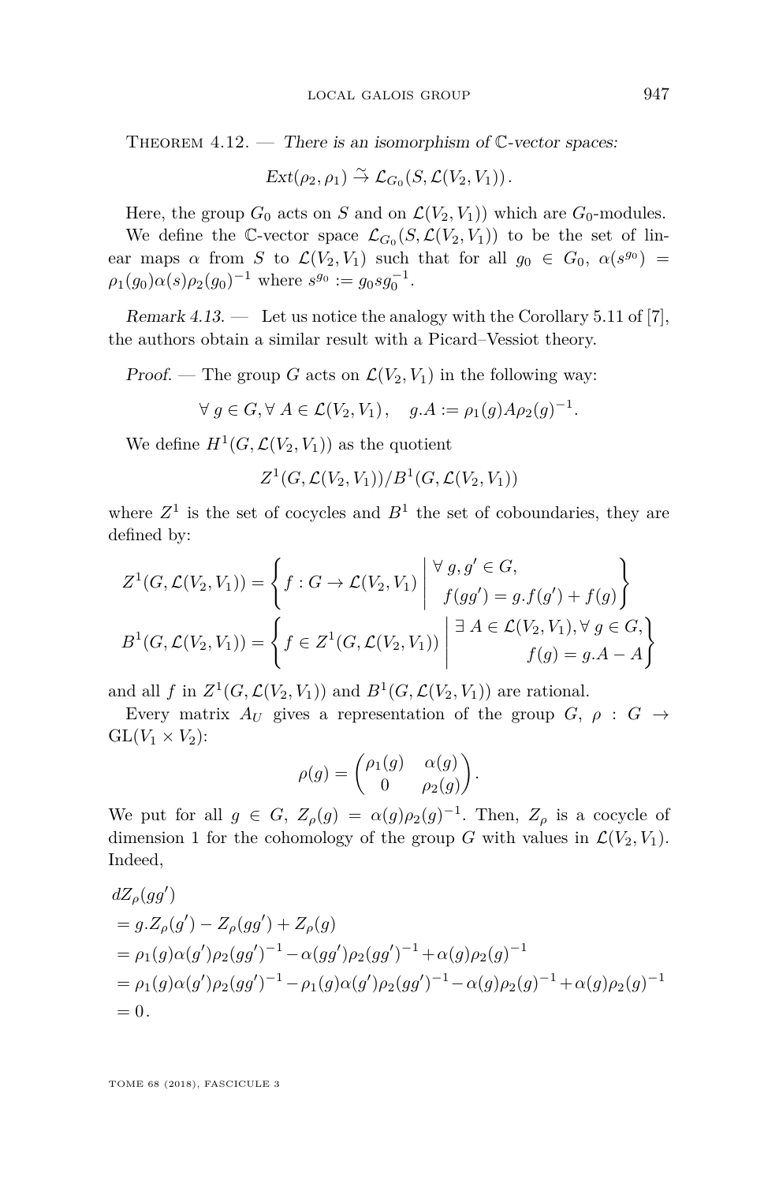Theorem 4.12. — *There is an isomorphism of $\mathbb{C}$-vector spaces:*

$$Ext(\rho_2, \rho_1) \xrightarrow{\sim} \mathcal{L}_{G_0}(S, \mathcal{L}(V_2, V_1)).$$

Here, the group $G_0$ acts on $S$ and on $\mathcal{L}(V_2, V_1))$ which are $G_0$-modules.

We define the $\mathbb{C}$-vector space $\mathcal{L}_{G_0}(S, \mathcal{L}(V_2, V_1))$ to be the set of linear maps $\alpha$ from $S$ to $\mathcal{L}(V_2, V_1)$ such that for all $g_0 \in G_0$, $\alpha(s^{g_0}) = \rho_1(g_0)\alpha(s)\rho_2(g_0)^{-1}$ where $s^{g_0} := g_0 s g_0^{-1}$.

*Remark 4.13.* — Let us notice the analogy with the Corollary 5.11 of [7], the authors obtain a similar result with a Picard–Vessiot theory.

*Proof.* — The group $G$ acts on $\mathcal{L}(V_2, V_1)$ in the following way:

$$\forall\, g \in G, \forall\, A \in \mathcal{L}(V_2, V_1), \quad g.A := \rho_1(g) A \rho_2(g)^{-1}.$$

We define $H^1(G, \mathcal{L}(V_2, V_1))$ as the quotient

$$Z^1(G, \mathcal{L}(V_2, V_1))/B^1(G, \mathcal{L}(V_2, V_1))$$

where $Z^1$ is the set of cocycles and $B^1$ the set of coboundaries, they are defined by:

$$Z^1(G, \mathcal{L}(V_2, V_1)) = \left\{ f : G \to \mathcal{L}(V_2, V_1) \;\middle|\; \begin{array}{l} \forall\, g, g' \in G, \\ \quad f(gg') = g.f(g') + f(g) \end{array} \right\}$$

$$B^1(G, \mathcal{L}(V_2, V_1)) = \left\{ f \in Z^1(G, \mathcal{L}(V_2, V_1)) \;\middle|\; \begin{array}{r} \exists\, A \in \mathcal{L}(V_2, V_1), \forall\, g \in G, \\ f(g) = g.A - A \end{array} \right\}$$

and all $f$ in $Z^1(G, \mathcal{L}(V_2, V_1))$ and $B^1(G, \mathcal{L}(V_2, V_1))$ are rational.

Every matrix $A_U$ gives a representation of the group $G$, $\rho : G \to \mathrm{GL}(V_1 \times V_2)$:

$$\rho(g) = \begin{pmatrix} \rho_1(g) & \alpha(g) \\ 0 & \rho_2(g) \end{pmatrix}.$$

We put for all $g \in G$, $Z_\rho(g) = \alpha(g)\rho_2(g)^{-1}$. Then, $Z_\rho$ is a cocycle of dimension 1 for the cohomology of the group $G$ with values in $\mathcal{L}(V_2, V_1)$. Indeed,

$$\begin{aligned}
& dZ_\rho(gg') \\
&= g.Z_\rho(g') - Z_\rho(gg') + Z_\rho(g) \\
&= \rho_1(g)\alpha(g')\rho_2(gg')^{-1} - \alpha(gg')\rho_2(gg')^{-1} + \alpha(g)\rho_2(g)^{-1} \\
&= \rho_1(g)\alpha(g')\rho_2(gg')^{-1} - \rho_1(g)\alpha(g')\rho_2(gg')^{-1} - \alpha(g)\rho_2(g)^{-1} + \alpha(g)\rho_2(g)^{-1} \\
&= 0.
\end{aligned}$$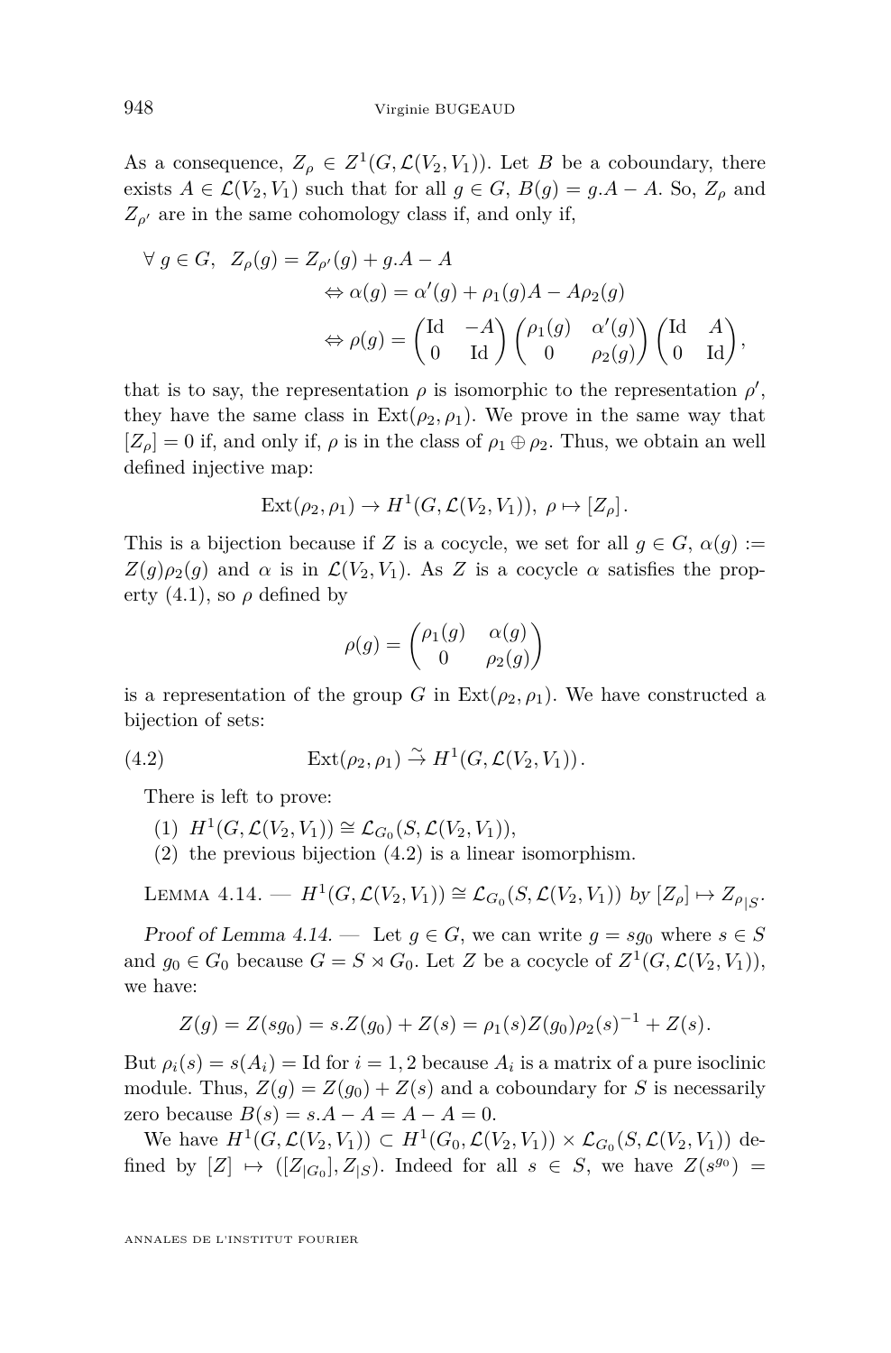As a consequence, $Z_\rho \in Z^1(G, \mathcal{L}(V_2, V_1))$. Let $B$ be a coboundary, there exists $A \in \mathcal{L}(V_2, V_1)$ such that for all $g \in G$, $B(g) = g.A - A$. So, $Z_\rho$ and $Z_{\rho'}$ are in the same cohomology class if, and only if,

$$\begin{aligned}
\forall\, g \in G,\;\; Z_\rho(g) &= Z_{\rho'}(g) + g.A - A \\
&\Leftrightarrow \alpha(g) = \alpha'(g) + \rho_1(g)A - A\rho_2(g) \\
&\Leftrightarrow \rho(g) = \begin{pmatrix} \mathrm{Id} & -A \\ 0 & \mathrm{Id} \end{pmatrix} \begin{pmatrix} \rho_1(g) & \alpha'(g) \\ 0 & \rho_2(g) \end{pmatrix} \begin{pmatrix} \mathrm{Id} & A \\ 0 & \mathrm{Id} \end{pmatrix},
\end{aligned}$$

that is to say, the representation $\rho$ is isomorphic to the representation $\rho'$, they have the same class in $\mathrm{Ext}(\rho_2, \rho_1)$. We prove in the same way that $[Z_\rho] = 0$ if, and only if, $\rho$ is in the class of $\rho_1 \oplus \rho_2$. Thus, we obtain an well defined injective map:

$$\mathrm{Ext}(\rho_2, \rho_1) \to H^1(G, \mathcal{L}(V_2, V_1)),\; \rho \mapsto [Z_\rho].$$

This is a bijection because if $Z$ is a cocycle, we set for all $g \in G$, $\alpha(g) := Z(g)\rho_2(g)$ and $\alpha$ is in $\mathcal{L}(V_2, V_1)$. As $Z$ is a cocycle $\alpha$ satisfies the property (4.1), so $\rho$ defined by

$$\rho(g) = \begin{pmatrix} \rho_1(g) & \alpha(g) \\ 0 & \rho_2(g) \end{pmatrix}$$

is a representation of the group $G$ in $\mathrm{Ext}(\rho_2, \rho_1)$. We have constructed a bijection of sets:

$$\mathrm{Ext}(\rho_2, \rho_1) \xrightarrow{\sim} H^1(G, \mathcal{L}(V_2, V_1)). \tag{4.2}$$

There is left to prove:

(1) $H^1(G, \mathcal{L}(V_2, V_1)) \cong \mathcal{L}_{G_0}(S, \mathcal{L}(V_2, V_1))$,
(2) the previous bijection (4.2) is a linear isomorphism.

Lemma 4.14. — *$H^1(G, \mathcal{L}(V_2, V_1)) \cong \mathcal{L}_{G_0}(S, \mathcal{L}(V_2, V_1))$ by $[Z_\rho] \mapsto Z_{\rho_{|S}}$.*

*Proof of Lemma 4.14.* — Let $g \in G$, we can write $g = sg_0$ where $s \in S$ and $g_0 \in G_0$ because $G = S \rtimes G_0$. Let $Z$ be a cocycle of $Z^1(G, \mathcal{L}(V_2, V_1))$, we have:

$$Z(g) = Z(sg_0) = s.Z(g_0) + Z(s) = \rho_1(s)Z(g_0)\rho_2(s)^{-1} + Z(s).$$

But $\rho_i(s) = s(A_i) = \mathrm{Id}$ for $i = 1, 2$ because $A_i$ is a matrix of a pure isoclinic module. Thus, $Z(g) = Z(g_0) + Z(s)$ and a coboundary for $S$ is necessarily zero because $B(s) = s.A - A = A - A = 0$.

We have $H^1(G, \mathcal{L}(V_2, V_1)) \subset H^1(G_0, \mathcal{L}(V_2, V_1)) \times \mathcal{L}_{G_0}(S, \mathcal{L}(V_2, V_1))$ defined by $[Z] \mapsto ([Z_{|G_0}], Z_{|S})$. Indeed for all $s \in S$, we have $Z(s^{g_0}) =$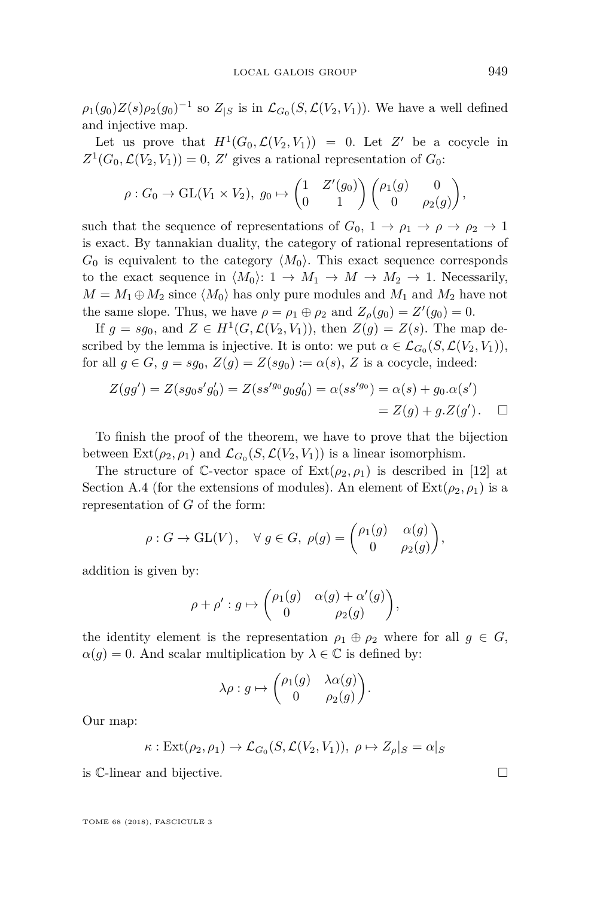$\rho_1(g_0)Z(s)\rho_2(g_0)^{-1}$ so $Z_{|S}$ is in $\mathcal{L}_{G_0}(S, \mathcal{L}(V_2, V_1))$. We have a well defined and injective map.

Let us prove that $H^1(G_0, \mathcal{L}(V_2, V_1)) = 0$. Let $Z'$ be a cocycle in $Z^1(G_0, \mathcal{L}(V_2, V_1)) = 0$, $Z'$ gives a rational representation of $G_0$:

$$\rho : G_0 \to \mathrm{GL}(V_1 \times V_2),\ g_0 \mapsto \begin{pmatrix} 1 & Z'(g_0) \\ 0 & 1 \end{pmatrix} \begin{pmatrix} \rho_1(g) & 0 \\ 0 & \rho_2(g) \end{pmatrix},$$

such that the sequence of representations of $G_0$, $1 \to \rho_1 \to \rho \to \rho_2 \to 1$ is exact. By tannakian duality, the category of rational representations of $G_0$ is equivalent to the category $\langle M_0 \rangle$. This exact sequence corresponds to the exact sequence in $\langle M_0 \rangle$: $1 \to M_1 \to M \to M_2 \to 1$. Necessarily, $M = M_1 \oplus M_2$ since $\langle M_0 \rangle$ has only pure modules and $M_1$ and $M_2$ have not the same slope. Thus, we have $\rho = \rho_1 \oplus \rho_2$ and $Z_\rho(g_0) = Z'(g_0) = 0$.

If $g = sg_0$, and $Z \in H^1(G, \mathcal{L}(V_2, V_1))$, then $Z(g) = Z(s)$. The map described by the lemma is injective. It is onto: we put $\alpha \in \mathcal{L}_{G_0}(S, \mathcal{L}(V_2, V_1))$, for all $g \in G$, $g = sg_0$, $Z(g) = Z(sg_0) := \alpha(s)$, $Z$ is a cocycle, indeed:

$$\begin{aligned} Z(gg') = Z(sg_0 s' g_0') = Z(ss'^{g_0} g_0 g_0') = \alpha(ss'^{g_0}) &= \alpha(s) + g_0.\alpha(s') \\ &= Z(g) + g.Z(g'). \quad \square \end{aligned}$$

To finish the proof of the theorem, we have to prove that the bijection between $\mathrm{Ext}(\rho_2, \rho_1)$ and $\mathcal{L}_{G_0}(S, \mathcal{L}(V_2, V_1))$ is a linear isomorphism.

The structure of $\mathbb{C}$-vector space of $\mathrm{Ext}(\rho_2, \rho_1)$ is described in [12] at Section A.4 (for the extensions of modules). An element of $\mathrm{Ext}(\rho_2, \rho_1)$ is a representation of $G$ of the form:

$$\rho : G \to \mathrm{GL}(V), \quad \forall\, g \in G,\ \rho(g) = \begin{pmatrix} \rho_1(g) & \alpha(g) \\ 0 & \rho_2(g) \end{pmatrix},$$

addition is given by:

$$\rho + \rho' : g \mapsto \begin{pmatrix} \rho_1(g) & \alpha(g) + \alpha'(g) \\ 0 & \rho_2(g) \end{pmatrix},$$

the identity element is the representation $\rho_1 \oplus \rho_2$ where for all $g \in G$, $\alpha(g) = 0$. And scalar multiplication by $\lambda \in \mathbb{C}$ is defined by:

$$\lambda\rho : g \mapsto \begin{pmatrix} \rho_1(g) & \lambda\alpha(g) \\ 0 & \rho_2(g) \end{pmatrix}.$$

Our map:

$$\kappa : \mathrm{Ext}(\rho_2, \rho_1) \to \mathcal{L}_{G_0}(S, \mathcal{L}(V_2, V_1)),\ \rho \mapsto Z_\rho|_S = \alpha|_S$$

is $\mathbb{C}$-linear and bijective. $\square$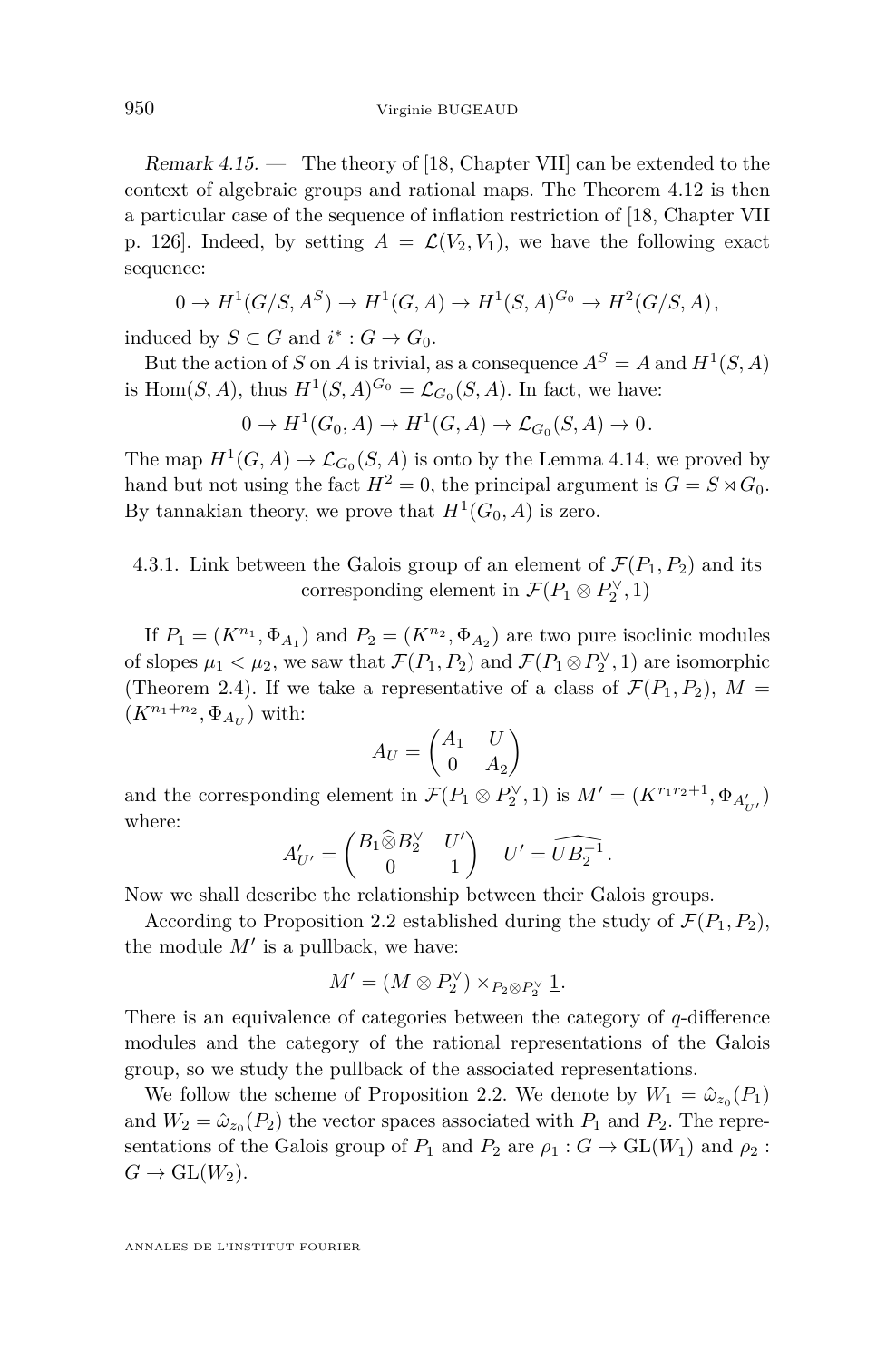*Remark 4.15.* — The theory of [18, Chapter VII] can be extended to the context of algebraic groups and rational maps. The Theorem 4.12 is then a particular case of the sequence of inflation restriction of [18, Chapter VII p. 126]. Indeed, by setting $A = \mathcal{L}(V_2, V_1)$, we have the following exact sequence:

$$0 \to H^1(G/S, A^S) \to H^1(G, A) \to H^1(S, A)^{G_0} \to H^2(G/S, A),$$

induced by $S \subset G$ and $i^* : G \to G_0$.

But the action of $S$ on $A$ is trivial, as a consequence $A^S = A$ and $H^1(S, A)$ is $\mathrm{Hom}(S, A)$, thus $H^1(S, A)^{G_0} = \mathcal{L}_{G_0}(S, A)$. In fact, we have:

$$0 \to H^1(G_0, A) \to H^1(G, A) \to \mathcal{L}_{G_0}(S, A) \to 0.$$

The map $H^1(G, A) \to \mathcal{L}_{G_0}(S, A)$ is onto by the Lemma 4.14, we proved by hand but not using the fact $H^2 = 0$, the principal argument is $G = S \rtimes G_0$. By tannakian theory, we prove that $H^1(G_0, A)$ is zero.

### 4.3.1. Link between the Galois group of an element of $\mathcal{F}(P_1, P_2)$ and its corresponding element in $\mathcal{F}(P_1 \otimes P_2^\vee, 1)$

If $P_1 = (K^{n_1}, \Phi_{A_1})$ and $P_2 = (K^{n_2}, \Phi_{A_2})$ are two pure isoclinic modules of slopes $\mu_1 < \mu_2$, we saw that $\mathcal{F}(P_1, P_2)$ and $\mathcal{F}(P_1 \otimes P_2^\vee, \underline{1})$ are isomorphic (Theorem 2.4). If we take a representative of a class of $\mathcal{F}(P_1, P_2)$, $M = (K^{n_1+n_2}, \Phi_{A_U})$ with:

$$A_U = \begin{pmatrix} A_1 & U \\ 0 & A_2 \end{pmatrix}$$

and the corresponding element in $\mathcal{F}(P_1 \otimes P_2^\vee, 1)$ is $M' = (K^{r_1 r_2 + 1}, \Phi_{A'_{U'}})$ where:

$$A'_{U'} = \begin{pmatrix} B_1 \widehat{\otimes} B_2^\vee & U' \\ 0 & 1 \end{pmatrix} \quad U' = \widehat{UB_2^{-1}}.$$

Now we shall describe the relationship between their Galois groups.

According to Proposition 2.2 established during the study of $\mathcal{F}(P_1, P_2)$, the module $M'$ is a pullback, we have:

$$M' = (M \otimes P_2^\vee) \times_{P_2 \otimes P_2^\vee} \underline{1}.$$

There is an equivalence of categories between the category of $q$-difference modules and the category of the rational representations of the Galois group, so we study the pullback of the associated representations.

We follow the scheme of Proposition 2.2. We denote by $W_1 = \hat{\omega}_{z_0}(P_1)$ and $W_2 = \hat{\omega}_{z_0}(P_2)$ the vector spaces associated with $P_1$ and $P_2$. The representations of the Galois group of $P_1$ and $P_2$ are $\rho_1 : G \to \mathrm{GL}(W_1)$ and $\rho_2 : G \to \mathrm{GL}(W_2)$.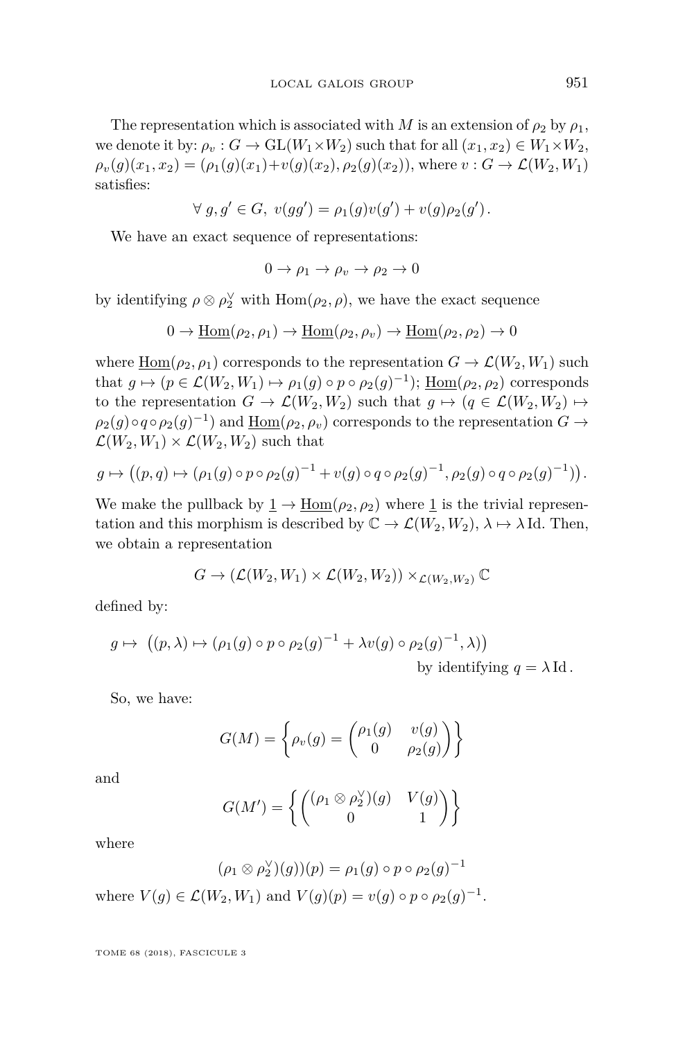The representation which is associated with $M$ is an extension of $\rho_2$ by $\rho_1$, we denote it by: $\rho_v : G \to \mathrm{GL}(W_1 \times W_2)$ such that for all $(x_1, x_2) \in W_1 \times W_2$, $\rho_v(g)(x_1, x_2) = (\rho_1(g)(x_1) + v(g)(x_2), \rho_2(g)(x_2))$, where $v : G \to \mathcal{L}(W_2, W_1)$ satisfies:

$$\forall\, g, g' \in G,\ v(gg') = \rho_1(g)v(g') + v(g)\rho_2(g')\,.$$

We have an exact sequence of representations:

$$0 \to \rho_1 \to \rho_v \to \rho_2 \to 0$$

by identifying $\rho \otimes \rho_2^\vee$ with $\mathrm{Hom}(\rho_2, \rho)$, we have the exact sequence

$$0 \to \underline{\mathrm{Hom}}(\rho_2, \rho_1) \to \underline{\mathrm{Hom}}(\rho_2, \rho_v) \to \underline{\mathrm{Hom}}(\rho_2, \rho_2) \to 0$$

where $\underline{\mathrm{Hom}}(\rho_2, \rho_1)$ corresponds to the representation $G \to \mathcal{L}(W_2, W_1)$ such that $g \mapsto (p \in \mathcal{L}(W_2, W_1) \mapsto \rho_1(g) \circ p \circ \rho_2(g)^{-1})$; $\underline{\mathrm{Hom}}(\rho_2, \rho_2)$ corresponds to the representation $G \to \mathcal{L}(W_2, W_2)$ such that $g \mapsto (q \in \mathcal{L}(W_2, W_2) \mapsto \rho_2(g) \circ q \circ \rho_2(g)^{-1})$ and $\underline{\mathrm{Hom}}(\rho_2, \rho_v)$ corresponds to the representation $G \to \mathcal{L}(W_2, W_1) \times \mathcal{L}(W_2, W_2)$ such that

$$g \mapsto \big((p, q) \mapsto (\rho_1(g) \circ p \circ \rho_2(g)^{-1} + v(g) \circ q \circ \rho_2(g)^{-1}, \rho_2(g) \circ q \circ \rho_2(g)^{-1})\big)\,.$$

We make the pullback by $\underline{1} \to \underline{\mathrm{Hom}}(\rho_2, \rho_2)$ where $\underline{1}$ is the trivial representation and this morphism is described by $\mathbb{C} \to \mathcal{L}(W_2, W_2)$, $\lambda \mapsto \lambda\,\mathrm{Id}$. Then, we obtain a representation

$$G \to (\mathcal{L}(W_2, W_1) \times \mathcal{L}(W_2, W_2)) \times_{\mathcal{L}(W_2, W_2)} \mathbb{C}$$

defined by:

$$g \mapsto \big((p, \lambda) \mapsto (\rho_1(g) \circ p \circ \rho_2(g)^{-1} + \lambda v(g) \circ \rho_2(g)^{-1}, \lambda)\big) \quad \text{by identifying } q = \lambda\,\mathrm{Id}\,.$$

So, we have:

$$G(M) = \left\{ \rho_v(g) = \begin{pmatrix} \rho_1(g) & v(g) \\ 0 & \rho_2(g) \end{pmatrix} \right\}$$

and

$$G(M') = \left\{ \begin{pmatrix} (\rho_1 \otimes \rho_2^\vee)(g) & V(g) \\ 0 & 1 \end{pmatrix} \right\}$$

where

$$(\rho_1 \otimes \rho_2^\vee)(g))(p) = \rho_1(g) \circ p \circ \rho_2(g)^{-1}$$

where $V(g) \in \mathcal{L}(W_2, W_1)$ and $V(g)(p) = v(g) \circ p \circ \rho_2(g)^{-1}$.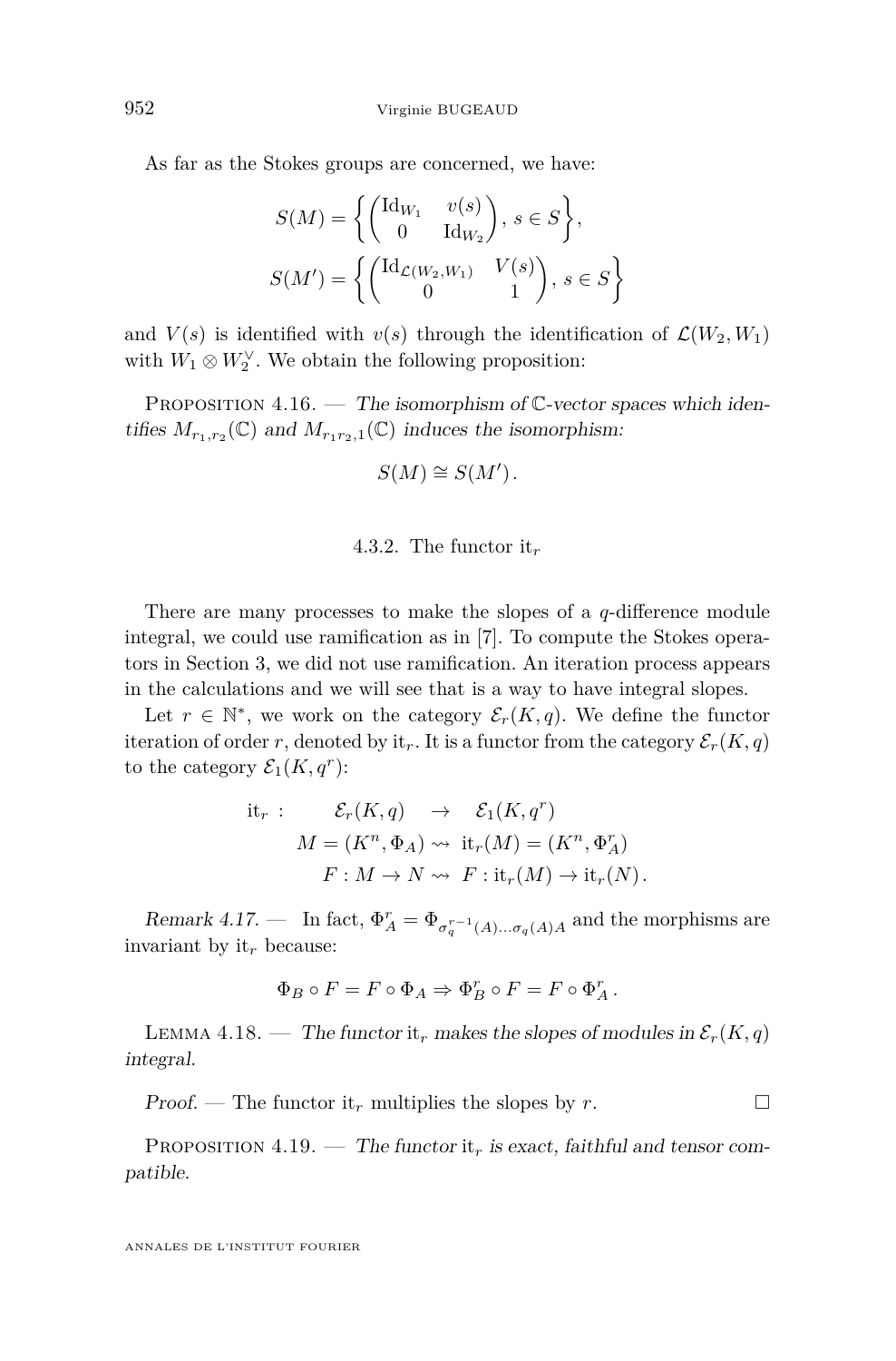As far as the Stokes groups are concerned, we have:

$$S(M) = \left\{ \begin{pmatrix} \mathrm{Id}_{W_1} & v(s) \\ 0 & \mathrm{Id}_{W_2} \end{pmatrix}, \, s \in S \right\},$$
$$S(M') = \left\{ \begin{pmatrix} \mathrm{Id}_{\mathcal{L}(W_2,W_1)} & V(s) \\ 0 & 1 \end{pmatrix}, \, s \in S \right\}$$

and $V(s)$ is identified with $v(s)$ through the identification of $\mathcal{L}(W_2, W_1)$ with $W_1 \otimes W_2^\vee$. We obtain the following proposition:

Proposition 4.16. — *The isomorphism of $\mathbb{C}$-vector spaces which identifies $M_{r_1,r_2}(\mathbb{C})$ and $M_{r_1 r_2,1}(\mathbb{C})$ induces the isomorphism:*

$$S(M) \cong S(M').$$

### 4.3.2. The functor $\mathrm{it}_r$

There are many processes to make the slopes of a $q$-difference module integral, we could use ramification as in [7]. To compute the Stokes operators in Section 3, we did not use ramification. An iteration process appears in the calculations and we will see that is a way to have integral slopes.

Let $r \in \mathbb{N}^*$, we work on the category $\mathcal{E}_r(K, q)$. We define the functor iteration of order $r$, denoted by $\mathrm{it}_r$. It is a functor from the category $\mathcal{E}_r(K, q)$ to the category $\mathcal{E}_1(K, q^r)$:

$$\begin{aligned} \mathrm{it}_r : \quad & \mathcal{E}_r(K, q) \quad \to \quad \mathcal{E}_1(K, q^r) \\ & M = (K^n, \Phi_A) \rightsquigarrow \mathrm{it}_r(M) = (K^n, \Phi_A^r) \\ & F : M \to N \rightsquigarrow F : \mathrm{it}_r(M) \to \mathrm{it}_r(N). \end{aligned}$$

*Remark 4.17.* — In fact, $\Phi_A^r = \Phi_{\sigma_q^{r-1}(A)\ldots\sigma_q(A)A}$ and the morphisms are invariant by $\mathrm{it}_r$ because:

$$\Phi_B \circ F = F \circ \Phi_A \Rightarrow \Phi_B^r \circ F = F \circ \Phi_A^r.$$

Lemma 4.18. — *The functor $\mathrm{it}_r$ makes the slopes of modules in $\mathcal{E}_r(K, q)$ integral.*

*Proof.* — The functor $\mathrm{it}_r$ multiplies the slopes by $r$. □

Proposition 4.19. — *The functor $\mathrm{it}_r$ is exact, faithful and tensor compatible.*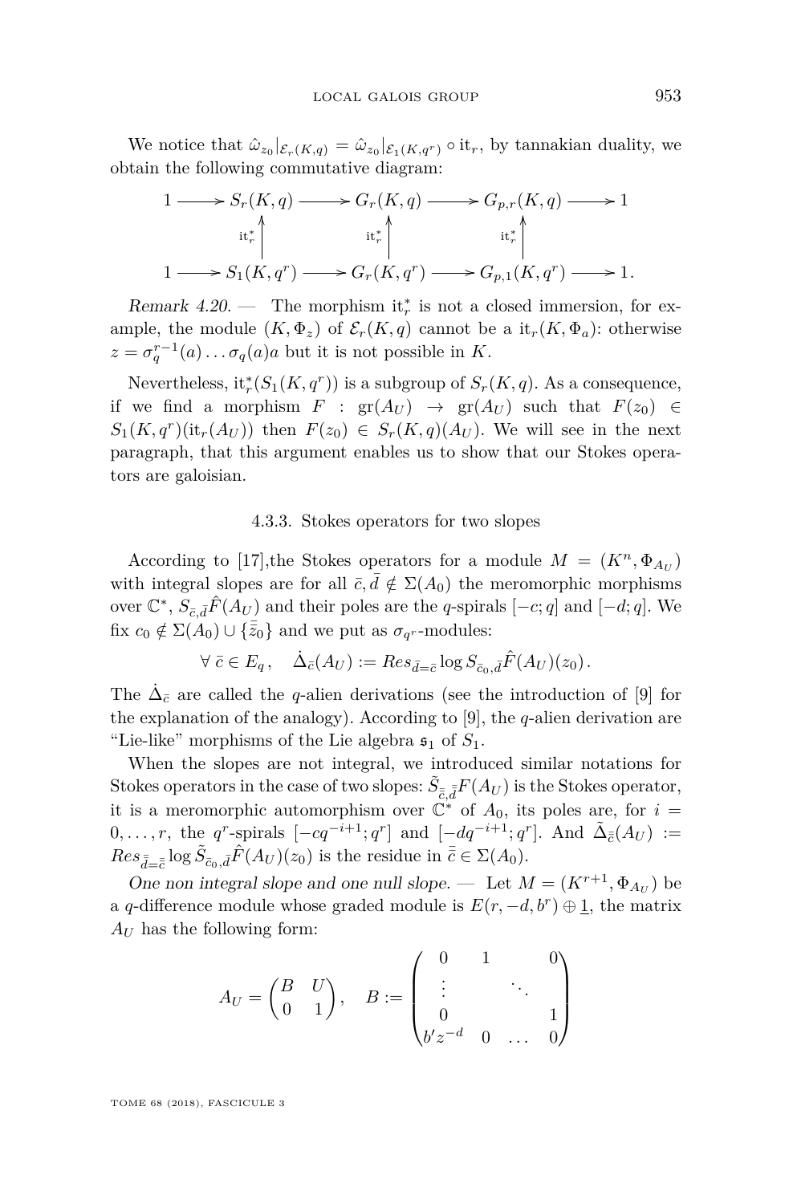We notice that $\hat{\omega}_{z_0}|_{\mathcal{E}_r(K,q)} = \hat{\omega}_{z_0}|_{\mathcal{E}_1(K,q^r)} \circ \mathrm{it}_r$, by tannakian duality, we obtain the following commutative diagram:

$$\begin{array}{ccccccccc}
1 & \longrightarrow & S_r(K,q) & \longrightarrow & G_r(K,q) & \longrightarrow & G_{p,r}(K,q) & \longrightarrow & 1 \\
 & & \uparrow{\scriptstyle \mathrm{it}_r^*} & & \uparrow{\scriptstyle \mathrm{it}_r^*} & & \uparrow{\scriptstyle \mathrm{it}_r^*} & & \\
1 & \longrightarrow & S_1(K,q^r) & \longrightarrow & G_r(K,q^r) & \longrightarrow & G_{p,1}(K,q^r) & \longrightarrow & 1.
\end{array}$$

*Remark 4.20.* — The morphism $\mathrm{it}_r^*$ is not a closed immersion, for example, the module $(K, \Phi_z)$ of $\mathcal{E}_r(K,q)$ cannot be a $\mathrm{it}_r(K, \Phi_a)$: otherwise $z = \sigma_q^{r-1}(a) \dots \sigma_q(a) a$ but it is not possible in $K$.

Nevertheless, $\mathrm{it}_r^*(S_1(K,q^r))$ is a subgroup of $S_r(K,q)$. As a consequence, if we find a morphism $F : \mathrm{gr}(A_U) \to \mathrm{gr}(A_U)$ such that $F(z_0) \in S_1(K,q^r)(\mathrm{it}_r(A_U))$ then $F(z_0) \in S_r(K,q)(A_U)$. We will see in the next paragraph, that this argument enables us to show that our Stokes operators are galoisian.

### 4.3.3. Stokes operators for two slopes

According to [17],the Stokes operators for a module $M = (K^n, \Phi_{A_U})$ with integral slopes are for all $\bar{c}, \bar{d} \notin \Sigma(A_0)$ the meromorphic morphisms over $\mathbb{C}^*$, $S_{\bar{c},\bar{d}}\hat{F}(A_U)$ and their poles are the $q$-spirals $[-c;q]$ and $[-d;q]$. We fix $c_0 \notin \Sigma(A_0) \cup \{\bar{\bar{z}}_0\}$ and we put as $\sigma_{q^r}$-modules:

$$\forall\, \bar{c} \in E_q\,, \quad \dot{\Delta}_{\bar{c}}(A_U) := Res_{\bar{d}=\bar{c}} \log S_{\bar{c}_0,\bar{d}}\hat{F}(A_U)(z_0)\,.$$

The $\dot{\Delta}_{\bar{c}}$ are called the $q$-alien derivations (see the introduction of [9] for the explanation of the analogy). According to [9], the $q$-alien derivation are “Lie-like” morphisms of the Lie algebra $\mathfrak{s}_1$ of $S_1$.

When the slopes are not integral, we introduced similar notations for Stokes operators in the case of two slopes: $\tilde{S}_{\bar{\bar{c}},\bar{\bar{d}}}F(A_U)$ is the Stokes operator, it is a meromorphic automorphism over $\mathbb{C}^*$ of $A_0$, its poles are, for $i = 0, \dots, r$, the $q^r$-spirals $[-cq^{-i+1}; q^r]$ and $[-dq^{-i+1}; q^r]$. And $\tilde{\Delta}_{\bar{\bar{c}}}(A_U) := Res_{\bar{\bar{d}}=\bar{\bar{c}}} \log \tilde{S}_{\bar{c}_0,\bar{d}}\hat{F}(A_U)(z_0)$ is the residue in $\bar{\bar{c}} \in \Sigma(A_0)$.

*One non integral slope and one null slope.* — Let $M = (K^{r+1}, \Phi_{A_U})$ be a $q$-difference module whose graded module is $E(r, -d, b^r) \oplus \underline{1}$, the matrix $A_U$ has the following form:

$$A_U = \begin{pmatrix} B & U \\ 0 & 1 \end{pmatrix}, \quad B := \begin{pmatrix} 0 & 1 & & 0 \\ \vdots & & \ddots & \\ 0 & & & 1 \\ b' z^{-d} & 0 & \dots & 0 \end{pmatrix}$$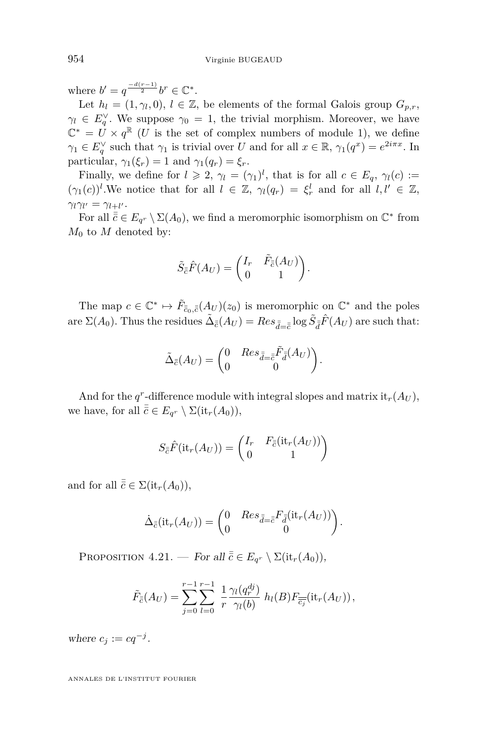where $b' = q^{\frac{-d(r-1)}{2}} b^r \in \mathbb{C}^*$.

Let $h_l = (1, \gamma_l, 0)$, $l \in \mathbb{Z}$, be elements of the formal Galois group $G_{p,r}$, $\gamma_l \in E_q^\vee$. We suppose $\gamma_0 = 1$, the trivial morphism. Moreover, we have $\mathbb{C}^* = U \times q^{\mathbb{R}}$ ($U$ is the set of complex numbers of module 1), we define $\gamma_1 \in E_q^\vee$ such that $\gamma_1$ is trivial over $U$ and for all $x \in \mathbb{R}$, $\gamma_1(q^x) = e^{2i\pi x}$. In particular, $\gamma_1(\xi_r) = 1$ and $\gamma_1(q_r) = \xi_r$.

Finally, we define for $l \geqslant 2$, $\gamma_l = (\gamma_1)^l$, that is for all $c \in E_q$, $\gamma_l(c) := (\gamma_1(c))^l$. We notice that for all $l \in \mathbb{Z}$, $\gamma_l(q_r) = \xi_r^l$ and for all $l, l' \in \mathbb{Z}$, $\gamma_l \gamma_{l'} = \gamma_{l+l'}$.

For all $\bar{\bar{c}} \in E_{q^r} \setminus \Sigma(A_0)$, we find a meromorphic isomorphism on $\mathbb{C}^*$ from $M_0$ to $M$ denoted by:

$$\tilde{S}_{\bar{\bar{c}}} \hat{F}(A_U) = \begin{pmatrix} I_r & \tilde{F}_{\bar{\bar{c}}}(A_U) \\ 0 & 1 \end{pmatrix}.$$

The map $c \in \mathbb{C}^* \mapsto \tilde{F}_{\bar{\bar{c}}_0, \bar{\bar{c}}}(A_U)(z_0)$ is meromorphic on $\mathbb{C}^*$ and the poles are $\Sigma(A_0)$. Thus the residues $\tilde{\Delta}_{\bar{\bar{c}}}(A_U) = Res_{\bar{\bar{d}} = \bar{\bar{c}}} \log \tilde{S}_{\bar{\bar{d}}} \hat{F}(A_U)$ are such that:

$$\tilde{\Delta}_{\bar{\bar{c}}}(A_U) = \begin{pmatrix} 0 & Res_{\bar{\bar{d}} = \bar{\bar{c}}} \tilde{F}_{\bar{\bar{d}}}(A_U) \\ 0 & 0 \end{pmatrix}.$$

And for the $q^r$-difference module with integral slopes and matrix $\mathrm{it}_r(A_U)$, we have, for all $\bar{\bar{c}} \in E_{q^r} \setminus \Sigma(\mathrm{it}_r(A_0))$,

$$S_{\bar{\bar{c}}} \hat{F}(\mathrm{it}_r(A_U)) = \begin{pmatrix} I_r & F_{\bar{\bar{c}}}(\mathrm{it}_r(A_U)) \\ 0 & 1 \end{pmatrix}$$

and for all $\bar{\bar{c}} \in \Sigma(\mathrm{it}_r(A_0))$,

$$\dot{\Delta}_{\bar{\bar{c}}}(\mathrm{it}_r(A_U)) = \begin{pmatrix} 0 & Res_{\bar{\bar{d}} = \bar{\bar{c}}} F_{\bar{\bar{d}}}(\mathrm{it}_r(A_U)) \\ 0 & 0 \end{pmatrix}.$$

Proposition 4.21. — *For all $\bar{\bar{c}} \in E_{q^r} \setminus \Sigma(\mathrm{it}_r(A_0))$,*

$$\tilde{F}_{\bar{\bar{c}}}(A_U) = \sum_{j=0}^{r-1} \sum_{l=0}^{r-1} \frac{1}{r} \frac{\gamma_l(q_r^{dj})}{\gamma_l(b)} \, h_l(B) F_{\overline{\overline{c_j}}}(\mathrm{it}_r(A_U)),$$

*where $c_j := cq^{-j}$.*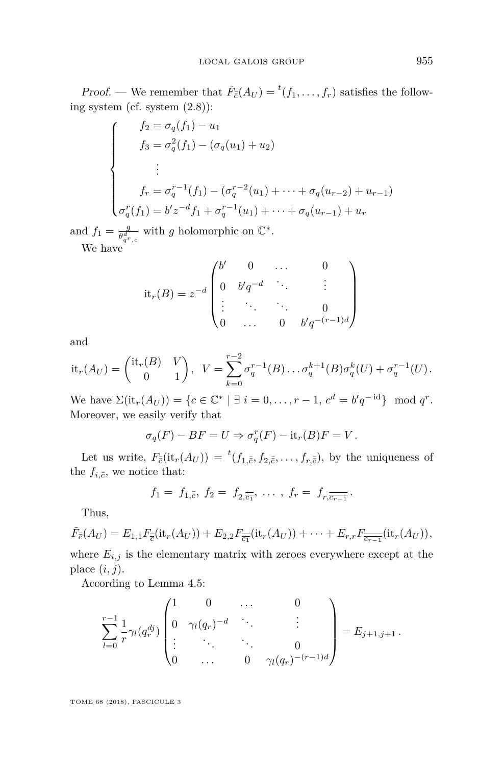*Proof.* — We remember that $\tilde{F}_{\bar{\bar{c}}}(A_U) = {}^t(f_1, \dots, f_r)$ satisfies the following system (cf. system (2.8)):

$$\begin{cases} f_2 = \sigma_q(f_1) - u_1 \\ f_3 = \sigma_q^2(f_1) - (\sigma_q(u_1) + u_2) \\ \quad \vdots \\ f_r = \sigma_q^{r-1}(f_1) - (\sigma_q^{r-2}(u_1) + \dots + \sigma_q(u_{r-2}) + u_{r-1}) \\ \sigma_q^r(f_1) = b' z^{-d} f_1 + \sigma_q^{r-1}(u_1) + \dots + \sigma_q(u_{r-1}) + u_r \end{cases}$$

and $f_1 = \frac{g}{\theta^d_{q^r,c}}$ with $g$ holomorphic on $\mathbb{C}^*$.

We have

$$\mathrm{it}_r(B) = z^{-d} \begin{pmatrix} b' & 0 & \dots & 0 \\ 0 & b'q^{-d} & \ddots & \vdots \\ \vdots & \ddots & \ddots & 0 \\ 0 & \dots & 0 & b'q^{-(r-1)d} \end{pmatrix}$$

and

$$\mathrm{it}_r(A_U) = \begin{pmatrix} \mathrm{it}_r(B) & V \\ 0 & 1 \end{pmatrix}, \quad V = \sum_{k=0}^{r-2} \sigma_q^{r-1}(B) \dots \sigma_q^{k+1}(B) \sigma_q^k(U) + \sigma_q^{r-1}(U).$$

We have $\Sigma(\mathrm{it}_r(A_U)) = \{c \in \mathbb{C}^* \mid \exists\, i = 0, \dots, r-1,\ c^d = b'q^{-\,\mathrm{id}}\} \mod q^r$. Moreover, we easily verify that

$$\sigma_q(F) - BF = U \Rightarrow \sigma_q^r(F) - \mathrm{it}_r(B)F = V.$$

Let us write, $F_{\bar{\bar{c}}}(\mathrm{it}_r(A_U)) = {}^t(f_{1,\bar{\bar{c}}}, f_{2,\bar{\bar{c}}}, \dots, f_{r,\bar{\bar{c}}})$, by the uniqueness of the $f_{i,\bar{\bar{c}}}$, we notice that:

$$f_1 = f_{1,\bar{\bar{c}}},\ f_2 = f_{2,\overline{\overline{c_1}}},\ \dots,\ f_r = f_{r,\overline{\overline{c_{r-1}}}}.$$

Thus,

$$\tilde{F}_{\bar{\bar{c}}}(A_U) = E_{1,1} F_{\bar{\bar{c}}}(\mathrm{it}_r(A_U)) + E_{2,2} F_{\overline{\overline{c_1}}}(\mathrm{it}_r(A_U)) + \dots + E_{r,r} F_{\overline{\overline{c_{r-1}}}}(\mathrm{it}_r(A_U)),$$

where $E_{i,j}$ is the elementary matrix with zeroes everywhere except at the place $(i,j)$.

According to Lemma 4.5:

$$\sum_{l=0}^{r-1} \frac{1}{r} \gamma_l(q_r^{dj}) \begin{pmatrix} 1 & 0 & \dots & 0 \\ 0 & \gamma_l(q_r)^{-d} & \ddots & \vdots \\ \vdots & \ddots & \ddots & 0 \\ 0 & \dots & 0 & \gamma_l(q_r)^{-(r-1)d} \end{pmatrix} = E_{j+1,j+1}.$$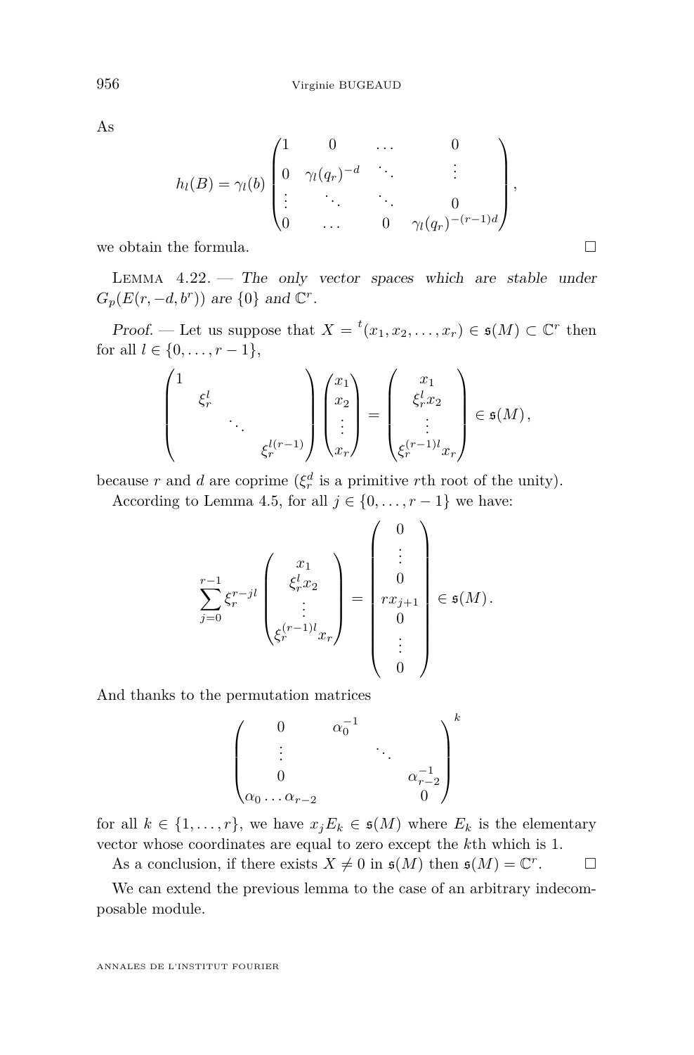As

$$h_l(B) = \gamma_l(b) \begin{pmatrix} 1 & 0 & \dots & 0 \\ 0 & \gamma_l(q_r)^{-d} & \ddots & \vdots \\ \vdots & \ddots & \ddots & 0 \\ 0 & \dots & 0 & \gamma_l(q_r)^{-(r-1)d} \end{pmatrix},$$

we obtain the formula. □

Lemma 4.22. — *The only vector spaces which are stable under $G_p(E(r,-d,b^r))$ are $\{0\}$ and $\mathbb{C}^r$.*

*Proof.* — Let us suppose that $X = {}^t(x_1, x_2, \dots, x_r) \in \mathfrak{s}(M) \subset \mathbb{C}^r$ then for all $l \in \{0, \dots, r-1\}$,

$$\begin{pmatrix} 1 & & & \\ & \xi_r^l & & \\ & & \ddots & \\ & & & \xi_r^{l(r-1)} \end{pmatrix} \begin{pmatrix} x_1 \\ x_2 \\ \vdots \\ x_r \end{pmatrix} = \begin{pmatrix} x_1 \\ \xi_r^l x_2 \\ \vdots \\ \xi_r^{(r-1)l} x_r \end{pmatrix} \in \mathfrak{s}(M),$$

because $r$ and $d$ are coprime ($\xi_r^d$ is a primitive $r$th root of the unity).

According to Lemma 4.5, for all $j \in \{0, \dots, r-1\}$ we have:

$$\sum_{j=0}^{r-1} \xi_r^{r-jl} \begin{pmatrix} x_1 \\ \xi_r^l x_2 \\ \vdots \\ \xi_r^{(r-1)l} x_r \end{pmatrix} = \begin{pmatrix} 0 \\ \vdots \\ 0 \\ r x_{j+1} \\ 0 \\ \vdots \\ 0 \end{pmatrix} \in \mathfrak{s}(M).$$

And thanks to the permutation matrices

$$\begin{pmatrix} 0 & \alpha_0^{-1} & & \\ \vdots & & \ddots & \\ 0 & & & \alpha_{r-2}^{-1} \\ \alpha_0 \dots \alpha_{r-2} & & & 0 \end{pmatrix}^k$$

for all $k \in \{1, \dots, r\}$, we have $x_j E_k \in \mathfrak{s}(M)$ where $E_k$ is the elementary vector whose coordinates are equal to zero except the $k$th which is 1.

As a conclusion, if there exists $X \neq 0$ in $\mathfrak{s}(M)$ then $\mathfrak{s}(M) = \mathbb{C}^r$. □

We can extend the previous lemma to the case of an arbitrary indecomposable module.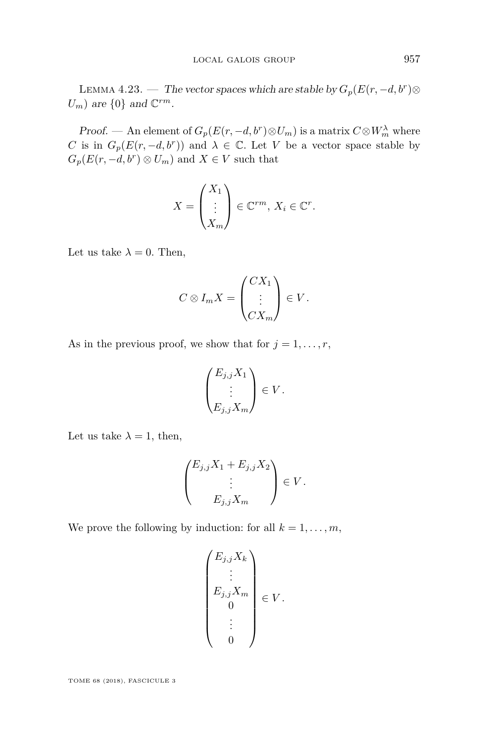Lemma 4.23. — *The vector spaces which are stable by $G_p(E(r,-d,b^r)\otimes U_m)$ are $\{0\}$ and $\mathbb{C}^{rm}$.*

*Proof.* — An element of $G_p(E(r,-d,b^r)\otimes U_m)$ is a matrix $C\otimes W_m^\lambda$ where $C$ is in $G_p(E(r,-d,b^r))$ and $\lambda \in \mathbb{C}$. Let $V$ be a vector space stable by $G_p(E(r,-d,b^r)\otimes U_m)$ and $X \in V$ such that

$$X = \begin{pmatrix} X_1 \\ \vdots \\ X_m \end{pmatrix} \in \mathbb{C}^{rm},\ X_i \in \mathbb{C}^r.$$

Let us take $\lambda = 0$. Then,

$$C \otimes I_m X = \begin{pmatrix} CX_1 \\ \vdots \\ CX_m \end{pmatrix} \in V\,.$$

As in the previous proof, we show that for $j = 1,\dots,r$,

$$\begin{pmatrix} E_{j,j}X_1 \\ \vdots \\ E_{j,j}X_m \end{pmatrix} \in V\,.$$

Let us take $\lambda = 1$, then,

$$\begin{pmatrix} E_{j,j}X_1 + E_{j,j}X_2 \\ \vdots \\ E_{j,j}X_m \end{pmatrix} \in V\,.$$

We prove the following by induction: for all $k = 1,\dots,m$,

$$\begin{pmatrix} E_{j,j}X_k \\ \vdots \\ E_{j,j}X_m \\ 0 \\ \vdots \\ 0 \end{pmatrix} \in V\,.$$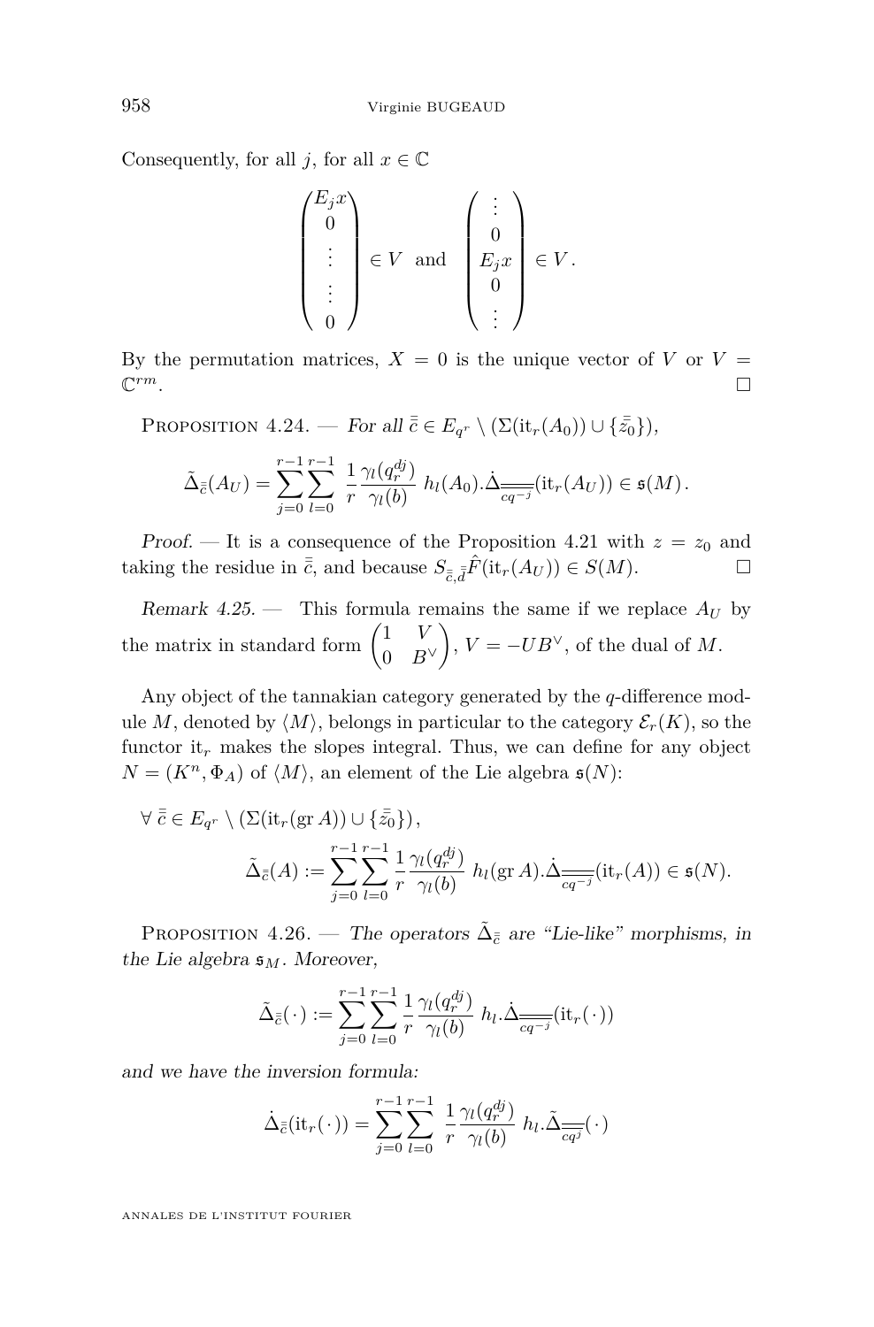Consequently, for all $j$, for all $x \in \mathbb{C}$

$$\begin{pmatrix} E_j x \\ 0 \\ \vdots \\ \vdots \\ 0 \end{pmatrix} \in V \quad \text{and} \quad \begin{pmatrix} \vdots \\ 0 \\ E_j x \\ 0 \\ \vdots \end{pmatrix} \in V \,.$$

By the permutation matrices, $X = 0$ is the unique vector of $V$ or $V = \mathbb{C}^{rm}$. □

Proposition 4.24. — *For all $\bar{\bar{c}} \in E_{q^r} \setminus (\Sigma(\mathrm{it}_r(A_0)) \cup \{\bar{\bar{z}}_0\})$,*

$$\tilde{\Delta}_{\bar{\bar{c}}}(A_U) = \sum_{j=0}^{r-1} \sum_{l=0}^{r-1} \frac{1}{r} \frac{\gamma_l(q_r^{dj})}{\gamma_l(b)} \; h_l(A_0).\dot{\Delta}_{\overline{\overline{cq^{-j}}}}(\mathrm{it}_r(A_U)) \in \mathfrak{s}(M)\,.$$

*Proof.* — It is a consequence of the Proposition 4.21 with $z = z_0$ and taking the residue in $\bar{\bar{c}}$, and because $S_{\bar{\bar{c}},\bar{\bar{d}}}\hat{F}(\mathrm{it}_r(A_U)) \in S(M)$. □

*Remark 4.25.* — This formula remains the same if we replace $A_U$ by the matrix in standard form $\begin{pmatrix} 1 & V \\ 0 & B^\vee \end{pmatrix}$, $V = -UB^\vee$, of the dual of $M$.

Any object of the tannakian category generated by the $q$-difference module $M$, denoted by $\langle M \rangle$, belongs in particular to the category $\mathcal{E}_r(K)$, so the functor $\mathrm{it}_r$ makes the slopes integral. Thus, we can define for any object $N = (K^n, \Phi_A)$ of $\langle M \rangle$, an element of the Lie algebra $\mathfrak{s}(N)$:

$$\forall\, \bar{\bar{c}} \in E_{q^r} \setminus (\Sigma(\mathrm{it}_r(\mathrm{gr}\, A)) \cup \{\bar{\bar{z}}_0\})\,,$$
$$\tilde{\Delta}_{\bar{\bar{c}}}(A) := \sum_{j=0}^{r-1} \sum_{l=0}^{r-1} \frac{1}{r} \frac{\gamma_l(q_r^{dj})}{\gamma_l(b)} \; h_l(\mathrm{gr}\, A).\dot{\Delta}_{\overline{\overline{cq^{-j}}}}(\mathrm{it}_r(A)) \in \mathfrak{s}(N).$$

Proposition 4.26. — *The operators $\tilde{\Delta}_{\bar{\bar{c}}}$ are "Lie-like" morphisms, in the Lie algebra $\mathfrak{s}_M$. Moreover,*

$$\tilde{\Delta}_{\bar{\bar{c}}}(\,\cdot\,) := \sum_{j=0}^{r-1} \sum_{l=0}^{r-1} \frac{1}{r} \frac{\gamma_l(q_r^{dj})}{\gamma_l(b)} \; h_l.\dot{\Delta}_{\overline{\overline{cq^{-j}}}}(\mathrm{it}_r(\,\cdot\,))$$

*and we have the inversion formula:*

$$\dot{\Delta}_{\bar{\bar{c}}}(\mathrm{it}_r(\,\cdot\,)) = \sum_{j=0}^{r-1} \sum_{l=0}^{r-1} \frac{1}{r} \frac{\gamma_l(q_r^{dj})}{\gamma_l(b)} \; h_l.\tilde{\Delta}_{\overline{\overline{cq^{j}}}}(\,\cdot\,)$$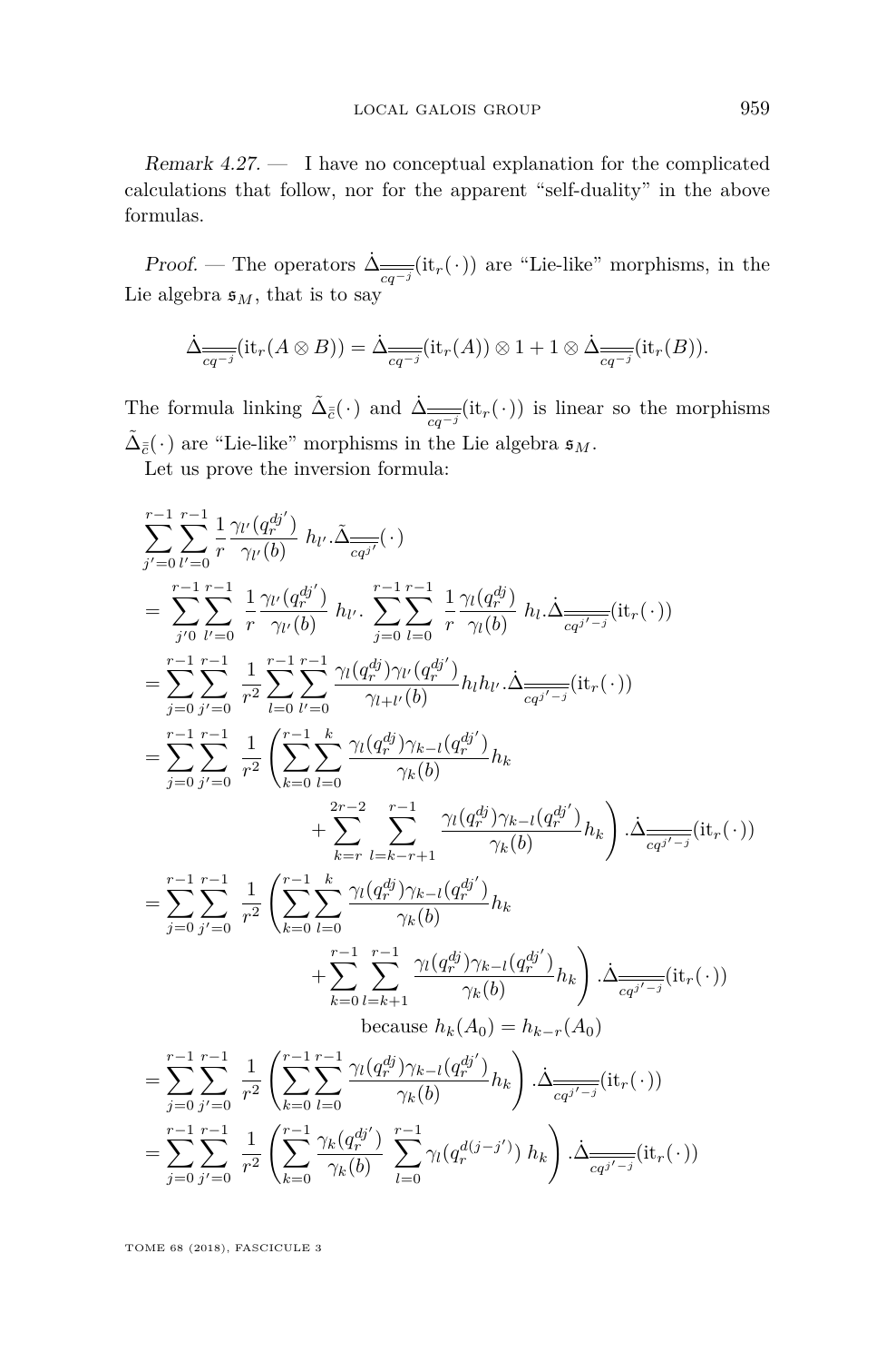*Remark 4.27.* — I have no conceptual explanation for the complicated calculations that follow, nor for the apparent "self-duality" in the above formulas.

*Proof.* — The operators $\dot{\Delta}_{\overline{\overline{cq^{-j}}}}(\mathrm{it}_r(\cdot))$ are "Lie-like" morphisms, in the Lie algebra $\mathfrak{s}_M$, that is to say

$$\dot{\Delta}_{\overline{\overline{cq^{-j}}}}(\mathrm{it}_r(A\otimes B)) = \dot{\Delta}_{\overline{\overline{cq^{-j}}}}(\mathrm{it}_r(A))\otimes 1 + 1\otimes \dot{\Delta}_{\overline{\overline{cq^{-j}}}}(\mathrm{it}_r(B)).$$

The formula linking $\tilde{\Delta}_{\bar{\bar{c}}}(\cdot)$ and $\dot{\Delta}_{\overline{\overline{cq^{-j}}}}(\mathrm{it}_r(\cdot))$ is linear so the morphisms $\tilde{\Delta}_{\bar{\bar{c}}}(\cdot)$ are "Lie-like" morphisms in the Lie algebra $\mathfrak{s}_M$.

Let us prove the inversion formula:

$$
\begin{aligned}
&\sum_{j'=0}^{r-1}\sum_{l'=0}^{r-1}\frac{1}{r}\frac{\gamma_{l'}(q_r^{dj'})}{\gamma_{l'}(b)}\; h_{l'}.\tilde{\Delta}_{\overline{\overline{cq^{j'}}}}(\cdot)\\
&= \sum_{j'0}^{r-1}\sum_{l'=0}^{r-1}\;\frac{1}{r}\frac{\gamma_{l'}(q_r^{dj'})}{\gamma_{l'}(b)}\; h_{l'}.\;\sum_{j=0}^{r-1}\sum_{l=0}^{r-1}\;\frac{1}{r}\frac{\gamma_{l}(q_r^{dj})}{\gamma_{l}(b)}\; h_{l}.\dot{\Delta}_{\overline{\overline{cq^{j'-j}}}}(\mathrm{it}_r(\cdot))\\
&= \sum_{j=0}^{r-1}\sum_{j'=0}^{r-1}\;\frac{1}{r^2}\sum_{l=0}^{r-1}\sum_{l'=0}^{r-1}\frac{\gamma_l(q_r^{dj})\gamma_{l'}(q_r^{dj'})}{\gamma_{l+l'}(b)}h_l h_{l'}.\dot{\Delta}_{\overline{\overline{cq^{j'-j}}}}(\mathrm{it}_r(\cdot))\\
&= \sum_{j=0}^{r-1}\sum_{j'=0}^{r-1}\;\frac{1}{r^2}\left(\sum_{k=0}^{r-1}\sum_{l=0}^{k}\frac{\gamma_l(q_r^{dj})\gamma_{k-l}(q_r^{dj'})}{\gamma_k(b)}h_k\right.\\
&\qquad\qquad\left.+\sum_{k=r}^{2r-2}\;\sum_{l=k-r+1}^{r-1}\;\frac{\gamma_l(q_r^{dj})\gamma_{k-l}(q_r^{dj'})}{\gamma_k(b)}h_k\right).\dot{\Delta}_{\overline{\overline{cq^{j'-j}}}}(\mathrm{it}_r(\cdot))\\
&= \sum_{j=0}^{r-1}\sum_{j'=0}^{r-1}\;\frac{1}{r^2}\left(\sum_{k=0}^{r-1}\sum_{l=0}^{k}\frac{\gamma_l(q_r^{dj})\gamma_{k-l}(q_r^{dj'})}{\gamma_k(b)}h_k\right.\\
&\qquad\qquad\left.+\sum_{k=0}^{r-1}\;\sum_{l=k+1}^{r-1}\;\frac{\gamma_l(q_r^{dj})\gamma_{k-l}(q_r^{dj'})}{\gamma_k(b)}h_k\right).\dot{\Delta}_{\overline{\overline{cq^{j'-j}}}}(\mathrm{it}_r(\cdot))\\
&\qquad\qquad\qquad\text{because } h_k(A_0)=h_{k-r}(A_0)\\
&= \sum_{j=0}^{r-1}\sum_{j'=0}^{r-1}\;\frac{1}{r^2}\left(\sum_{k=0}^{r-1}\sum_{l=0}^{r-1}\frac{\gamma_l(q_r^{dj})\gamma_{k-l}(q_r^{dj'})}{\gamma_k(b)}h_k\right).\dot{\Delta}_{\overline{\overline{cq^{j'-j}}}}(\mathrm{it}_r(\cdot))\\
&= \sum_{j=0}^{r-1}\sum_{j'=0}^{r-1}\;\frac{1}{r^2}\left(\sum_{k=0}^{r-1}\frac{\gamma_k(q_r^{dj'})}{\gamma_k(b)}\;\sum_{l=0}^{r-1}\gamma_l(q_r^{d(j-j')})\;h_k\right).\dot{\Delta}_{\overline{\overline{cq^{j'-j}}}}(\mathrm{it}_r(\cdot))
\end{aligned}
$$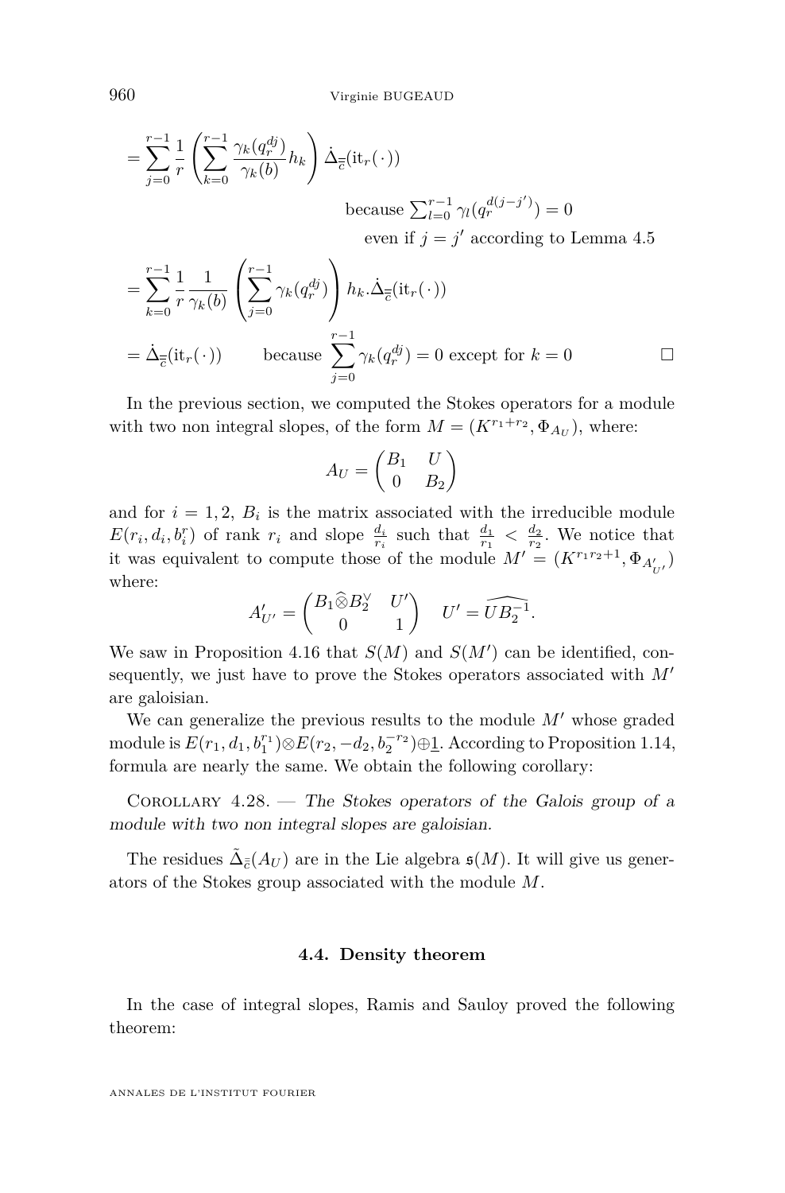$$= \sum_{j=0}^{r-1} \frac{1}{r} \left( \sum_{k=0}^{r-1} \frac{\gamma_k(q_r^{dj})}{\gamma_k(b)} h_k \right) \dot{\Delta}_{\overline{\overline{c}}}(\mathrm{it}_r(\cdot))$$

because $\sum_{l=0}^{r-1} \gamma_l(q_r^{d(j-j')}) = 0$

even if $j = j'$ according to Lemma 4.5

$$= \sum_{k=0}^{r-1} \frac{1}{r} \frac{1}{\gamma_k(b)} \left( \sum_{j=0}^{r-1} \gamma_k(q_r^{dj}) \right) h_k . \dot{\Delta}_{\overline{\overline{c}}}(\mathrm{it}_r(\cdot))$$

$$= \dot{\Delta}_{\overline{\overline{c}}}(\mathrm{it}_r(\cdot)) \qquad \text{because } \sum_{j=0}^{r-1} \gamma_k(q_r^{dj}) = 0 \text{ except for } k = 0$$

□

In the previous section, we computed the Stokes operators for a module with two non integral slopes, of the form $M = (K^{r_1+r_2}, \Phi_{A_U})$, where:

$$A_U = \begin{pmatrix} B_1 & U \\ 0 & B_2 \end{pmatrix}$$

and for $i = 1, 2$, $B_i$ is the matrix associated with the irreducible module $E(r_i, d_i, b_i^r)$ of rank $r_i$ and slope $\frac{d_i}{r_i}$ such that $\frac{d_1}{r_1} < \frac{d_2}{r_2}$. We notice that it was equivalent to compute those of the module $M' = (K^{r_1 r_2+1}, \Phi_{A'_{U'}})$ where:

$$A'_{U'} = \begin{pmatrix} B_1 \widehat{\otimes} B_2^\vee & U' \\ 0 & 1 \end{pmatrix} \quad U' = \widehat{UB_2^{-1}}.$$

We saw in Proposition 4.16 that $S(M)$ and $S(M')$ can be identified, consequently, we just have to prove the Stokes operators associated with $M'$ are galoisian.

We can generalize the previous results to the module $M'$ whose graded module is $E(r_1, d_1, b_1^{r_1}) \otimes E(r_2, -d_2, b_2^{-r_2}) \oplus \underline{1}$. According to Proposition 1.14, formula are nearly the same. We obtain the following corollary:

Corollary 4.28. — *The Stokes operators of the Galois group of a module with two non integral slopes are galoisian.*

The residues $\tilde{\Delta}_{\overline{c}}(A_U)$ are in the Lie algebra $\mathfrak{s}(M)$. It will give us generators of the Stokes group associated with the module $M$.

### 4.4. Density theorem

In the case of integral slopes, Ramis and Sauloy proved the following theorem: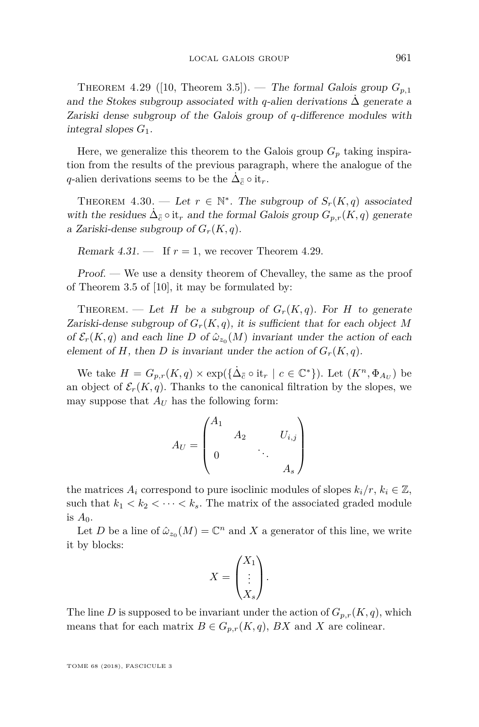Theorem 4.29 ([10, Theorem 3.5]). — *The formal Galois group $G_{p,1}$ and the Stokes subgroup associated with $q$-alien derivations $\dot{\Delta}$ generate a Zariski dense subgroup of the Galois group of $q$-difference modules with integral slopes $G_1$.*

Here, we generalize this theorem to the Galois group $G_p$ taking inspiration from the results of the previous paragraph, where the analogue of the $q$-alien derivations seems to be the $\dot{\Delta}_{\bar{\bar{c}}} \circ \mathrm{it}_r$.

Theorem 4.30. — *Let $r \in \mathbb{N}^*$. The subgroup of $S_r(K, q)$ associated with the residues $\dot{\Delta}_{\bar{\bar{c}}} \circ \mathrm{it}_r$ and the formal Galois group $G_{p,r}(K, q)$ generate a Zariski-dense subgroup of $G_r(K, q)$.*

*Remark 4.31.* — If $r = 1$, we recover Theorem 4.29.

*Proof.* — We use a density theorem of Chevalley, the same as the proof of Theorem 3.5 of [10], it may be formulated by:

Theorem. — *Let $H$ be a subgroup of $G_r(K, q)$. For $H$ to generate Zariski-dense subgroup of $G_r(K, q)$, it is sufficient that for each object $M$ of $\mathcal{E}_r(K, q)$ and each line $D$ of $\hat{\omega}_{z_0}(M)$ invariant under the action of each element of $H$, then $D$ is invariant under the action of $G_r(K, q)$.*

We take $H = G_{p,r}(K, q) \times \exp(\{\dot{\Delta}_{\bar{\bar{c}}} \circ \mathrm{it}_r \mid c \in \mathbb{C}^*\})$. Let $(K^n, \Phi_{A_U})$ be an object of $\mathcal{E}_r(K, q)$. Thanks to the canonical filtration by the slopes, we may suppose that $A_U$ has the following form:

$$A_U = \begin{pmatrix} A_1 & & & \\ & A_2 & & U_{i,j} \\ 0 & & \ddots & \\ & & & A_s \end{pmatrix}$$

the matrices $A_i$ correspond to pure isoclinic modules of slopes $k_i/r$, $k_i \in \mathbb{Z}$, such that $k_1 < k_2 < \cdots < k_s$. The matrix of the associated graded module is $A_0$.

Let $D$ be a line of $\hat{\omega}_{z_0}(M) = \mathbb{C}^n$ and $X$ a generator of this line, we write it by blocks:

$$X = \begin{pmatrix} X_1 \\ \vdots \\ X_s \end{pmatrix}.$$

The line $D$ is supposed to be invariant under the action of $G_{p,r}(K, q)$, which means that for each matrix $B \in G_{p,r}(K, q)$, $BX$ and $X$ are colinear.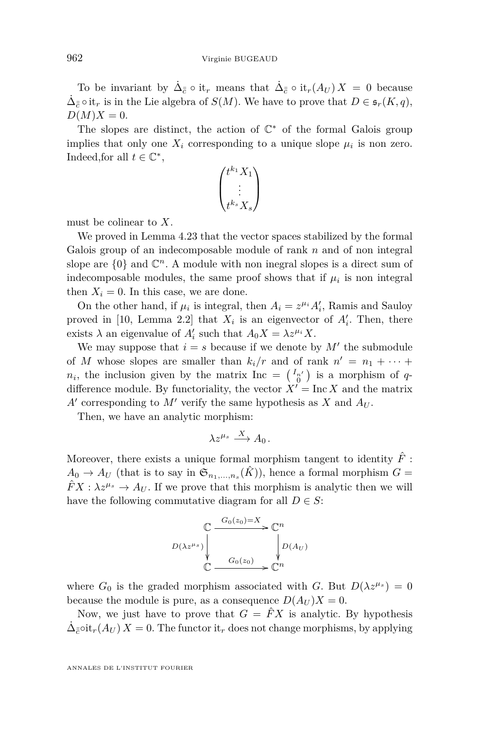To be invariant by $\dot{\Delta}_{\bar{\bar{c}}} \circ \mathrm{it}_r$ means that $\dot{\Delta}_{\bar{\bar{c}}} \circ \mathrm{it}_r(A_U)\, X = 0$ because $\dot{\Delta}_{\bar{\bar{c}}} \circ \mathrm{it}_r$ is in the Lie algebra of $S(M)$. We have to prove that $D \in \mathfrak{s}_r(K,q)$, $D(M)X = 0$.

The slopes are distinct, the action of $\mathbb{C}^*$ of the formal Galois group implies that only one $X_i$ corresponding to a unique slope $\mu_i$ is non zero. Indeed,for all $t \in \mathbb{C}^*$,

$$\begin{pmatrix} t^{k_1} X_1 \\ \vdots \\ t^{k_s} X_s \end{pmatrix}$$

must be colinear to $X$.

We proved in Lemma 4.23 that the vector spaces stabilized by the formal Galois group of an indecomposable module of rank $n$ and of non integral slope are $\{0\}$ and $\mathbb{C}^n$. A module with non inegral slopes is a direct sum of indecomposable modules, the same proof shows that if $\mu_i$ is non integral then $X_i = 0$. In this case, we are done.

On the other hand, if $\mu_i$ is integral, then $A_i = z^{\mu_i} A'_i$, Ramis and Sauloy proved in [10, Lemma 2.2] that $X_i$ is an eigenvector of $A'_i$. Then, there exists $\lambda$ an eigenvalue of $A'_i$ such that $A_0 X = \lambda z^{\mu_i} X$.

We may suppose that $i = s$ because if we denote by $M'$ the submodule of $M$ whose slopes are smaller than $k_i/r$ and of rank $n' = n_1 + \cdots + n_i$, the inclusion given by the matrix $\mathrm{Inc} = \left(\begin{smallmatrix} I_{n'} \\ 0 \end{smallmatrix}\right)$ is a morphism of $q$-difference module. By functoriality, the vector $X' = \mathrm{Inc}\, X$ and the matrix $A'$ corresponding to $M'$ verify the same hypothesis as $X$ and $A_U$.

Then, we have an analytic morphism:

$$\lambda z^{\mu_s} \xrightarrow{X} A_0\,.$$

Moreover, there exists a unique formal morphism tangent to identity $\hat{F} : A_0 \to A_U$ (that is to say in $\mathfrak{G}_{n_1,\dots,n_s}(\hat{K})$), hence a formal morphism $G = \hat{F}X : \lambda z^{\mu_s} \to A_U$. If we prove that this morphism is analytic then we will have the following commutative diagram for all $D \in S$:

$$\begin{array}{ccc} \mathbb{C} & \xrightarrow{G_0(z_0)=X} & \mathbb{C}^n \\ {\scriptstyle D(\lambda z^{\mu_s})}\downarrow & & \downarrow{\scriptstyle D(A_U)} \\ \mathbb{C} & \xrightarrow{G_0(z_0)} & \mathbb{C}^n \end{array}$$

where $G_0$ is the graded morphism associated with $G$. But $D(\lambda z^{\mu_s}) = 0$ because the module is pure, as a consequence $D(A_U)X = 0$.

Now, we just have to prove that $G = \hat{F}X$ is analytic. By hypothesis $\dot{\Delta}_{\bar{\bar{c}}} \circ \mathrm{it}_r(A_U)\, X = 0$. The functor $\mathrm{it}_r$ does not change morphisms, by applying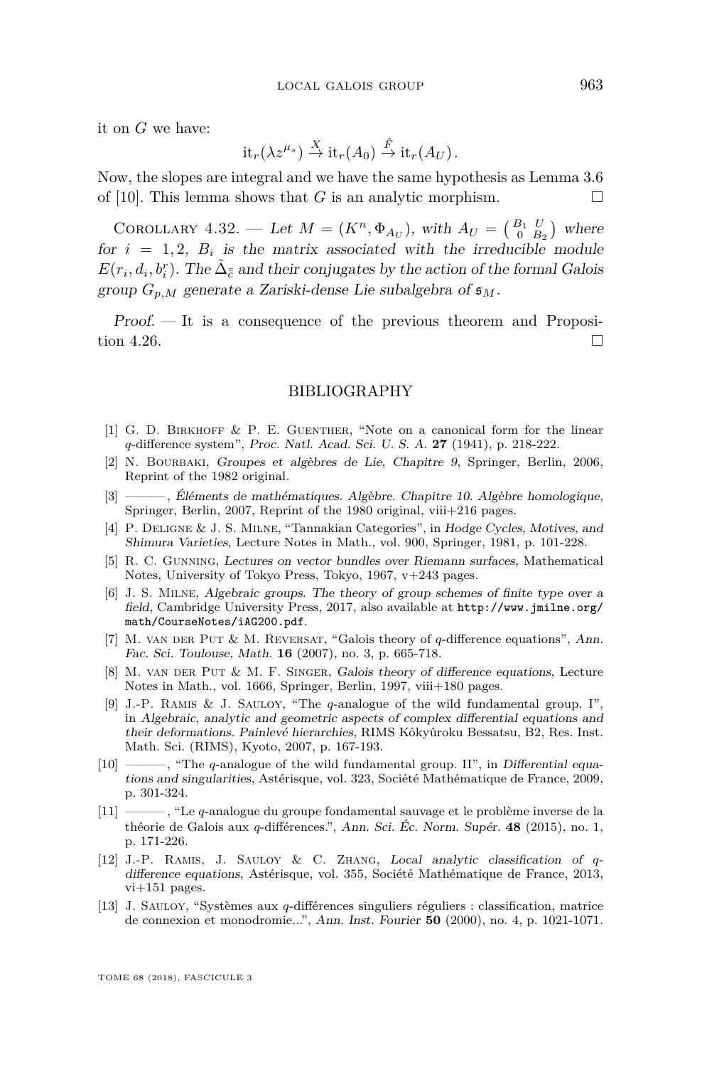it on $G$ we have:

$$\mathrm{it}_r(\lambda z^{\mu_s}) \xrightarrow{X} \mathrm{it}_r(A_0) \xrightarrow{\hat{F}} \mathrm{it}_r(A_U)\,.$$

Now, the slopes are integral and we have the same hypothesis as Lemma 3.6 of [10]. This lemma shows that $G$ is an analytic morphism. □

Corollary 4.32. — *Let $M = (K^n, \Phi_{A_U})$, with $A_U = \left(\begin{smallmatrix} B_1 & U \\ 0 & B_2 \end{smallmatrix}\right)$ where for $i = 1, 2$, $B_i$ is the matrix associated with the irreducible module $E(r_i, d_i, b_i^r)$. The $\tilde{\Delta}_{\bar{c}}$ and their conjugates by the action of the formal Galois group $G_{p,M}$ generate a Zariski-dense Lie subalgebra of $\mathfrak{s}_M$.*

*Proof.* — It is a consequence of the previous theorem and Proposition 4.26. □

## BIBLIOGRAPHY

[1] G. D. Birkhoff & P. E. Guenther, "Note on a canonical form for the linear $q$-difference system", *Proc. Natl. Acad. Sci. U. S. A.* **27** (1941), p. 218-222.

[2] N. Bourbaki, *Groupes et algèbres de Lie, Chapitre 9*, Springer, Berlin, 2006, Reprint of the 1982 original.

[3] ———, *Éléments de mathématiques. Algèbre. Chapitre 10. Algèbre homologique*, Springer, Berlin, 2007, Reprint of the 1980 original, viii+216 pages.

[4] P. Deligne & J. S. Milne, "Tannakian Categories", in *Hodge Cycles, Motives, and Shimura Varieties*, Lecture Notes in Math., vol. 900, Springer, 1981, p. 101-228.

[5] R. C. Gunning, *Lectures on vector bundles over Riemann surfaces*, Mathematical Notes, University of Tokyo Press, Tokyo, 1967, v+243 pages.

[6] J. S. Milne, *Algebraic groups. The theory of group schemes of finite type over a field*, Cambridge University Press, 2017, also available at http://www.jmilne.org/math/CourseNotes/iAG200.pdf.

[7] M. van der Put & M. Reversat, "Galois theory of $q$-difference equations", *Ann. Fac. Sci. Toulouse, Math.* **16** (2007), no. 3, p. 665-718.

[8] M. van der Put & M. F. Singer, *Galois theory of difference equations*, Lecture Notes in Math., vol. 1666, Springer, Berlin, 1997, viii+180 pages.

[9] J.-P. Ramis & J. Sauloy, "The $q$-analogue of the wild fundamental group. I", in *Algebraic, analytic and geometric aspects of complex differential equations and their deformations. Painlevé hierarchies*, RIMS Kôkyûroku Bessatsu, B2, Res. Inst. Math. Sci. (RIMS), Kyoto, 2007, p. 167-193.

[10] ———, "The $q$-analogue of the wild fundamental group. II", in *Differential equations and singularities*, Astérisque, vol. 323, Société Mathématique de France, 2009, p. 301-324.

[11] ———, "Le $q$-analogue du groupe fondamental sauvage et le problème inverse de la théorie de Galois aux $q$-différences.", *Ann. Sci. Éc. Norm. Supér.* **48** (2015), no. 1, p. 171-226.

[12] J.-P. Ramis, J. Sauloy & C. Zhang, *Local analytic classification of $q$-difference equations*, Astérisque, vol. 355, Société Mathématique de France, 2013, vi+151 pages.

[13] J. Sauloy, "Systèmes aux $q$-différences singuliers réguliers : classification, matrice de connexion et monodromie...", *Ann. Inst. Fourier* **50** (2000), no. 4, p. 1021-1071.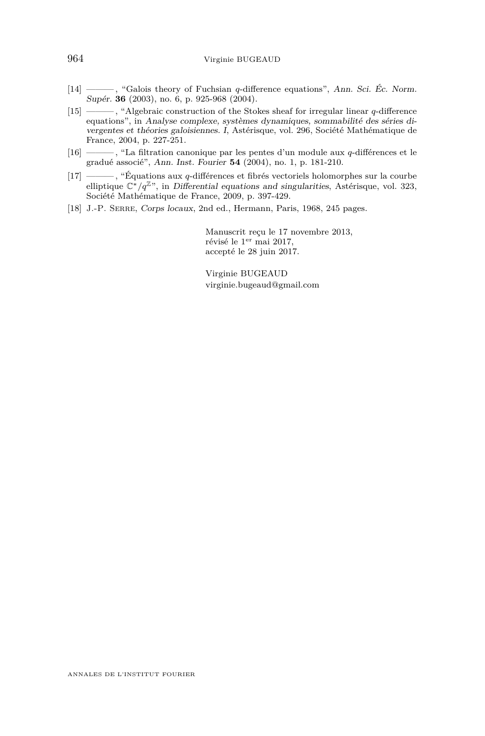[14] ———, "Galois theory of Fuchsian $q$-difference equations", *Ann. Sci. Éc. Norm. Supér.* **36** (2003), no. 6, p. 925-968 (2004).

[15] ———, "Algebraic construction of the Stokes sheaf for irregular linear $q$-difference equations", in *Analyse complexe, systèmes dynamiques, sommabilité des séries divergentes et théories galoisiennes. I*, Astérisque, vol. 296, Société Mathématique de France, 2004, p. 227-251.

[16] ———, "La filtration canonique par les pentes d'un module aux $q$-différences et le gradué associé", *Ann. Inst. Fourier* **54** (2004), no. 1, p. 181-210.

[17] ———, "Équations aux $q$-différences et fibrés vectoriels holomorphes sur la courbe elliptique $\mathbb{C}^*/q^{\mathbb{Z}}$", in *Differential equations and singularities*, Astérisque, vol. 323, Société Mathématique de France, 2009, p. 397-429.

[18] J.-P. Serre, *Corps locaux*, 2nd ed., Hermann, Paris, 1968, 245 pages.

Manuscrit reçu le 17 novembre 2013,
révisé le 1er mai 2017,
accepté le 28 juin 2017.

Virginie BUGEAUD
virginie.bugeaud@gmail.com